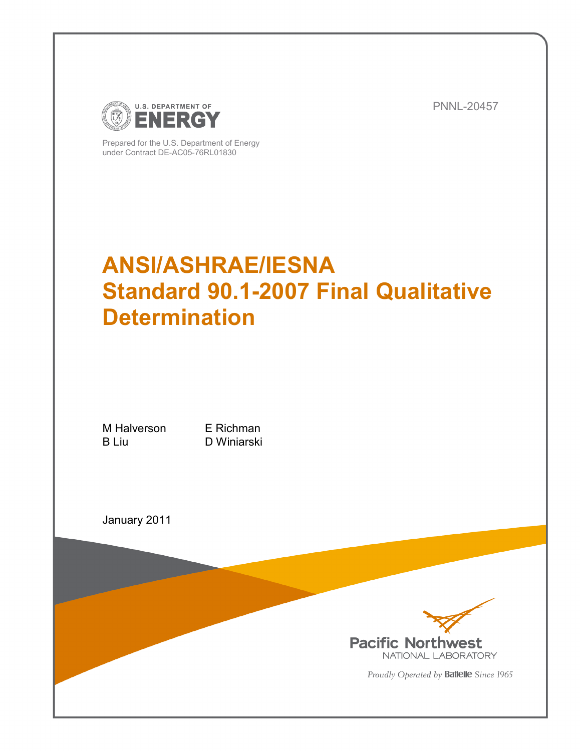U.S. DEPARTMENT OF ENERGY

PNNL-20457

Prepared for the U.S. Department of Energy
under Contract DE-AC05-76RL01830

# ANSI/ASHRAE/IESNA Standard 90.1-2007 Final Qualitative Determination

M Halverson
B Liu
E Richman
D Winiarski

January 2011

Pacific Northwest
NATIONAL LABORATORY

*Proudly Operated by* **Battelle** *Since 1965*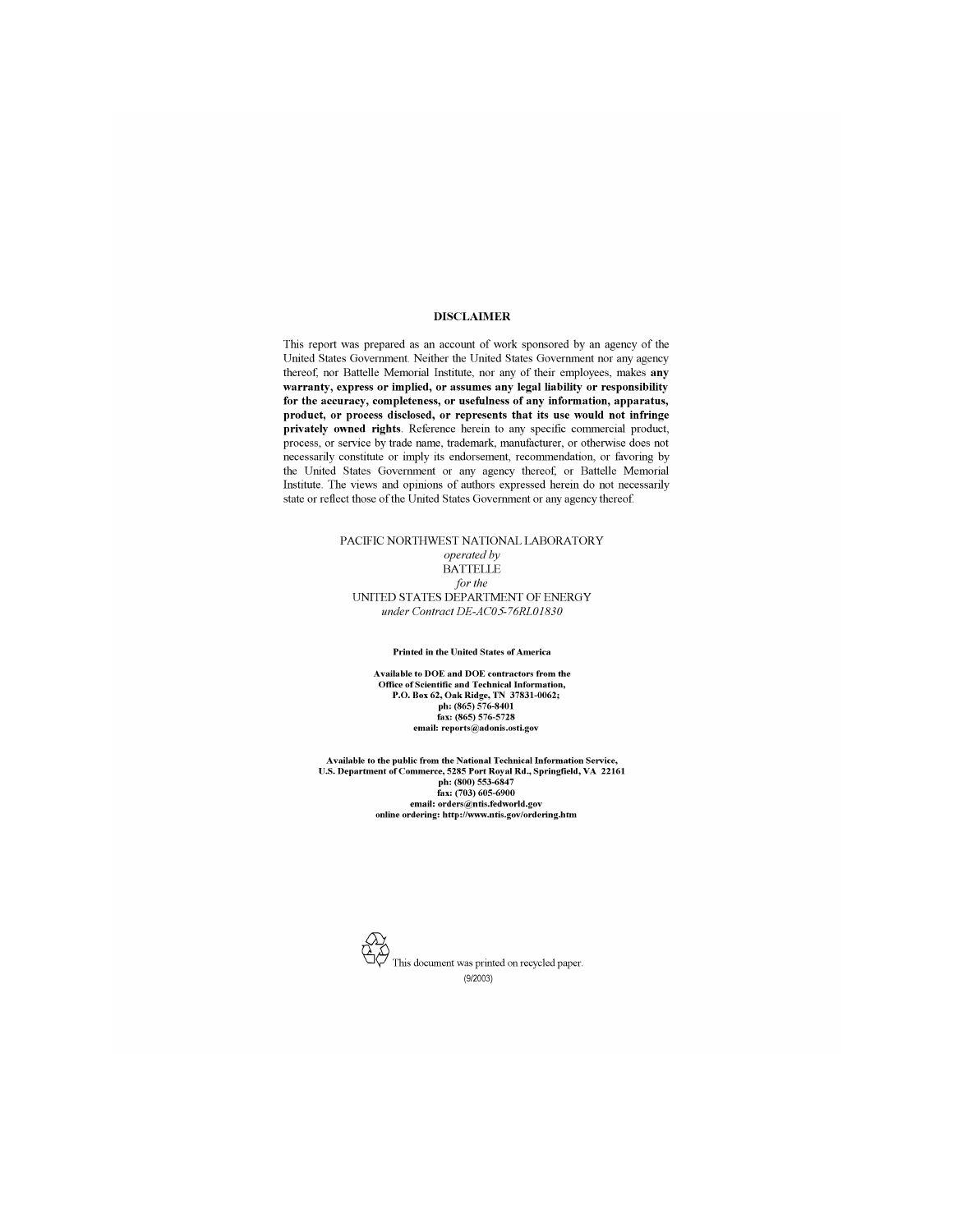## DISCLAIMER

This report was prepared as an account of work sponsored by an agency of the United States Government. Neither the United States Government nor any agency thereof, nor Battelle Memorial Institute, nor any of their employees, makes **any warranty, express or implied, or assumes any legal liability or responsibility for the accuracy, completeness, or usefulness of any information, apparatus, product, or process disclosed, or represents that its use would not infringe privately owned rights**. Reference herein to any specific commercial product, process, or service by trade name, trademark, manufacturer, or otherwise does not necessarily constitute or imply its endorsement, recommendation, or favoring by the United States Government or any agency thereof, or Battelle Memorial Institute. The views and opinions of authors expressed herein do not necessarily state or reflect those of the United States Government or any agency thereof.

PACIFIC NORTHWEST NATIONAL LABORATORY
*operated by*
BATTELLE
*for the*
UNITED STATES DEPARTMENT OF ENERGY
*under Contract DE-AC05-76RL01830*

**Printed in the United States of America**

**Available to DOE and DOE contractors from the Office of Scientific and Technical Information, P.O. Box 62, Oak Ridge, TN 37831-0062; ph: (865) 576-8401 fax: (865) 576-5728 email: reports@adonis.osti.gov**

**Available to the public from the National Technical Information Service, U.S. Department of Commerce, 5285 Port Royal Rd., Springfield, VA 22161 ph: (800) 553-6847 fax: (703) 605-6900 email: orders@ntis.fedworld.gov online ordering: http://www.ntis.gov/ordering.htm**

This document was printed on recycled paper.
(9/2003)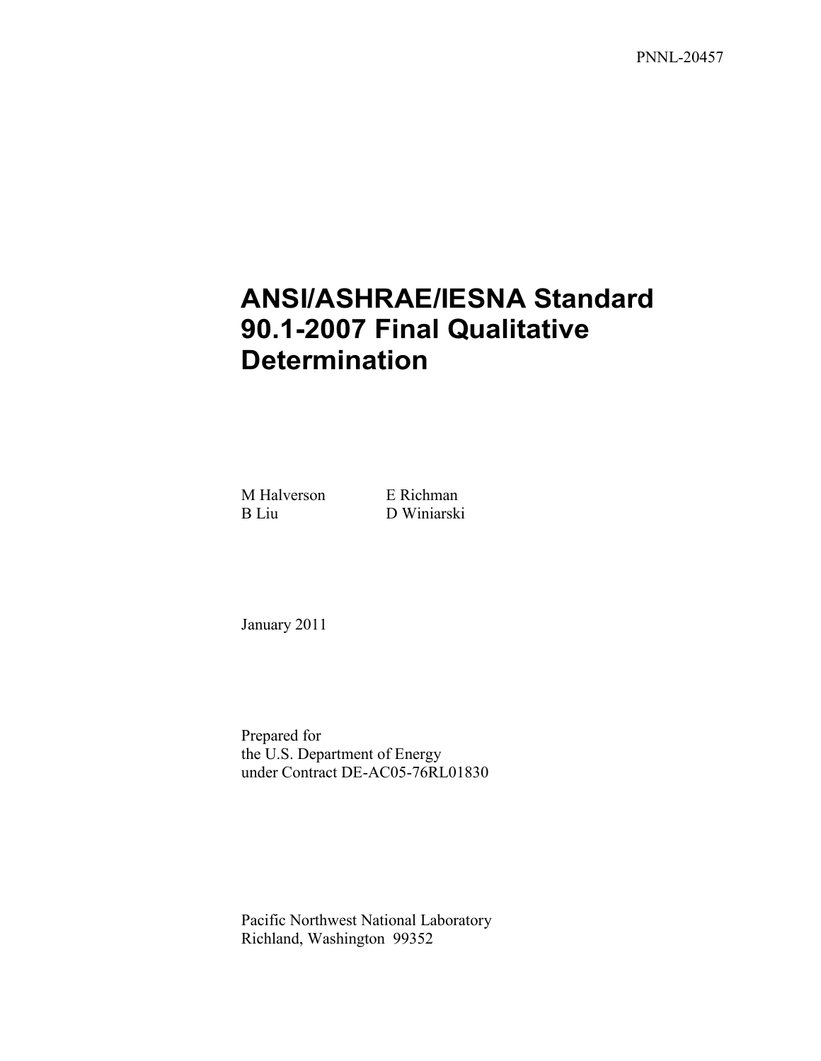PNNL-20457

# ANSI/ASHRAE/IESNA Standard 90.1-2007 Final Qualitative Determination

M Halverson E Richman
B Liu D Winiarski

January 2011

Prepared for
the U.S. Department of Energy
under Contract DE-AC05-76RL01830

Pacific Northwest National Laboratory
Richland, Washington 99352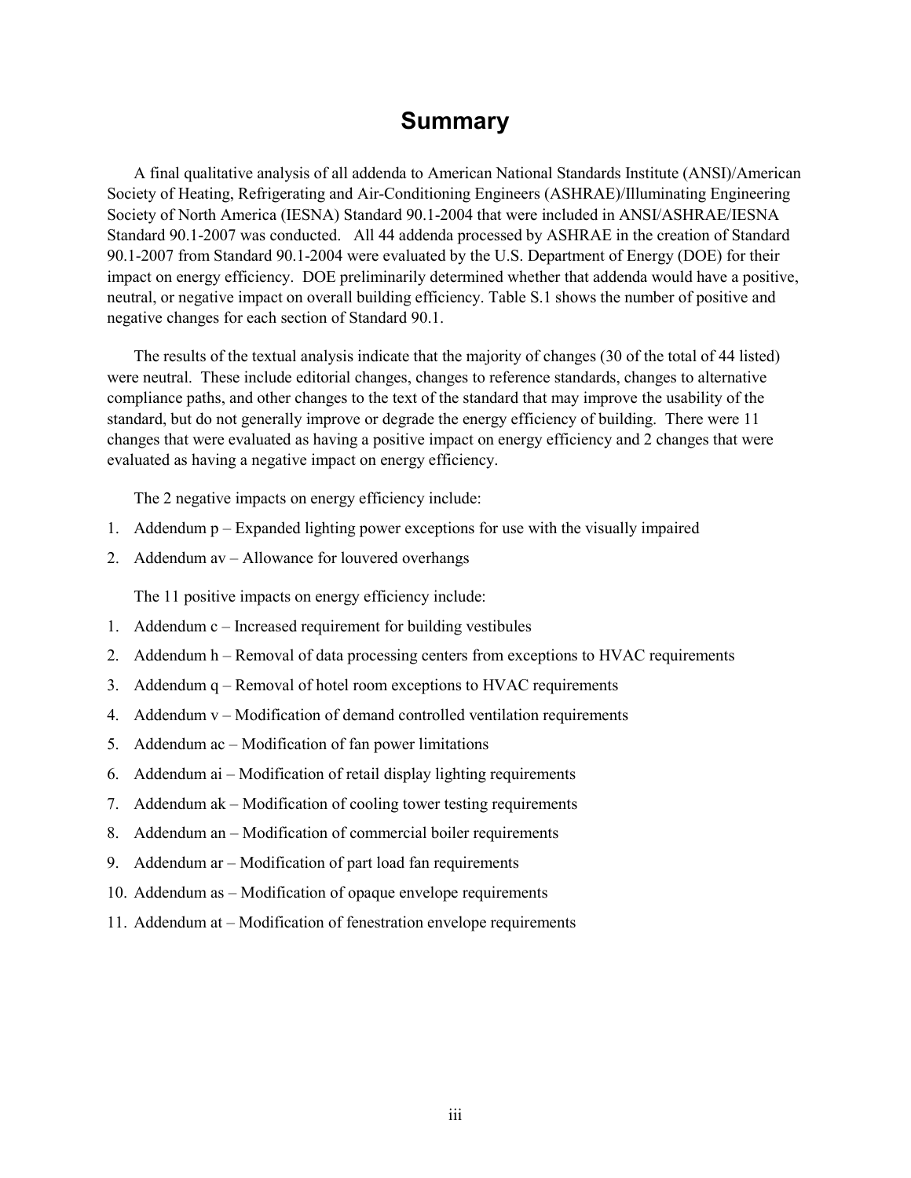# Summary

A final qualitative analysis of all addenda to American National Standards Institute (ANSI)/American Society of Heating, Refrigerating and Air-Conditioning Engineers (ASHRAE)/Illuminating Engineering Society of North America (IESNA) Standard 90.1-2004 that were included in ANSI/ASHRAE/IESNA Standard 90.1-2007 was conducted. All 44 addenda processed by ASHRAE in the creation of Standard 90.1-2007 from Standard 90.1-2004 were evaluated by the U.S. Department of Energy (DOE) for their impact on energy efficiency. DOE preliminarily determined whether that addenda would have a positive, neutral, or negative impact on overall building efficiency. Table S.1 shows the number of positive and negative changes for each section of Standard 90.1.

The results of the textual analysis indicate that the majority of changes (30 of the total of 44 listed) were neutral. These include editorial changes, changes to reference standards, changes to alternative compliance paths, and other changes to the text of the standard that may improve the usability of the standard, but do not generally improve or degrade the energy efficiency of building. There were 11 changes that were evaluated as having a positive impact on energy efficiency and 2 changes that were evaluated as having a negative impact on energy efficiency.

The 2 negative impacts on energy efficiency include:

1. Addendum p – Expanded lighting power exceptions for use with the visually impaired
2. Addendum av – Allowance for louvered overhangs

The 11 positive impacts on energy efficiency include:

1. Addendum c – Increased requirement for building vestibules
2. Addendum h – Removal of data processing centers from exceptions to HVAC requirements
3. Addendum q – Removal of hotel room exceptions to HVAC requirements
4. Addendum v – Modification of demand controlled ventilation requirements
5. Addendum ac – Modification of fan power limitations
6. Addendum ai – Modification of retail display lighting requirements
7. Addendum ak – Modification of cooling tower testing requirements
8. Addendum an – Modification of commercial boiler requirements
9. Addendum ar – Modification of part load fan requirements
10. Addendum as – Modification of opaque envelope requirements
11. Addendum at – Modification of fenestration envelope requirements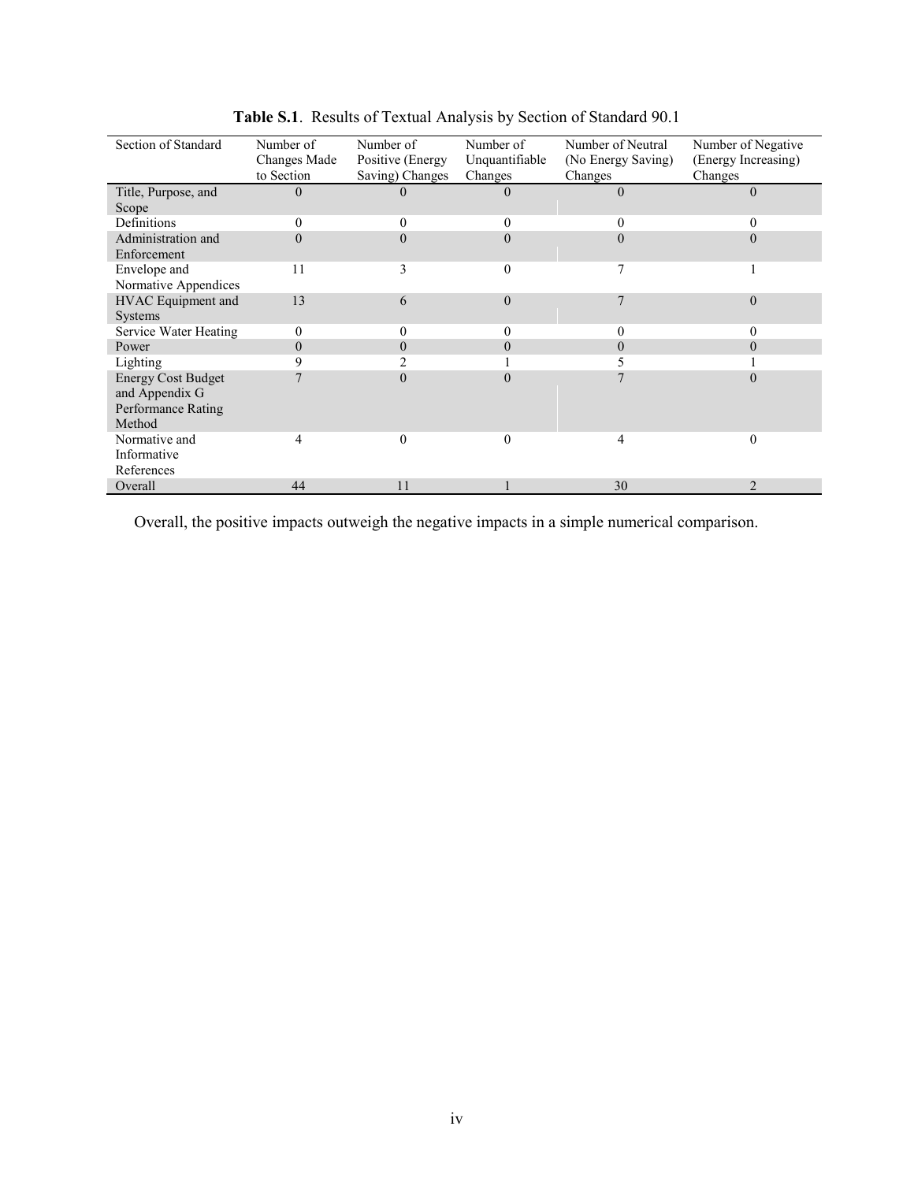**Table S.1**. Results of Textual Analysis by Section of Standard 90.1

| Section of Standard | Number of Changes Made to Section | Number of Positive (Energy Saving) Changes | Number of Unquantifiable Changes | Number of Neutral (No Energy Saving) Changes | Number of Negative (Energy Increasing) Changes |
|---|---|---|---|---|---|
| Title, Purpose, and Scope | 0 | 0 | 0 | 0 | 0 |
| Definitions | 0 | 0 | 0 | 0 | 0 |
| Administration and Enforcement | 0 | 0 | 0 | 0 | 0 |
| Envelope and Normative Appendices | 11 | 3 | 0 | 7 | 1 |
| HVAC Equipment and Systems | 13 | 6 | 0 | 7 | 0 |
| Service Water Heating | 0 | 0 | 0 | 0 | 0 |
| Power | 0 | 0 | 0 | 0 | 0 |
| Lighting | 9 | 2 | 1 | 5 | 1 |
| Energy Cost Budget and Appendix G Performance Rating Method | 7 | 0 | 0 | 7 | 0 |
| Normative and Informative References | 4 | 0 | 0 | 4 | 0 |
| Overall | 44 | 11 | 1 | 30 | 2 |

Overall, the positive impacts outweigh the negative impacts in a simple numerical comparison.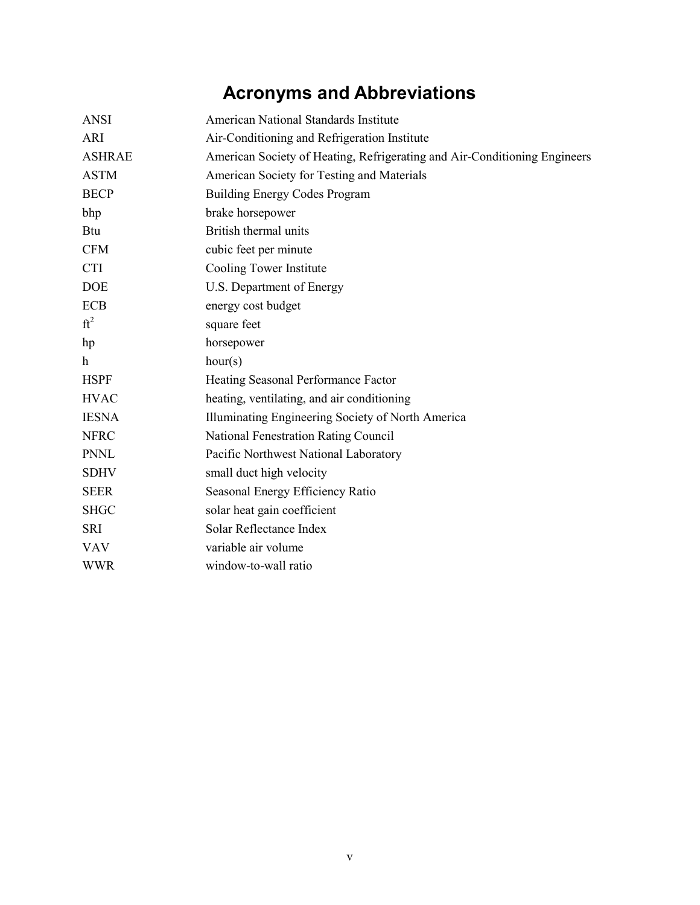# Acronyms and Abbreviations

| | |
|---|---|
| ANSI | American National Standards Institute |
| ARI | Air-Conditioning and Refrigeration Institute |
| ASHRAE | American Society of Heating, Refrigerating and Air-Conditioning Engineers |
| ASTM | American Society for Testing and Materials |
| BECP | Building Energy Codes Program |
| bhp | brake horsepower |
| Btu | British thermal units |
| CFM | cubic feet per minute |
| CTI | Cooling Tower Institute |
| DOE | U.S. Department of Energy |
| ECB | energy cost budget |
| $ft^2$ | square feet |
| hp | horsepower |
| h | hour(s) |
| HSPF | Heating Seasonal Performance Factor |
| HVAC | heating, ventilating, and air conditioning |
| IESNA | Illuminating Engineering Society of North America |
| NFRC | National Fenestration Rating Council |
| PNNL | Pacific Northwest National Laboratory |
| SDHV | small duct high velocity |
| SEER | Seasonal Energy Efficiency Ratio |
| SHGC | solar heat gain coefficient |
| SRI | Solar Reflectance Index |
| VAV | variable air volume |
| WWR | window-to-wall ratio |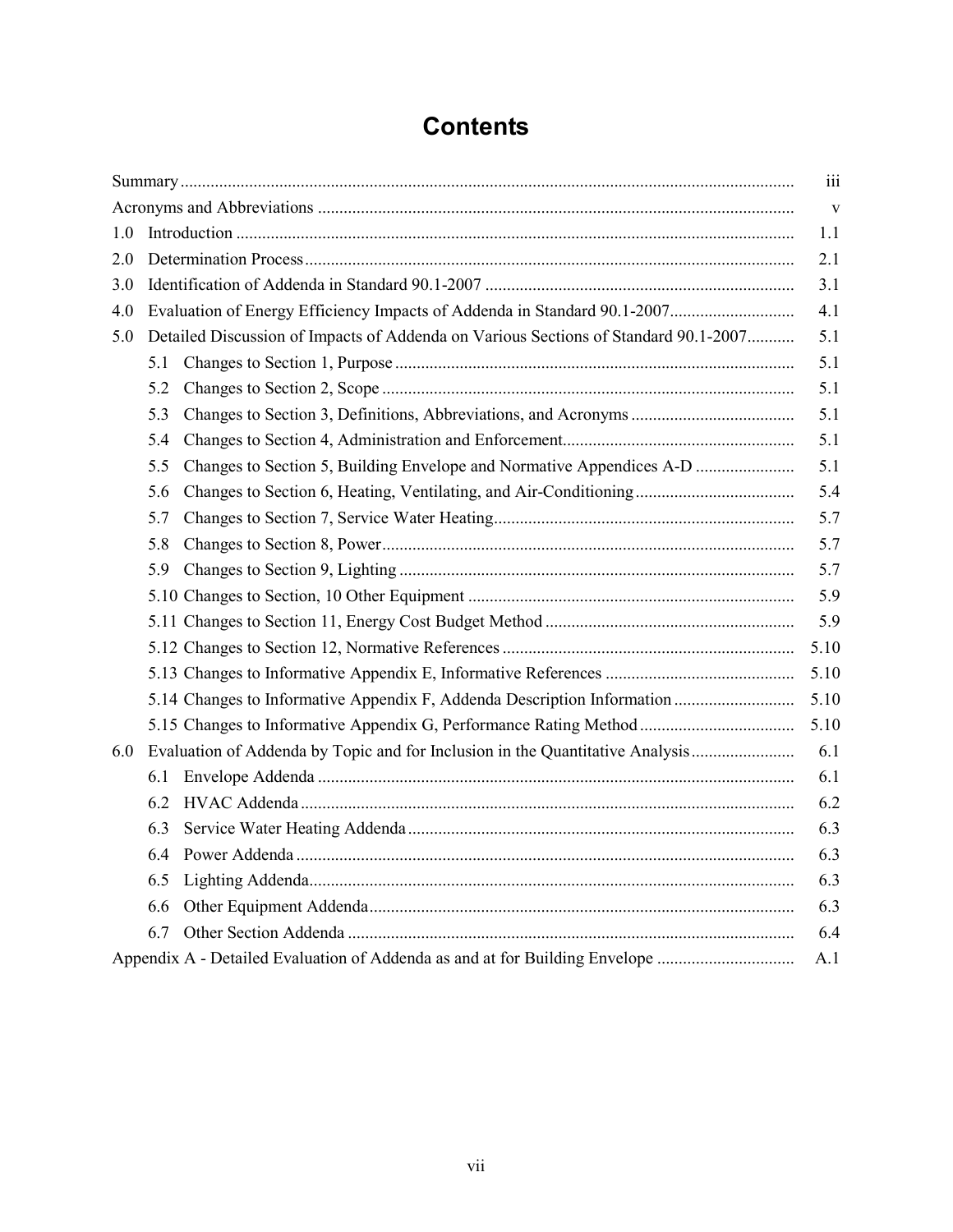# Contents

| | |
|---|---|
| Summary | iii |
| Acronyms and Abbreviations | v |
| 1.0 Introduction | 1.1 |
| 2.0 Determination Process | 2.1 |
| 3.0 Identification of Addenda in Standard 90.1-2007 | 3.1 |
| 4.0 Evaluation of Energy Efficiency Impacts of Addenda in Standard 90.1-2007 | 4.1 |
| 5.0 Detailed Discussion of Impacts of Addenda on Various Sections of Standard 90.1-2007 | 5.1 |
| 5.1 Changes to Section 1, Purpose | 5.1 |
| 5.2 Changes to Section 2, Scope | 5.1 |
| 5.3 Changes to Section 3, Definitions, Abbreviations, and Acronyms | 5.1 |
| 5.4 Changes to Section 4, Administration and Enforcement | 5.1 |
| 5.5 Changes to Section 5, Building Envelope and Normative Appendices A-D | 5.1 |
| 5.6 Changes to Section 6, Heating, Ventilating, and Air-Conditioning | 5.4 |
| 5.7 Changes to Section 7, Service Water Heating | 5.7 |
| 5.8 Changes to Section 8, Power | 5.7 |
| 5.9 Changes to Section 9, Lighting | 5.7 |
| 5.10 Changes to Section, 10 Other Equipment | 5.9 |
| 5.11 Changes to Section 11, Energy Cost Budget Method | 5.9 |
| 5.12 Changes to Section 12, Normative References | 5.10 |
| 5.13 Changes to Informative Appendix E, Informative References | 5.10 |
| 5.14 Changes to Informative Appendix F, Addenda Description Information | 5.10 |
| 5.15 Changes to Informative Appendix G, Performance Rating Method | 5.10 |
| 6.0 Evaluation of Addenda by Topic and for Inclusion in the Quantitative Analysis | 6.1 |
| 6.1 Envelope Addenda | 6.1 |
| 6.2 HVAC Addenda | 6.2 |
| 6.3 Service Water Heating Addenda | 6.3 |
| 6.4 Power Addenda | 6.3 |
| 6.5 Lighting Addenda | 6.3 |
| 6.6 Other Equipment Addenda | 6.3 |
| 6.7 Other Section Addenda | 6.4 |
| Appendix A - Detailed Evaluation of Addenda as and at for Building Envelope | A.1 |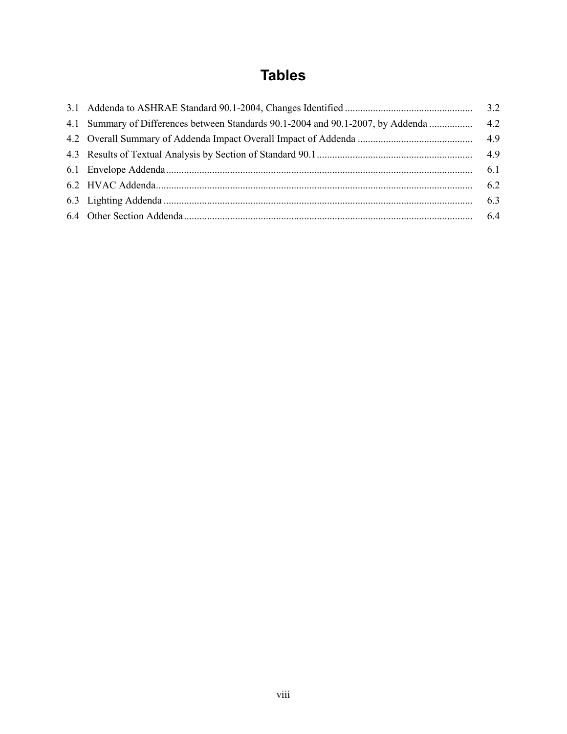# Tables

| | | |
|---|---|---|
| 3.1 | Addenda to ASHRAE Standard 90.1-2004, Changes Identified | 3.2 |
| 4.1 | Summary of Differences between Standards 90.1-2004 and 90.1-2007, by Addenda | 4.2 |
| 4.2 | Overall Summary of Addenda Impact Overall Impact of Addenda | 4.9 |
| 4.3 | Results of Textual Analysis by Section of Standard 90.1 | 4.9 |
| 6.1 | Envelope Addenda | 6.1 |
| 6.2 | HVAC Addenda | 6.2 |
| 6.3 | Lighting Addenda | 6.3 |
| 6.4 | Other Section Addenda | 6.4 |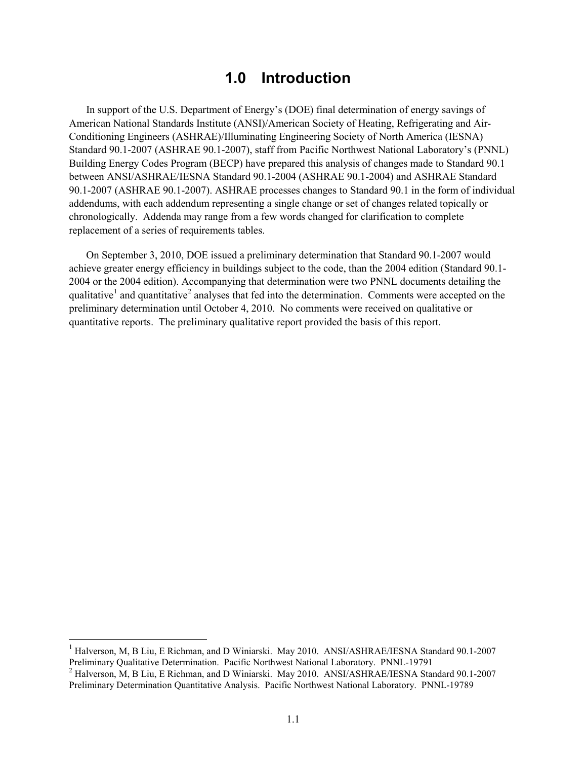# 1.0 Introduction

In support of the U.S. Department of Energy's (DOE) final determination of energy savings of American National Standards Institute (ANSI)/American Society of Heating, Refrigerating and Air-Conditioning Engineers (ASHRAE)/Illuminating Engineering Society of North America (IESNA) Standard 90.1-2007 (ASHRAE 90.1-2007), staff from Pacific Northwest National Laboratory's (PNNL) Building Energy Codes Program (BECP) have prepared this analysis of changes made to Standard 90.1 between ANSI/ASHRAE/IESNA Standard 90.1-2004 (ASHRAE 90.1-2004) and ASHRAE Standard 90.1-2007 (ASHRAE 90.1-2007). ASHRAE processes changes to Standard 90.1 in the form of individual addendums, with each addendum representing a single change or set of changes related topically or chronologically. Addenda may range from a few words changed for clarification to complete replacement of a series of requirements tables.

On September 3, 2010, DOE issued a preliminary determination that Standard 90.1-2007 would achieve greater energy efficiency in buildings subject to the code, than the 2004 edition (Standard 90.1-2004 or the 2004 edition). Accompanying that determination were two PNNL documents detailing the qualitative[1] and quantitative[2] analyses that fed into the determination. Comments were accepted on the preliminary determination until October 4, 2010. No comments were received on qualitative or quantitative reports. The preliminary qualitative report provided the basis of this report.

[1] Halverson, M, B Liu, E Richman, and D Winiarski. May 2010. ANSI/ASHRAE/IESNA Standard 90.1-2007 Preliminary Qualitative Determination. Pacific Northwest National Laboratory. PNNL-19791

[2] Halverson, M, B Liu, E Richman, and D Winiarski. May 2010. ANSI/ASHRAE/IESNA Standard 90.1-2007 Preliminary Determination Quantitative Analysis. Pacific Northwest National Laboratory. PNNL-19789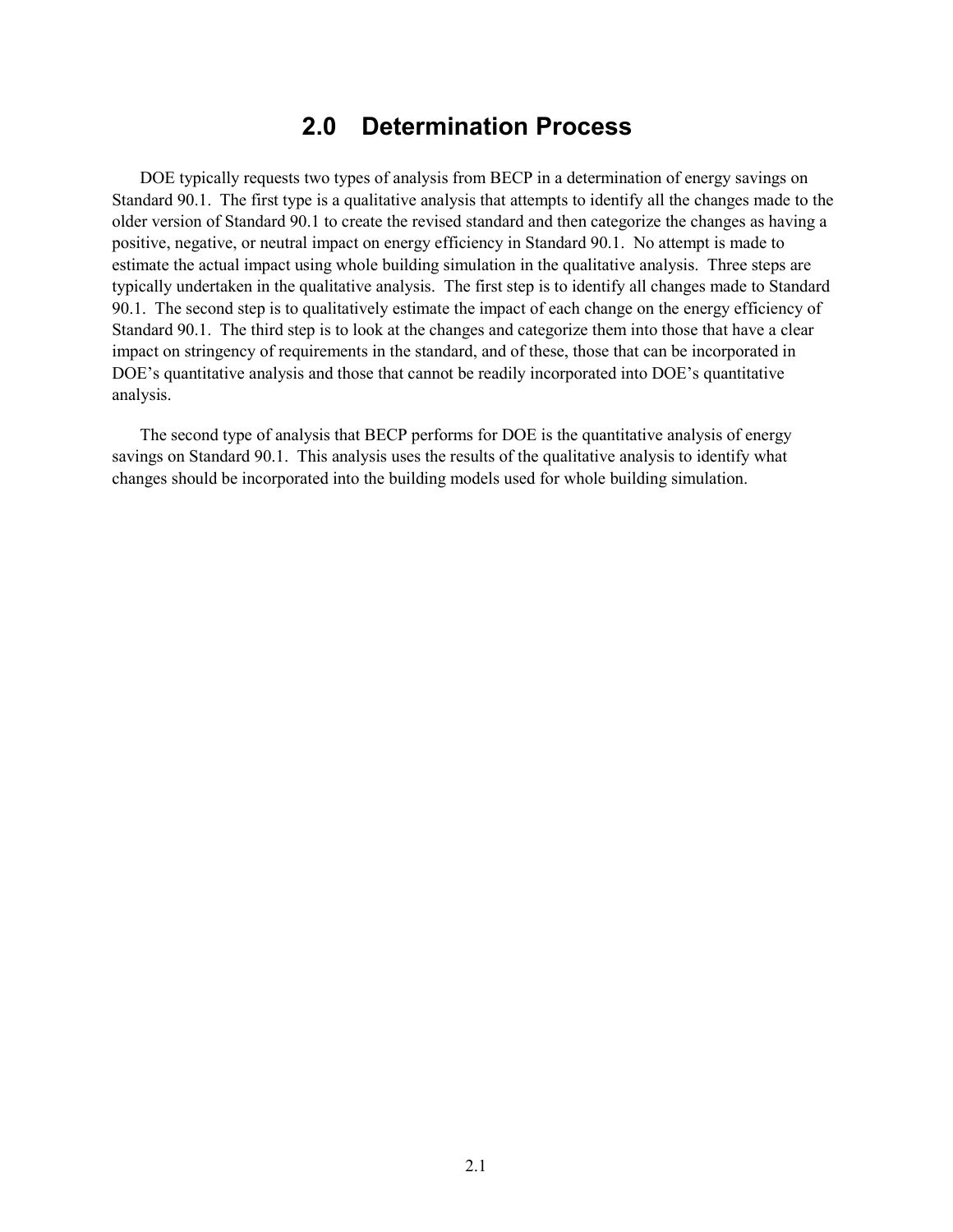# 2.0 Determination Process

DOE typically requests two types of analysis from BECP in a determination of energy savings on Standard 90.1. The first type is a qualitative analysis that attempts to identify all the changes made to the older version of Standard 90.1 to create the revised standard and then categorize the changes as having a positive, negative, or neutral impact on energy efficiency in Standard 90.1. No attempt is made to estimate the actual impact using whole building simulation in the qualitative analysis. Three steps are typically undertaken in the qualitative analysis. The first step is to identify all changes made to Standard 90.1. The second step is to qualitatively estimate the impact of each change on the energy efficiency of Standard 90.1. The third step is to look at the changes and categorize them into those that have a clear impact on stringency of requirements in the standard, and of these, those that can be incorporated in DOE's quantitative analysis and those that cannot be readily incorporated into DOE's quantitative analysis.

The second type of analysis that BECP performs for DOE is the quantitative analysis of energy savings on Standard 90.1. This analysis uses the results of the qualitative analysis to identify what changes should be incorporated into the building models used for whole building simulation.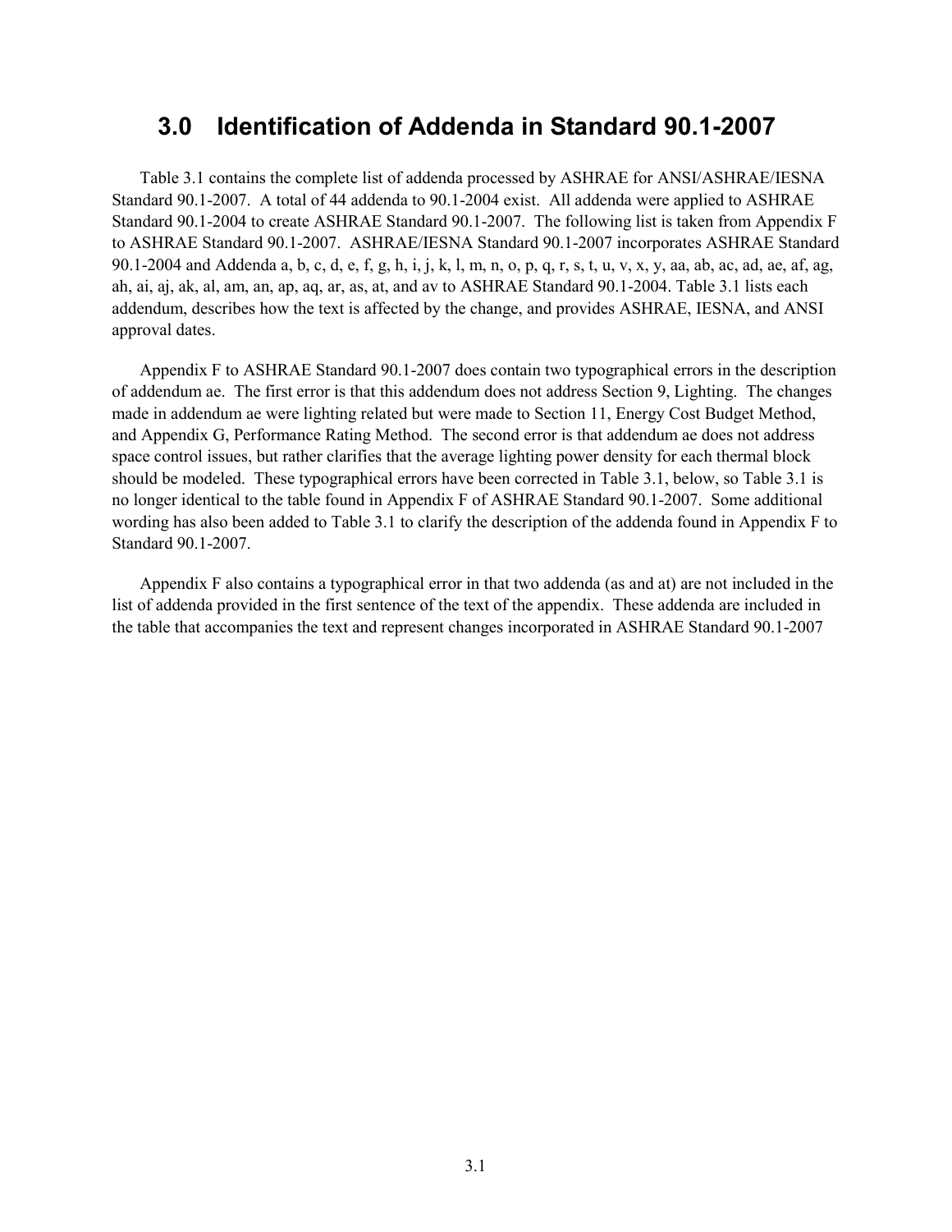# 3.0 Identification of Addenda in Standard 90.1-2007

Table 3.1 contains the complete list of addenda processed by ASHRAE for ANSI/ASHRAE/IESNA Standard 90.1-2007. A total of 44 addenda to 90.1-2004 exist. All addenda were applied to ASHRAE Standard 90.1-2004 to create ASHRAE Standard 90.1-2007. The following list is taken from Appendix F to ASHRAE Standard 90.1-2007. ASHRAE/IESNA Standard 90.1-2007 incorporates ASHRAE Standard 90.1-2004 and Addenda a, b, c, d, e, f, g, h, i, j, k, l, m, n, o, p, q, r, s, t, u, v, x, y, aa, ab, ac, ad, ae, af, ag, ah, ai, aj, ak, al, am, an, ap, aq, ar, as, at, and av to ASHRAE Standard 90.1-2004. Table 3.1 lists each addendum, describes how the text is affected by the change, and provides ASHRAE, IESNA, and ANSI approval dates.

Appendix F to ASHRAE Standard 90.1-2007 does contain two typographical errors in the description of addendum ae. The first error is that this addendum does not address Section 9, Lighting. The changes made in addendum ae were lighting related but were made to Section 11, Energy Cost Budget Method, and Appendix G, Performance Rating Method. The second error is that addendum ae does not address space control issues, but rather clarifies that the average lighting power density for each thermal block should be modeled. These typographical errors have been corrected in Table 3.1, below, so Table 3.1 is no longer identical to the table found in Appendix F of ASHRAE Standard 90.1-2007. Some additional wording has also been added to Table 3.1 to clarify the description of the addenda found in Appendix F to Standard 90.1-2007.

Appendix F also contains a typographical error in that two addenda (as and at) are not included in the list of addenda provided in the first sentence of the text of the appendix. These addenda are included in the table that accompanies the text and represent changes incorporated in ASHRAE Standard 90.1-2007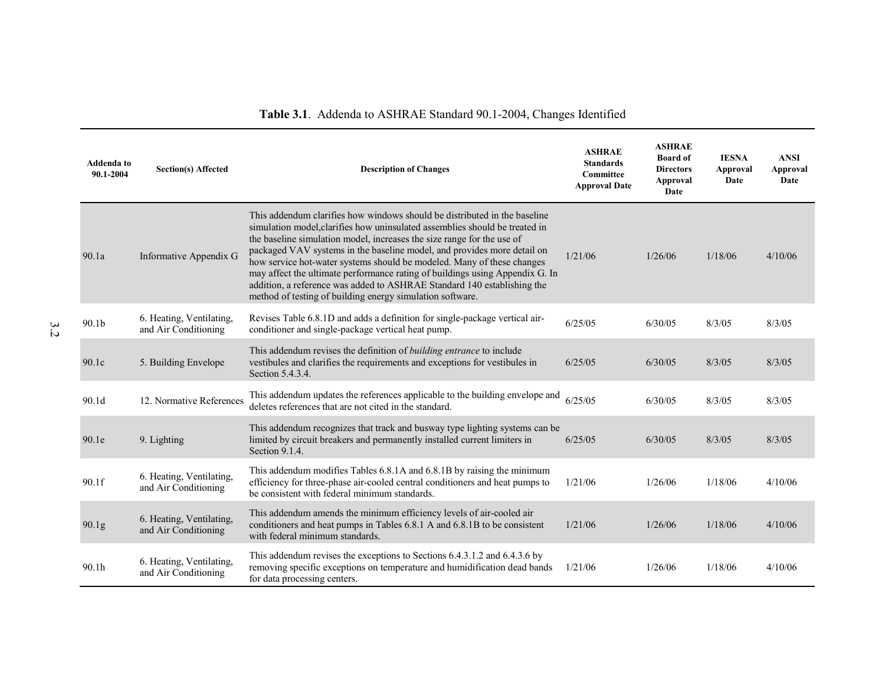**Table 3.1**. Addenda to ASHRAE Standard 90.1-2004, Changes Identified

| Addenda to 90.1-2004 | Section(s) Affected | Description of Changes | ASHRAE Standards Committee Approval Date | ASHRAE Board of Directors Approval Date | IESNA Approval Date | ANSI Approval Date |
|---|---|---|---|---|---|---|
| 90.1a | Informative Appendix G | This addendum clarifies how windows should be distributed in the baseline simulation model,clarifies how uninsulated assemblies should be treated in the baseline simulation model, increases the size range for the use of packaged VAV systems in the baseline model, and provides more detail on how service hot-water systems should be modeled. Many of these changes may affect the ultimate performance rating of buildings using Appendix G. In addition, a reference was added to ASHRAE Standard 140 establishing the method of testing of building energy simulation software. | 1/21/06 | 1/26/06 | 1/18/06 | 4/10/06 |
| 90.1b | 6. Heating, Ventilating, and Air Conditioning | Revises Table 6.8.1D and adds a definition for single-package vertical air-conditioner and single-package vertical heat pump. | 6/25/05 | 6/30/05 | 8/3/05 | 8/3/05 |
| 90.1c | 5. Building Envelope | This addendum revises the definition of *building entrance* to include vestibules and clarifies the requirements and exceptions for vestibules in Section 5.4.3.4. | 6/25/05 | 6/30/05 | 8/3/05 | 8/3/05 |
| 90.1d | 12. Normative References | This addendum updates the references applicable to the building envelope and deletes references that are not cited in the standard. | 6/25/05 | 6/30/05 | 8/3/05 | 8/3/05 |
| 90.1e | 9. Lighting | This addendum recognizes that track and busway type lighting systems can be limited by circuit breakers and permanently installed current limiters in Section 9.1.4. | 6/25/05 | 6/30/05 | 8/3/05 | 8/3/05 |
| 90.1f | 6. Heating, Ventilating, and Air Conditioning | This addendum modifies Tables 6.8.1A and 6.8.1B by raising the minimum efficiency for three-phase air-cooled central conditioners and heat pumps to be consistent with federal minimum standards. | 1/21/06 | 1/26/06 | 1/18/06 | 4/10/06 |
| 90.1g | 6. Heating, Ventilating, and Air Conditioning | This addendum amends the minimum efficiency levels of air-cooled air conditioners and heat pumps in Tables 6.8.1 A and 6.8.1B to be consistent with federal minimum standards. | 1/21/06 | 1/26/06 | 1/18/06 | 4/10/06 |
| 90.1h | 6. Heating, Ventilating, and Air Conditioning | This addendum revises the exceptions to Sections 6.4.3.1.2 and 6.4.3.6 by removing specific exceptions on temperature and humidification dead bands for data processing centers. | 1/21/06 | 1/26/06 | 1/18/06 | 4/10/06 |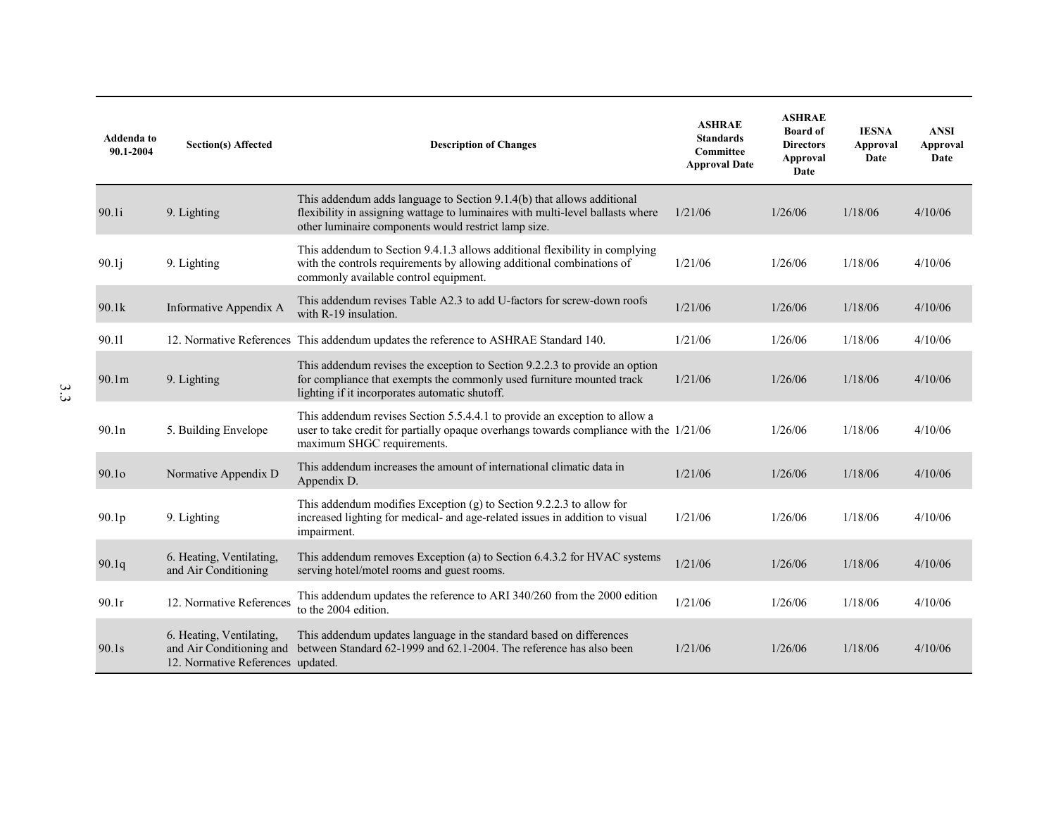| Addenda to 90.1-2004 | Section(s) Affected | Description of Changes | ASHRAE Standards Committee Approval Date | ASHRAE Board of Directors Approval Date | IESNA Approval Date | ANSI Approval Date |
|---|---|---|---|---|---|---|
| 90.1i | 9. Lighting | This addendum adds language to Section 9.1.4(b) that allows additional flexibility in assigning wattage to luminaires with multi-level ballasts where other luminaire components would restrict lamp size. | 1/21/06 | 1/26/06 | 1/18/06 | 4/10/06 |
| 90.1j | 9. Lighting | This addendum to Section 9.4.1.3 allows additional flexibility in complying with the controls requirements by allowing additional combinations of commonly available control equipment. | 1/21/06 | 1/26/06 | 1/18/06 | 4/10/06 |
| 90.1k | Informative Appendix A | This addendum revises Table A2.3 to add U-factors for screw-down roofs with R-19 insulation. | 1/21/06 | 1/26/06 | 1/18/06 | 4/10/06 |
| 90.1l | 12. Normative References | This addendum updates the reference to ASHRAE Standard 140. | 1/21/06 | 1/26/06 | 1/18/06 | 4/10/06 |
| 90.1m | 9. Lighting | This addendum revises the exception to Section 9.2.2.3 to provide an option for compliance that exempts the commonly used furniture mounted track lighting if it incorporates automatic shutoff. | 1/21/06 | 1/26/06 | 1/18/06 | 4/10/06 |
| 90.1n | 5. Building Envelope | This addendum revises Section 5.5.4.4.1 to provide an exception to allow a user to take credit for partially opaque overhangs towards compliance with the maximum SHGC requirements. | 1/21/06 | 1/26/06 | 1/18/06 | 4/10/06 |
| 90.1o | Normative Appendix D | This addendum increases the amount of international climatic data in Appendix D. | 1/21/06 | 1/26/06 | 1/18/06 | 4/10/06 |
| 90.1p | 9. Lighting | This addendum modifies Exception (g) to Section 9.2.2.3 to allow for increased lighting for medical- and age-related issues in addition to visual impairment. | 1/21/06 | 1/26/06 | 1/18/06 | 4/10/06 |
| 90.1q | 6. Heating, Ventilating, and Air Conditioning | This addendum removes Exception (a) to Section 6.4.3.2 for HVAC systems serving hotel/motel rooms and guest rooms. | 1/21/06 | 1/26/06 | 1/18/06 | 4/10/06 |
| 90.1r | 12. Normative References | This addendum updates the reference to ARI 340/260 from the 2000 edition to the 2004 edition. | 1/21/06 | 1/26/06 | 1/18/06 | 4/10/06 |
| 90.1s | 6. Heating, Ventilating, and Air Conditioning and 12. Normative References | This addendum updates language in the standard based on differences between Standard 62-1999 and 62.1-2004. The reference has also been updated. | 1/21/06 | 1/26/06 | 1/18/06 | 4/10/06 |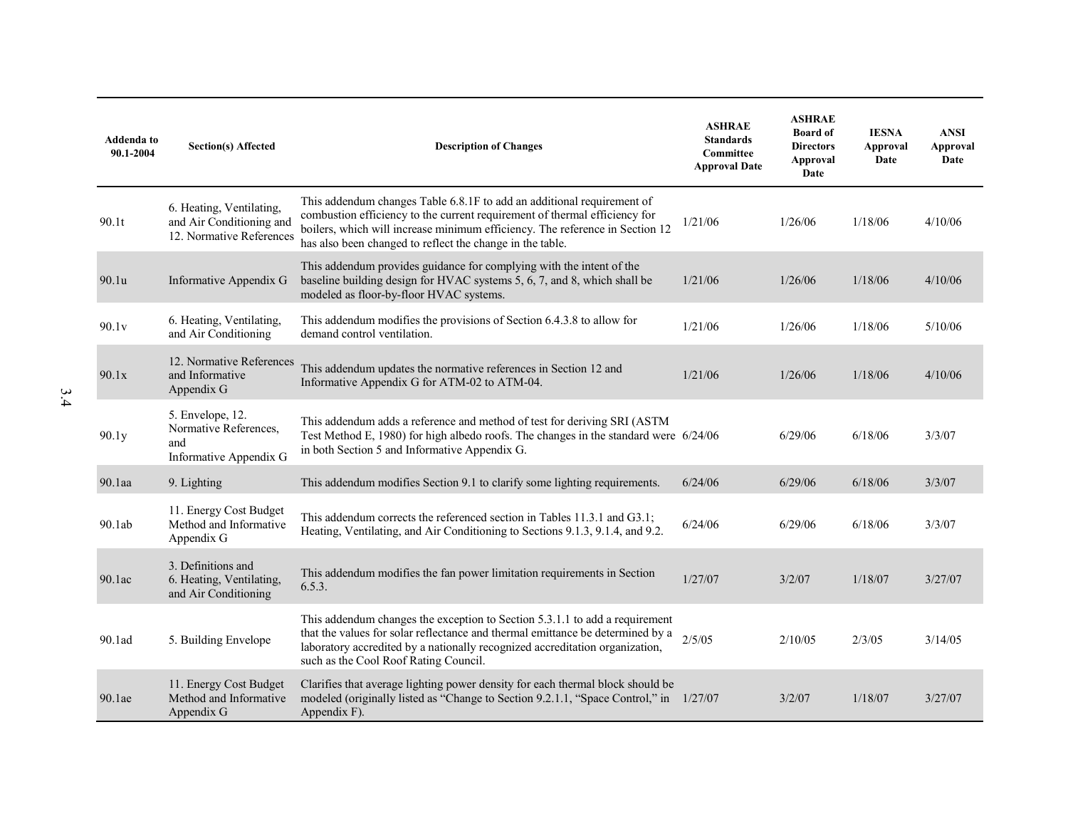| Addenda to 90.1-2004 | Section(s) Affected | Description of Changes | ASHRAE Standards Committee Approval Date | ASHRAE Board of Directors Approval Date | IESNA Approval Date | ANSI Approval Date |
|---|---|---|---|---|---|---|
| 90.1t | 6. Heating, Ventilating, and Air Conditioning and 12. Normative References | This addendum changes Table 6.8.1F to add an additional requirement of combustion efficiency to the current requirement of thermal efficiency for boilers, which will increase minimum efficiency. The reference in Section 12 has also been changed to reflect the change in the table. | 1/21/06 | 1/26/06 | 1/18/06 | 4/10/06 |
| 90.1u | Informative Appendix G | This addendum provides guidance for complying with the intent of the baseline building design for HVAC systems 5, 6, 7, and 8, which shall be modeled as floor-by-floor HVAC systems. | 1/21/06 | 1/26/06 | 1/18/06 | 4/10/06 |
| 90.1v | 6. Heating, Ventilating, and Air Conditioning | This addendum modifies the provisions of Section 6.4.3.8 to allow for demand control ventilation. | 1/21/06 | 1/26/06 | 1/18/06 | 5/10/06 |
| 90.1x | 12. Normative References and Informative Appendix G | This addendum updates the normative references in Section 12 and Informative Appendix G for ATM-02 to ATM-04. | 1/21/06 | 1/26/06 | 1/18/06 | 4/10/06 |
| 90.1y | 5. Envelope, 12. Normative References, and Informative Appendix G | This addendum adds a reference and method of test for deriving SRI (ASTM Test Method E, 1980) for high albedo roofs. The changes in the standard were in both Section 5 and Informative Appendix G. | 6/24/06 | 6/29/06 | 6/18/06 | 3/3/07 |
| 90.1aa | 9. Lighting | This addendum modifies Section 9.1 to clarify some lighting requirements. | 6/24/06 | 6/29/06 | 6/18/06 | 3/3/07 |
| 90.1ab | 11. Energy Cost Budget Method and Informative Appendix G | This addendum corrects the referenced section in Tables 11.3.1 and G3.1; Heating, Ventilating, and Air Conditioning to Sections 9.1.3, 9.1.4, and 9.2. | 6/24/06 | 6/29/06 | 6/18/06 | 3/3/07 |
| 90.1ac | 3. Definitions and 6. Heating, Ventilating, and Air Conditioning | This addendum modifies the fan power limitation requirements in Section 6.5.3. | 1/27/07 | 3/2/07 | 1/18/07 | 3/27/07 |
| 90.1ad | 5. Building Envelope | This addendum changes the exception to Section 5.3.1.1 to add a requirement that the values for solar reflectance and thermal emittance be determined by a laboratory accredited by a nationally recognized accreditation organization, such as the Cool Roof Rating Council. | 2/5/05 | 2/10/05 | 2/3/05 | 3/14/05 |
| 90.1ae | 11. Energy Cost Budget Method and Informative Appendix G | Clarifies that average lighting power density for each thermal block should be modeled (originally listed as "Change to Section 9.2.1.1, "Space Control," in Appendix F). | 1/27/07 | 3/2/07 | 1/18/07 | 3/27/07 |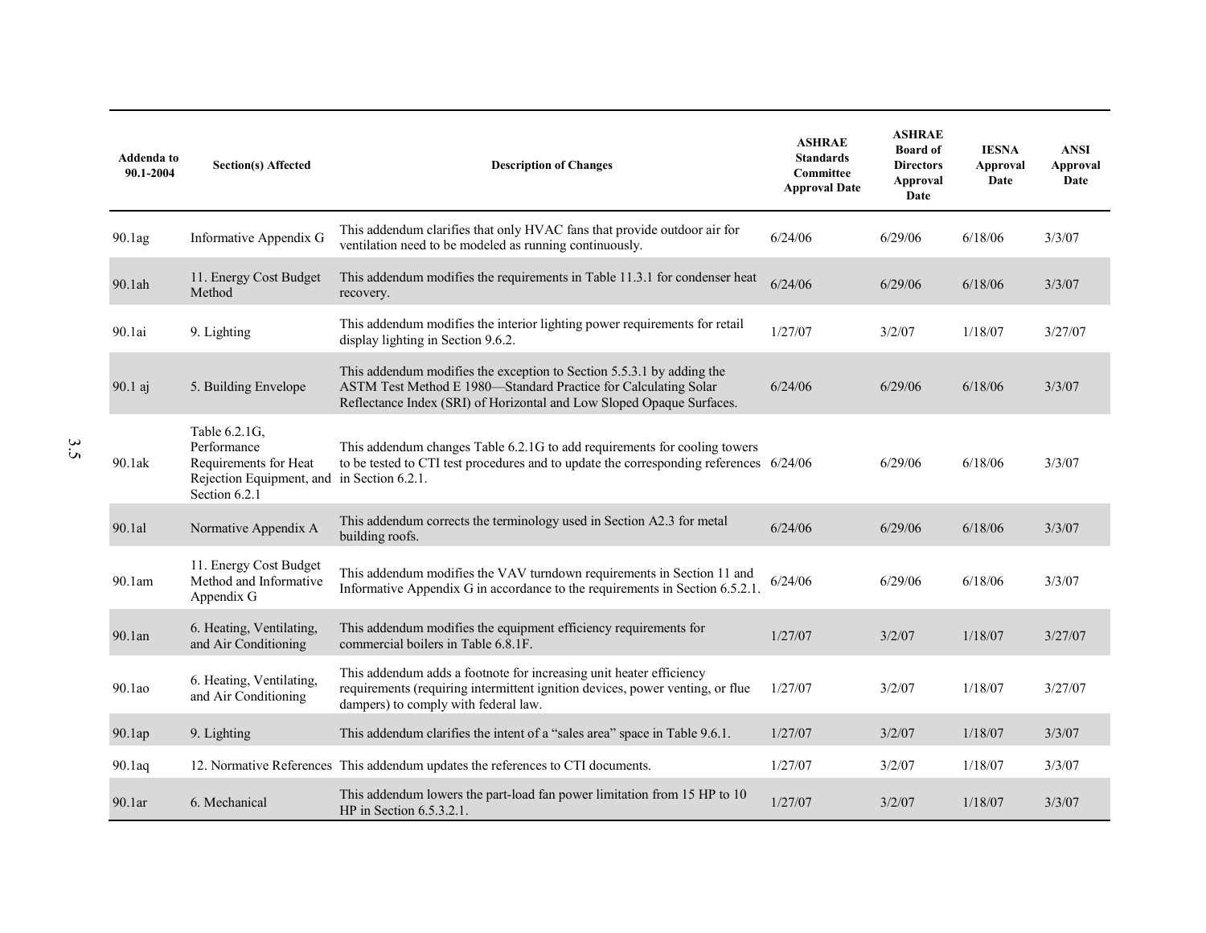| Addenda to 90.1-2004 | Section(s) Affected | Description of Changes | ASHRAE Standards Committee Approval Date | ASHRAE Board of Directors Approval Date | IESNA Approval Date | ANSI Approval Date |
|---|---|---|---|---|---|---|
| 90.1ag | Informative Appendix G | This addendum clarifies that only HVAC fans that provide outdoor air for ventilation need to be modeled as running continuously. | 6/24/06 | 6/29/06 | 6/18/06 | 3/3/07 |
| 90.1ah | 11. Energy Cost Budget Method | This addendum modifies the requirements in Table 11.3.1 for condenser heat recovery. | 6/24/06 | 6/29/06 | 6/18/06 | 3/3/07 |
| 90.1ai | 9. Lighting | This addendum modifies the interior lighting power requirements for retail display lighting in Section 9.6.2. | 1/27/07 | 3/2/07 | 1/18/07 | 3/27/07 |
| 90.1 aj | 5. Building Envelope | This addendum modifies the exception to Section 5.5.3.1 by adding the ASTM Test Method E 1980—Standard Practice for Calculating Solar Reflectance Index (SRI) of Horizontal and Low Sloped Opaque Surfaces. | 6/24/06 | 6/29/06 | 6/18/06 | 3/3/07 |
| 90.1ak | Table 6.2.1G, Performance Requirements for Heat Rejection Equipment, and Section 6.2.1 | This addendum changes Table 6.2.1G to add requirements for cooling towers to be tested to CTI test procedures and to update the corresponding references in Section 6.2.1. | 6/24/06 | 6/29/06 | 6/18/06 | 3/3/07 |
| 90.1al | Normative Appendix A | This addendum corrects the terminology used in Section A2.3 for metal building roofs. | 6/24/06 | 6/29/06 | 6/18/06 | 3/3/07 |
| 90.1am | 11. Energy Cost Budget Method and Informative Appendix G | This addendum modifies the VAV turndown requirements in Section 11 and Informative Appendix G in accordance to the requirements in Section 6.5.2.1. | 6/24/06 | 6/29/06 | 6/18/06 | 3/3/07 |
| 90.1an | 6. Heating, Ventilating, and Air Conditioning | This addendum modifies the equipment efficiency requirements for commercial boilers in Table 6.8.1F. | 1/27/07 | 3/2/07 | 1/18/07 | 3/27/07 |
| 90.1ao | 6. Heating, Ventilating, and Air Conditioning | This addendum adds a footnote for increasing unit heater efficiency requirements (requiring intermittent ignition devices, power venting, or flue dampers) to comply with federal law. | 1/27/07 | 3/2/07 | 1/18/07 | 3/27/07 |
| 90.1ap | 9. Lighting | This addendum clarifies the intent of a "sales area" space in Table 9.6.1. | 1/27/07 | 3/2/07 | 1/18/07 | 3/3/07 |
| 90.1aq | 12. Normative References | This addendum updates the references to CTI documents. | 1/27/07 | 3/2/07 | 1/18/07 | 3/3/07 |
| 90.1ar | 6. Mechanical | This addendum lowers the part-load fan power limitation from 15 HP to 10 HP in Section 6.5.3.2.1. | 1/27/07 | 3/2/07 | 1/18/07 | 3/3/07 |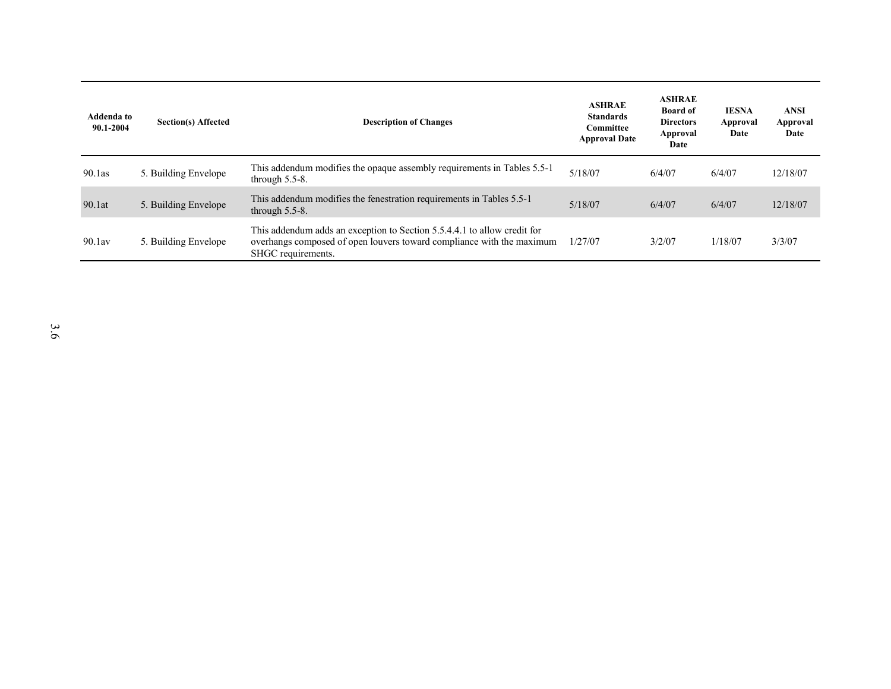| Addenda to 90.1-2004 | Section(s) Affected | Description of Changes | ASHRAE Standards Committee Approval Date | ASHRAE Board of Directors Approval Date | IESNA Approval Date | ANSI Approval Date |
|---|---|---|---|---|---|---|
| 90.1as | 5. Building Envelope | This addendum modifies the opaque assembly requirements in Tables 5.5-1 through 5.5-8. | 5/18/07 | 6/4/07 | 6/4/07 | 12/18/07 |
| 90.1at | 5. Building Envelope | This addendum modifies the fenestration requirements in Tables 5.5-1 through 5.5-8. | 5/18/07 | 6/4/07 | 6/4/07 | 12/18/07 |
| 90.1av | 5. Building Envelope | This addendum adds an exception to Section 5.5.4.4.1 to allow credit for overhangs composed of open louvers toward compliance with the maximum SHGC requirements. | 1/27/07 | 3/2/07 | 1/18/07 | 3/3/07 |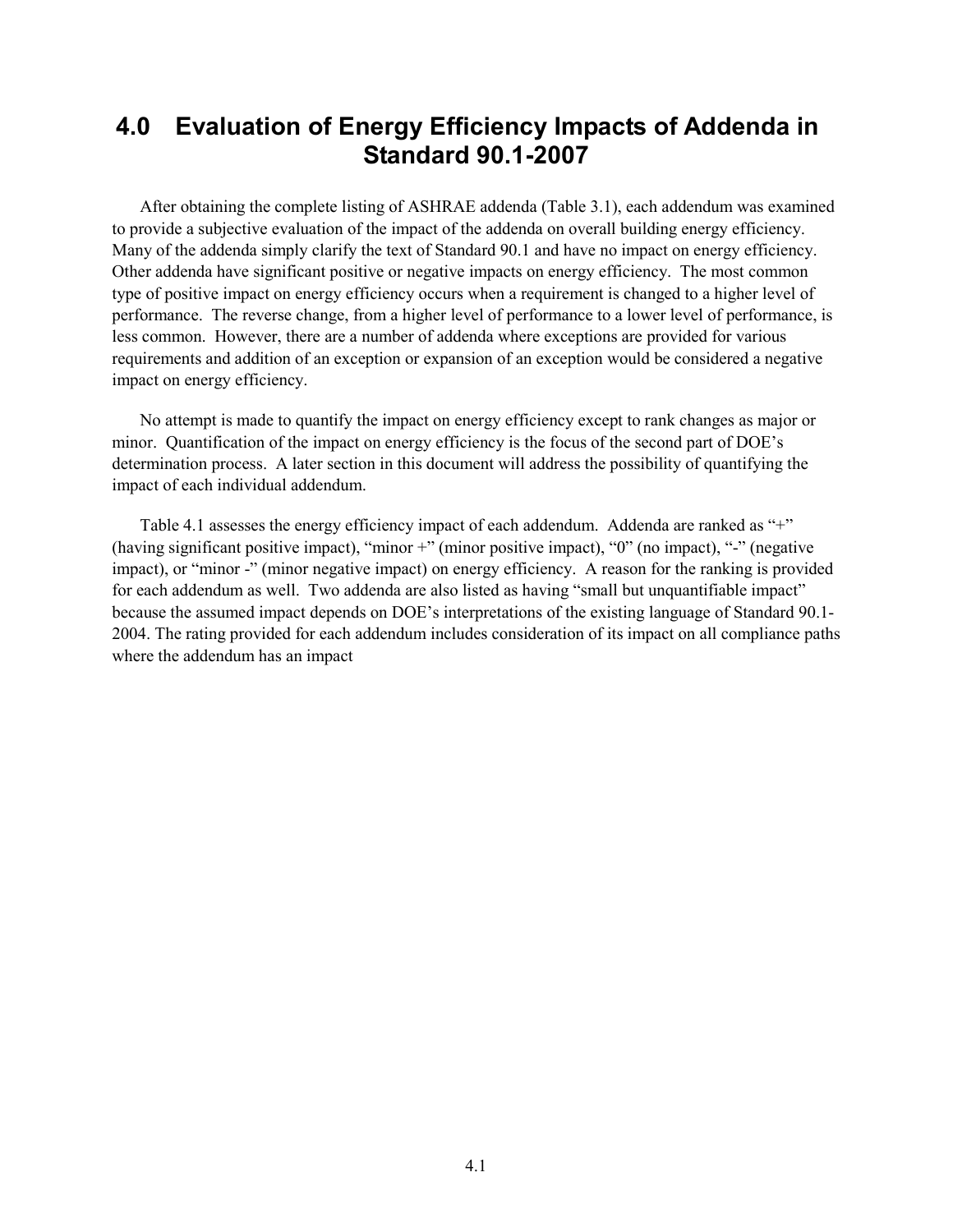# 4.0 Evaluation of Energy Efficiency Impacts of Addenda in Standard 90.1-2007

After obtaining the complete listing of ASHRAE addenda (Table 3.1), each addendum was examined to provide a subjective evaluation of the impact of the addenda on overall building energy efficiency. Many of the addenda simply clarify the text of Standard 90.1 and have no impact on energy efficiency. Other addenda have significant positive or negative impacts on energy efficiency. The most common type of positive impact on energy efficiency occurs when a requirement is changed to a higher level of performance. The reverse change, from a higher level of performance to a lower level of performance, is less common. However, there are a number of addenda where exceptions are provided for various requirements and addition of an exception or expansion of an exception would be considered a negative impact on energy efficiency.

No attempt is made to quantify the impact on energy efficiency except to rank changes as major or minor. Quantification of the impact on energy efficiency is the focus of the second part of DOE's determination process. A later section in this document will address the possibility of quantifying the impact of each individual addendum.

Table 4.1 assesses the energy efficiency impact of each addendum. Addenda are ranked as "+" (having significant positive impact), "minor +" (minor positive impact), "0" (no impact), "-" (negative impact), or "minor -" (minor negative impact) on energy efficiency. A reason for the ranking is provided for each addendum as well. Two addenda are also listed as having "small but unquantifiable impact" because the assumed impact depends on DOE's interpretations of the existing language of Standard 90.1-2004. The rating provided for each addendum includes consideration of its impact on all compliance paths where the addendum has an impact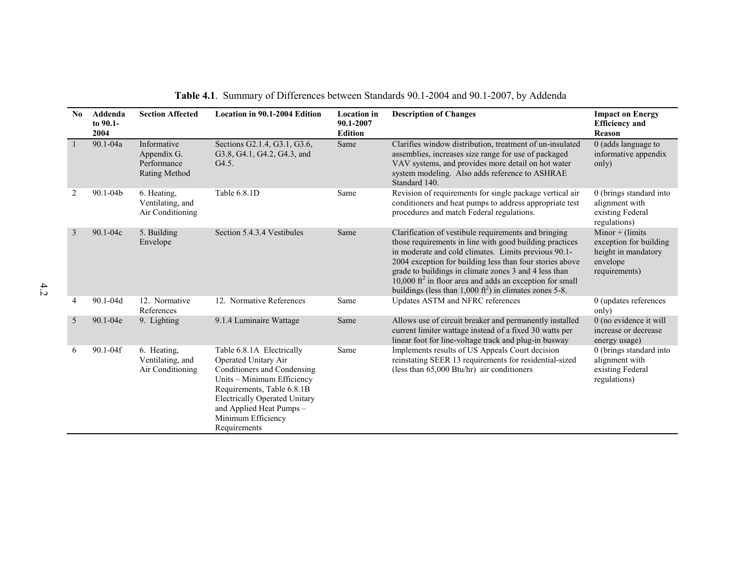**Table 4.1**. Summary of Differences between Standards 90.1-2004 and 90.1-2007, by Addenda

| No | Addenda to 90.1-2004 | Section Affected | Location in 90.1-2004 Edition | Location in 90.1-2007 Edition | Description of Changes | Impact on Energy Efficiency and Reason |
|---|---|---|---|---|---|---|
| 1 | 90.1-04a | Informative Appendix G. Performance Rating Method | Sections G2.1.4, G3.1, G3.6, G3.8, G4.1, G4.2, G4.3, and G4.5. | Same | Clarifies window distribution, treatment of un-insulated assemblies, increases size range for use of packaged VAV systems, and provides more detail on hot water system modeling. Also adds reference to ASHRAE Standard 140. | 0 (adds language to informative appendix only) |
| 2 | 90.1-04b | 6. Heating, Ventilating, and Air Conditioning | Table 6.8.1D | Same | Revision of requirements for single package vertical air conditioners and heat pumps to address appropriate test procedures and match Federal regulations. | 0 (brings standard into alignment with existing Federal regulations) |
| 3 | 90.1-04c | 5. Building Envelope | Section 5.4.3.4 Vestibules | Same | Clarification of vestibule requirements and bringing those requirements in line with good building practices in moderate and cold climates. Limits previous 90.1-2004 exception for building less than four stories above grade to buildings in climate zones 3 and 4 less than 10,000 $ft^2$ in floor area and adds an exception for small buildings (less than 1,000 $ft^2$) in climates zones 5-8. | Minor + (limits exception for building height in mandatory envelope requirements) |
| 4 | 90.1-04d | 12. Normative References | 12. Normative References | Same | Updates ASTM and NFRC references | 0 (updates references only) |
| 5 | 90.1-04e | 9. Lighting | 9.1.4 Luminaire Wattage | Same | Allows use of circuit breaker and permanently installed current limiter wattage instead of a fixed 30 watts per linear foot for line-voltage track and plug-in busway | 0 (no evidence it will increase or decrease energy usage) |
| 6 | 90.1-04f | 6. Heating, Ventilating, and Air Conditioning | Table 6.8.1A Electrically Operated Unitary Air Conditioners and Condensing Units – Minimum Efficiency Requirements, Table 6.8.1B Electrically Operated Unitary and Applied Heat Pumps – Minimum Efficiency Requirements | Same | Implements results of US Appeals Court decision reinstating SEER 13 requirements for residential-sized (less than 65,000 Btu/hr) air conditioners | 0 (brings standard into alignment with existing Federal regulations) |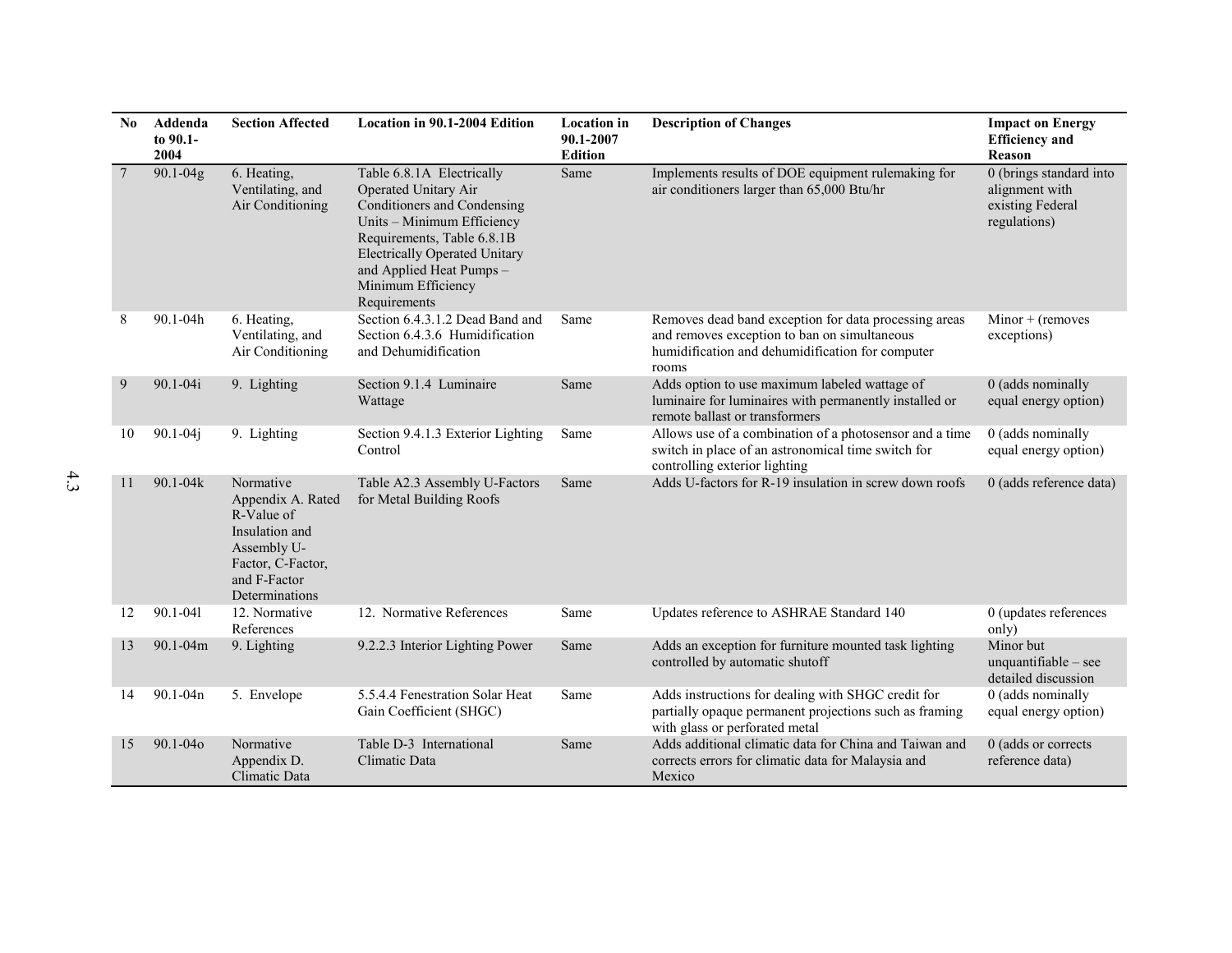| No | Addenda to 90.1-2004 | Section Affected | Location in 90.1-2004 Edition | Location in 90.1-2007 Edition | Description of Changes | Impact on Energy Efficiency and Reason |
|---|---|---|---|---|---|---|
| 7 | 90.1-04g | 6. Heating, Ventilating, and Air Conditioning | Table 6.8.1A Electrically Operated Unitary Air Conditioners and Condensing Units – Minimum Efficiency Requirements, Table 6.8.1B Electrically Operated Unitary and Applied Heat Pumps – Minimum Efficiency Requirements | Same | Implements results of DOE equipment rulemaking for air conditioners larger than 65,000 Btu/hr | 0 (brings standard into alignment with existing Federal regulations) |
| 8 | 90.1-04h | 6. Heating, Ventilating, and Air Conditioning | Section 6.4.3.1.2 Dead Band and Section 6.4.3.6 Humidification and Dehumidification | Same | Removes dead band exception for data processing areas and removes exception to ban on simultaneous humidification and dehumidification for computer rooms | Minor + (removes exceptions) |
| 9 | 90.1-04i | 9. Lighting | Section 9.1.4 Luminaire Wattage | Same | Adds option to use maximum labeled wattage of luminaire for luminaires with permanently installed or remote ballast or transformers | 0 (adds nominally equal energy option) |
| 10 | 90.1-04j | 9. Lighting | Section 9.4.1.3 Exterior Lighting Control | Same | Allows use of a combination of a photosensor and a time switch in place of an astronomical time switch for controlling exterior lighting | 0 (adds nominally equal energy option) |
| 11 | 90.1-04k | Normative Appendix A. Rated R-Value of Insulation and Assembly U-Factor, C-Factor, and F-Factor Determinations | Table A2.3 Assembly U-Factors for Metal Building Roofs | Same | Adds U-factors for R-19 insulation in screw down roofs | 0 (adds reference data) |
| 12 | 90.1-04l | 12. Normative References | 12. Normative References | Same | Updates reference to ASHRAE Standard 140 | 0 (updates references only) |
| 13 | 90.1-04m | 9. Lighting | 9.2.2.3 Interior Lighting Power | Same | Adds an exception for furniture mounted task lighting controlled by automatic shutoff | Minor but unquantifiable – see detailed discussion |
| 14 | 90.1-04n | 5. Envelope | 5.5.4.4 Fenestration Solar Heat Gain Coefficient (SHGC) | Same | Adds instructions for dealing with SHGC credit for partially opaque permanent projections such as framing with glass or perforated metal | 0 (adds nominally equal energy option) |
| 15 | 90.1-04o | Normative Appendix D. Climatic Data | Table D-3 International Climatic Data | Same | Adds additional climatic data for China and Taiwan and corrects errors for climatic data for Malaysia and Mexico | 0 (adds or corrects reference data) |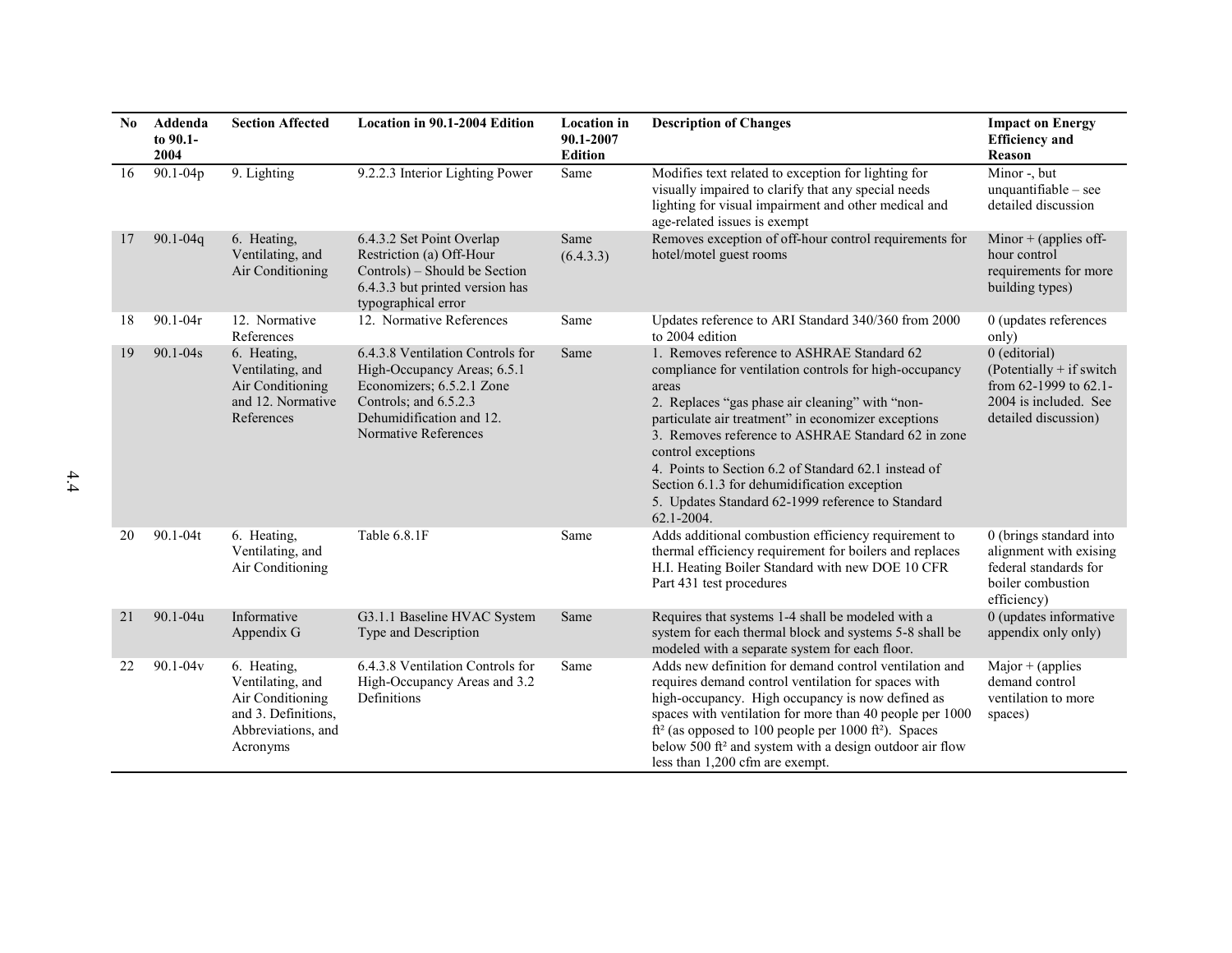| No | Addenda to 90.1-2004 | Section Affected | Location in 90.1-2004 Edition | Location in 90.1-2007 Edition | Description of Changes | Impact on Energy Efficiency and Reason |
|---|---|---|---|---|---|---|
| 16 | 90.1-04p | 9. Lighting | 9.2.2.3 Interior Lighting Power | Same | Modifies text related to exception for lighting for visually impaired to clarify that any special needs lighting for visual impairment and other medical and age-related issues is exempt | Minor -, but unquantifiable – see detailed discussion |
| 17 | 90.1-04q | 6. Heating, Ventilating, and Air Conditioning | 6.4.3.2 Set Point Overlap Restriction (a) Off-Hour Controls) – Should be Section 6.4.3.3 but printed version has typographical error | Same (6.4.3.3) | Removes exception of off-hour control requirements for hotel/motel guest rooms | Minor + (applies off-hour control requirements for more building types) |
| 18 | 90.1-04r | 12. Normative References | 12. Normative References | Same | Updates reference to ARI Standard 340/360 from 2000 to 2004 edition | 0 (updates references only) |
| 19 | 90.1-04s | 6. Heating, Ventilating, and Air Conditioning and 12. Normative References | 6.4.3.8 Ventilation Controls for High-Occupancy Areas; 6.5.1 Economizers; 6.5.2.1 Zone Controls; and 6.5.2.3 Dehumidification and 12. Normative References | Same | 1. Removes reference to ASHRAE Standard 62 compliance for ventilation controls for high-occupancy areas<br>2. Replaces "gas phase air cleaning" with "non-particulate air treatment" in economizer exceptions<br>3. Removes reference to ASHRAE Standard 62 in zone control exceptions<br>4. Points to Section 6.2 of Standard 62.1 instead of Section 6.1.3 for dehumidification exception<br>5. Updates Standard 62-1999 reference to Standard 62.1-2004. | 0 (editorial) (Potentially + if switch from 62-1999 to 62.1-2004 is included. See detailed discussion) |
| 20 | 90.1-04t | 6. Heating, Ventilating, and Air Conditioning | Table 6.8.1F | Same | Adds additional combustion efficiency requirement to thermal efficiency requirement for boilers and replaces H.I. Heating Boiler Standard with new DOE 10 CFR Part 431 test procedures | 0 (brings standard into alignment with exising federal standards for boiler combustion efficiency) |
| 21 | 90.1-04u | Informative Appendix G | G3.1.1 Baseline HVAC System Type and Description | Same | Requires that systems 1-4 shall be modeled with a system for each thermal block and systems 5-8 shall be modeled with a separate system for each floor. | 0 (updates informative appendix only only) |
| 22 | 90.1-04v | 6. Heating, Ventilating, and Air Conditioning and 3. Definitions, Abbreviations, and Acronyms | 6.4.3.8 Ventilation Controls for High-Occupancy Areas and 3.2 Definitions | Same | Adds new definition for demand control ventilation and requires demand control ventilation for spaces with high-occupancy. High occupancy is now defined as spaces with ventilation for more than 40 people per 1000 ft² (as opposed to 100 people per 1000 ft²). Spaces below 500 ft² and system with a design outdoor air flow less than 1,200 cfm are exempt. | Major + (applies demand control ventilation to more spaces) |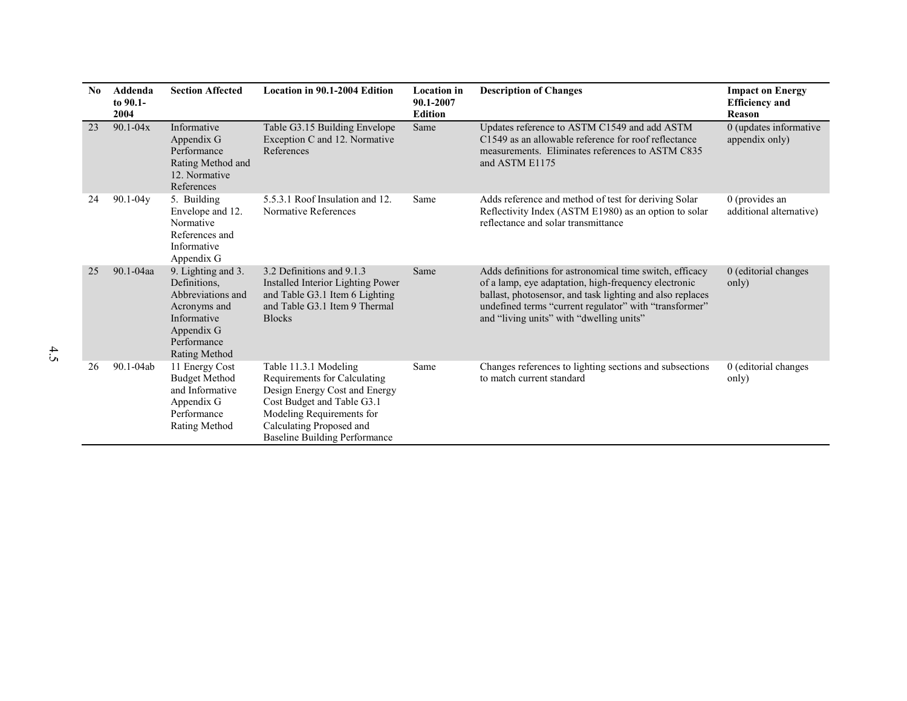| No | Addenda to 90.1-2004 | Section Affected | Location in 90.1-2004 Edition | Location in 90.1-2007 Edition | Description of Changes | Impact on Energy Efficiency and Reason |
|---|---|---|---|---|---|---|
| 23 | 90.1-04x | Informative Appendix G Performance Rating Method and 12. Normative References | Table G3.15 Building Envelope Exception C and 12. Normative References | Same | Updates reference to ASTM C1549 and add ASTM C1549 as an allowable reference for roof reflectance measurements. Eliminates references to ASTM C835 and ASTM E1175 | 0 (updates informative appendix only) |
| 24 | 90.1-04y | 5. Building Envelope and 12. Normative References and Informative Appendix G | 5.5.3.1 Roof Insulation and 12. Normative References | Same | Adds reference and method of test for deriving Solar Reflectivity Index (ASTM E1980) as an option to solar reflectance and solar transmittance | 0 (provides an additional alternative) |
| 25 | 90.1-04aa | 9. Lighting and 3. Definitions, Abbreviations and Acronyms and Informative Appendix G Performance Rating Method | 3.2 Definitions and 9.1.3 Installed Interior Lighting Power and Table G3.1 Item 6 Lighting and Table G3.1 Item 9 Thermal Blocks | Same | Adds definitions for astronomical time switch, efficacy of a lamp, eye adaptation, high-frequency electronic ballast, photosensor, and task lighting and also replaces undefined terms "current regulator" with "transformer" and "living units" with "dwelling units" | 0 (editorial changes only) |
| 26 | 90.1-04ab | 11 Energy Cost Budget Method and Informative Appendix G Performance Rating Method | Table 11.3.1 Modeling Requirements for Calculating Design Energy Cost and Energy Cost Budget and Table G3.1 Modeling Requirements for Calculating Proposed and Baseline Building Performance | Same | Changes references to lighting sections and subsections to match current standard | 0 (editorial changes only) |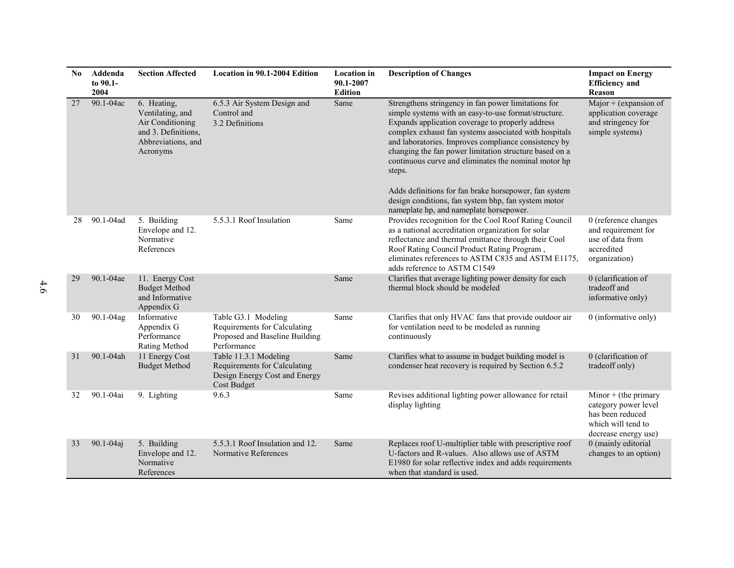| No | Addenda to 90.1-2004 | Section Affected | Location in 90.1-2004 Edition | Location in 90.1-2007 Edition | Description of Changes | Impact on Energy Efficiency and Reason |
|---|---|---|---|---|---|---|
| 27 | 90.1-04ac | 6. Heating, Ventilating, and Air Conditioning and 3. Definitions, Abbreviations, and Acronyms | 6.5.3 Air System Design and Control and 3.2 Definitions | Same | Strengthens stringency in fan power limitations for simple systems with an easy-to-use format/structure. Expands application coverage to properly address complex exhaust fan systems associated with hospitals and laboratories. Improves compliance consistency by changing the fan power limitation structure based on a continuous curve and eliminates the nominal motor hp steps.<br><br>Adds definitions for fan brake horsepower, fan system design conditions, fan system bhp, fan system motor nameplate hp, and nameplate horsepower. | Major + (expansion of application coverage and stringency for simple systems) |
| 28 | 90.1-04ad | 5. Building Envelope and 12. Normative References | 5.5.3.1 Roof Insulation | Same | Provides recognition for the Cool Roof Rating Council as a national accreditation organization for solar reflectance and thermal emittance through their Cool Roof Rating Council Product Rating Program , eliminates references to ASTM C835 and ASTM E1175, adds reference to ASTM C1549 | 0 (reference changes and requirement for use of data from accredited organization) |
| 29 | 90.1-04ae | 11. Energy Cost Budget Method and Informative Appendix G | | Same | Clarifies that average lighting power density for each thermal block should be modeled | 0 (clarification of tradeoff and informative only) |
| 30 | 90.1-04ag | Informative Appendix G Performance Rating Method | Table G3.1 Modeling Requirements for Calculating Proposed and Baseline Building Performance | Same | Clarifies that only HVAC fans that provide outdoor air for ventilation need to be modeled as running continuously | 0 (informative only) |
| 31 | 90.1-04ah | 11 Energy Cost Budget Method | Table 11.3.1 Modeling Requirements for Calculating Design Energy Cost and Energy Cost Budget | Same | Clarifies what to assume in budget building model is condenser heat recovery is required by Section 6.5.2 | 0 (clarification of tradeoff only) |
| 32 | 90.1-04ai | 9. Lighting | 9.6.3 | Same | Revises additional lighting power allowance for retail display lighting | Minor + (the primary category power level has been reduced which will tend to decrease energy use) |
| 33 | 90.1-04aj | 5. Building Envelope and 12. Normative References | 5.5.3.1 Roof Insulation and 12. Normative References | Same | Replaces roof U-multiplier table with prescriptive roof U-factors and R-values. Also allows use of ASTM E1980 for solar reflective index and adds requirements when that standard is used. | 0 (mainly editorial changes to an option) |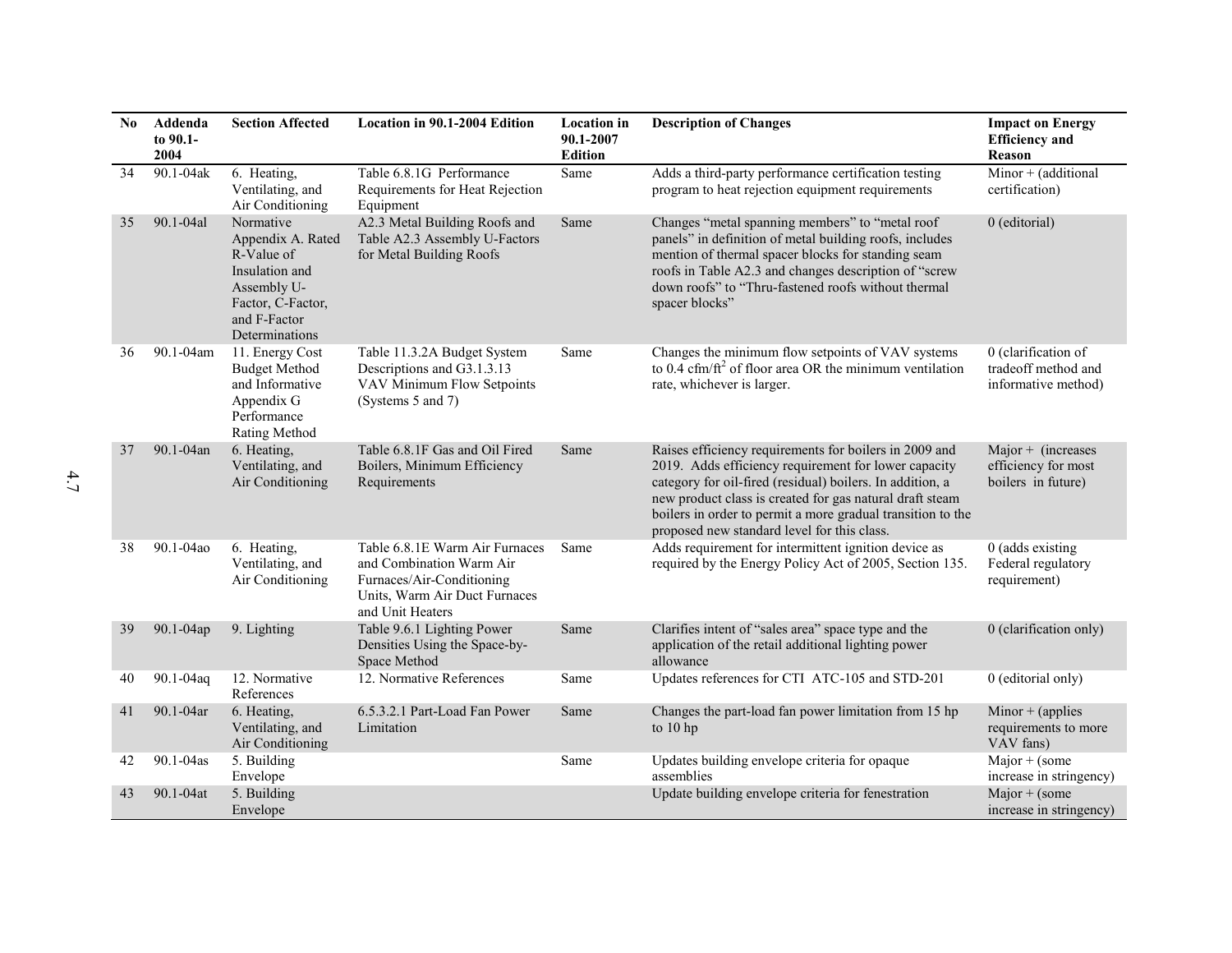| No | Addenda to 90.1-2004 | Section Affected | Location in 90.1-2004 Edition | Location in 90.1-2007 Edition | Description of Changes | Impact on Energy Efficiency and Reason |
|---|---|---|---|---|---|---|
| 34 | 90.1-04ak | 6. Heating, Ventilating, and Air Conditioning | Table 6.8.1G Performance Requirements for Heat Rejection Equipment | Same | Adds a third-party performance certification testing program to heat rejection equipment requirements | Minor + (additional certification) |
| 35 | 90.1-04al | Normative Appendix A. Rated R-Value of Insulation and Assembly U-Factor, C-Factor, and F-Factor Determinations | A2.3 Metal Building Roofs and Table A2.3 Assembly U-Factors for Metal Building Roofs | Same | Changes "metal spanning members" to "metal roof panels" in definition of metal building roofs, includes mention of thermal spacer blocks for standing seam roofs in Table A2.3 and changes description of "screw down roofs" to "Thru-fastened roofs without thermal spacer blocks" | 0 (editorial) |
| 36 | 90.1-04am | 11. Energy Cost Budget Method and Informative Appendix G Performance Rating Method | Table 11.3.2A Budget System Descriptions and G3.1.3.13 VAV Minimum Flow Setpoints (Systems 5 and 7) | Same | Changes the minimum flow setpoints of VAV systems to 0.4 cfm/ft$^2$ of floor area OR the minimum ventilation rate, whichever is larger. | 0 (clarification of tradeoff method and informative method) |
| 37 | 90.1-04an | 6. Heating, Ventilating, and Air Conditioning | Table 6.8.1F Gas and Oil Fired Boilers, Minimum Efficiency Requirements | Same | Raises efficiency requirements for boilers in 2009 and 2019. Adds efficiency requirement for lower capacity category for oil-fired (residual) boilers. In addition, a new product class is created for gas natural draft steam boilers in order to permit a more gradual transition to the proposed new standard level for this class. | Major + (increases efficiency for most boilers in future) |
| 38 | 90.1-04ao | 6. Heating, Ventilating, and Air Conditioning | Table 6.8.1E Warm Air Furnaces and Combination Warm Air Furnaces/Air-Conditioning Units, Warm Air Duct Furnaces and Unit Heaters | Same | Adds requirement for intermittent ignition device as required by the Energy Policy Act of 2005, Section 135. | 0 (adds existing Federal regulatory requirement) |
| 39 | 90.1-04ap | 9. Lighting | Table 9.6.1 Lighting Power Densities Using the Space-by-Space Method | Same | Clarifies intent of "sales area" space type and the application of the retail additional lighting power allowance | 0 (clarification only) |
| 40 | 90.1-04aq | 12. Normative References | 12. Normative References | Same | Updates references for CTI ATC-105 and STD-201 | 0 (editorial only) |
| 41 | 90.1-04ar | 6. Heating, Ventilating, and Air Conditioning | 6.5.3.2.1 Part-Load Fan Power Limitation | Same | Changes the part-load fan power limitation from 15 hp to 10 hp | Minor + (applies requirements to more VAV fans) |
| 42 | 90.1-04as | 5. Building Envelope | | Same | Updates building envelope criteria for opaque assemblies | Major + (some increase in stringency) |
| 43 | 90.1-04at | 5. Building Envelope | | | Update building envelope criteria for fenestration | Major + (some increase in stringency) |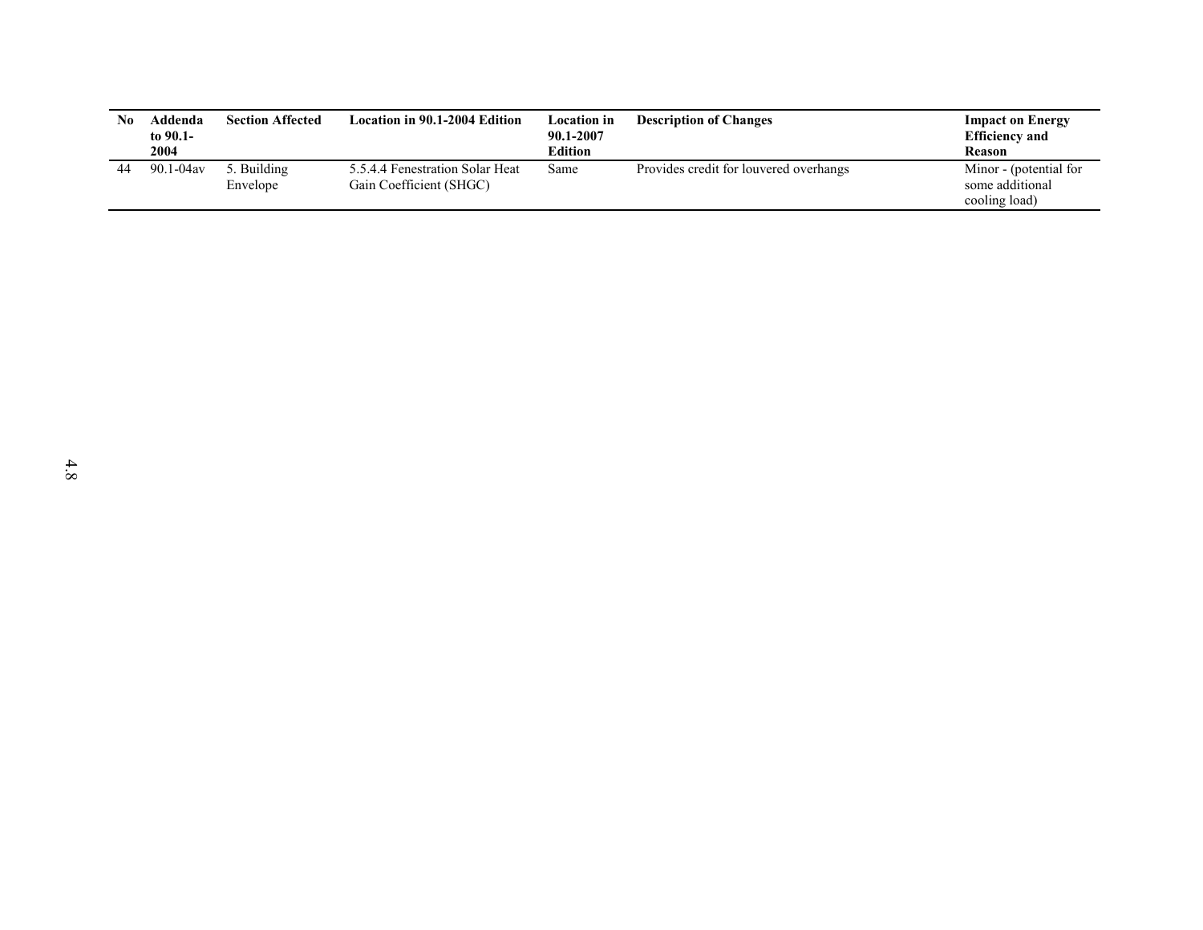| No | Addenda to 90.1-2004 | Section Affected | Location in 90.1-2004 Edition | Location in 90.1-2007 Edition | Description of Changes | Impact on Energy Efficiency and Reason |
|---|---|---|---|---|---|---|
| 44 | 90.1-04av | 5. Building Envelope | 5.5.4.4 Fenestration Solar Heat Gain Coefficient (SHGC) | Same | Provides credit for louvered overhangs | Minor - (potential for some additional cooling load) |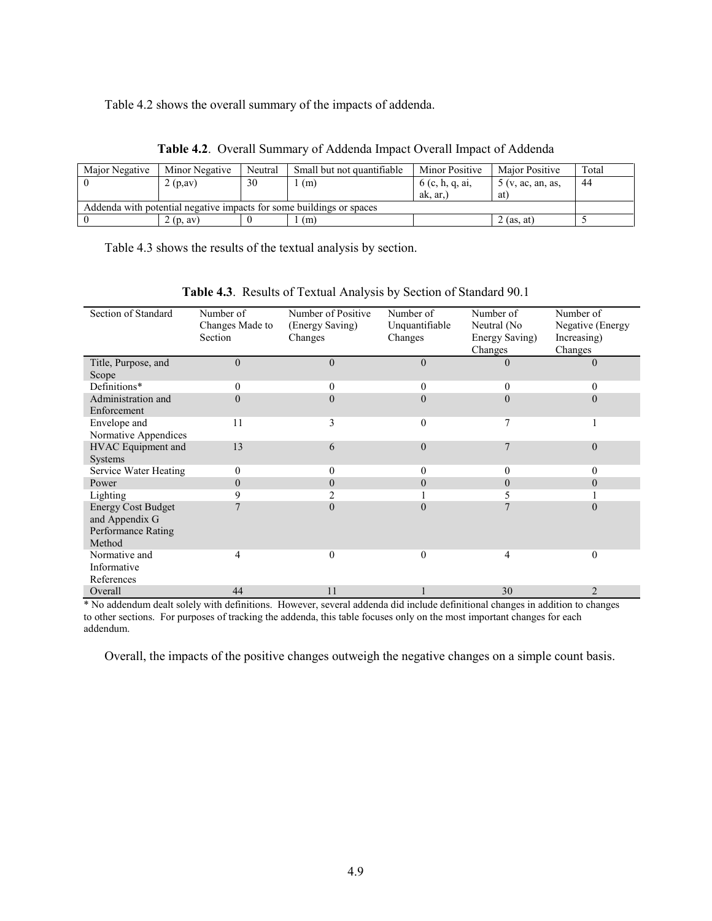Table 4.2 shows the overall summary of the impacts of addenda.

**Table 4.2**. Overall Summary of Addenda Impact Overall Impact of Addenda

| Major Negative | Minor Negative | Neutral | Small but not quantifiable | Minor Positive | Major Positive | Total |
|---|---|---|---|---|---|---|
| 0 | 2 (p,av) | 30 | 1 (m) | 6 (c, h, q, ai, ak, ar,) | 5 (v, ac, an, as, at) | 44 |
| Addenda with potential negative impacts for some buildings or spaces | | | | | | |
| 0 | 2 (p, av) | 0 | 1 (m) | | 2 (as, at) | 5 |

Table 4.3 shows the results of the textual analysis by section.

**Table 4.3**. Results of Textual Analysis by Section of Standard 90.1

| Section of Standard | Number of Changes Made to Section | Number of Positive (Energy Saving) Changes | Number of Unquantifiable Changes | Number of Neutral (No Energy Saving) Changes | Number of Negative (Energy Increasing) Changes |
|---|---|---|---|---|---|
| Title, Purpose, and Scope | 0 | 0 | 0 | 0 | 0 |
| Definitions* | 0 | 0 | 0 | 0 | 0 |
| Administration and Enforcement | 0 | 0 | 0 | 0 | 0 |
| Envelope and Normative Appendices | 11 | 3 | 0 | 7 | 1 |
| HVAC Equipment and Systems | 13 | 6 | 0 | 7 | 0 |
| Service Water Heating | 0 | 0 | 0 | 0 | 0 |
| Power | 0 | 0 | 0 | 0 | 0 |
| Lighting | 9 | 2 | 1 | 5 | 1 |
| Energy Cost Budget and Appendix G Performance Rating Method | 7 | 0 | 0 | 7 | 0 |
| Normative and Informative References | 4 | 0 | 0 | 4 | 0 |
| Overall | 44 | 11 | 1 | 30 | 2 |

* No addendum dealt solely with definitions. However, several addenda did include definitional changes in addition to changes to other sections. For purposes of tracking the addenda, this table focuses only on the most important changes for each addendum.

Overall, the impacts of the positive changes outweigh the negative changes on a simple count basis.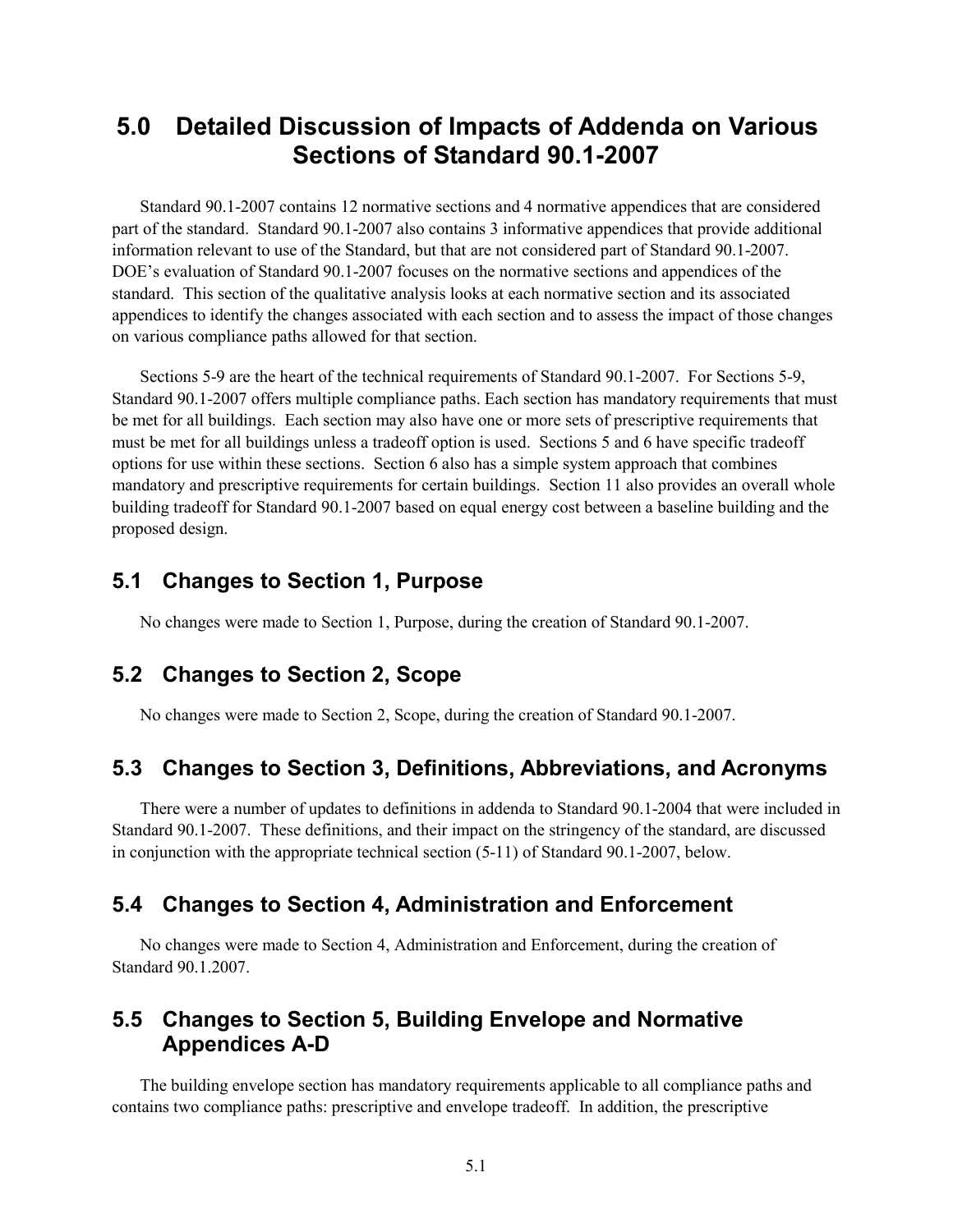# 5.0 Detailed Discussion of Impacts of Addenda on Various Sections of Standard 90.1-2007

Standard 90.1-2007 contains 12 normative sections and 4 normative appendices that are considered part of the standard. Standard 90.1-2007 also contains 3 informative appendices that provide additional information relevant to use of the Standard, but that are not considered part of Standard 90.1-2007. DOE's evaluation of Standard 90.1-2007 focuses on the normative sections and appendices of the standard. This section of the qualitative analysis looks at each normative section and its associated appendices to identify the changes associated with each section and to assess the impact of those changes on various compliance paths allowed for that section.

Sections 5-9 are the heart of the technical requirements of Standard 90.1-2007. For Sections 5-9, Standard 90.1-2007 offers multiple compliance paths. Each section has mandatory requirements that must be met for all buildings. Each section may also have one or more sets of prescriptive requirements that must be met for all buildings unless a tradeoff option is used. Sections 5 and 6 have specific tradeoff options for use within these sections. Section 6 also has a simple system approach that combines mandatory and prescriptive requirements for certain buildings. Section 11 also provides an overall whole building tradeoff for Standard 90.1-2007 based on equal energy cost between a baseline building and the proposed design.

## 5.1 Changes to Section 1, Purpose

No changes were made to Section 1, Purpose, during the creation of Standard 90.1-2007.

## 5.2 Changes to Section 2, Scope

No changes were made to Section 2, Scope, during the creation of Standard 90.1-2007.

## 5.3 Changes to Section 3, Definitions, Abbreviations, and Acronyms

There were a number of updates to definitions in addenda to Standard 90.1-2004 that were included in Standard 90.1-2007. These definitions, and their impact on the stringency of the standard, are discussed in conjunction with the appropriate technical section (5-11) of Standard 90.1-2007, below.

## 5.4 Changes to Section 4, Administration and Enforcement

No changes were made to Section 4, Administration and Enforcement, during the creation of Standard 90.1.2007.

## 5.5 Changes to Section 5, Building Envelope and Normative Appendices A-D

The building envelope section has mandatory requirements applicable to all compliance paths and contains two compliance paths: prescriptive and envelope tradeoff. In addition, the prescriptive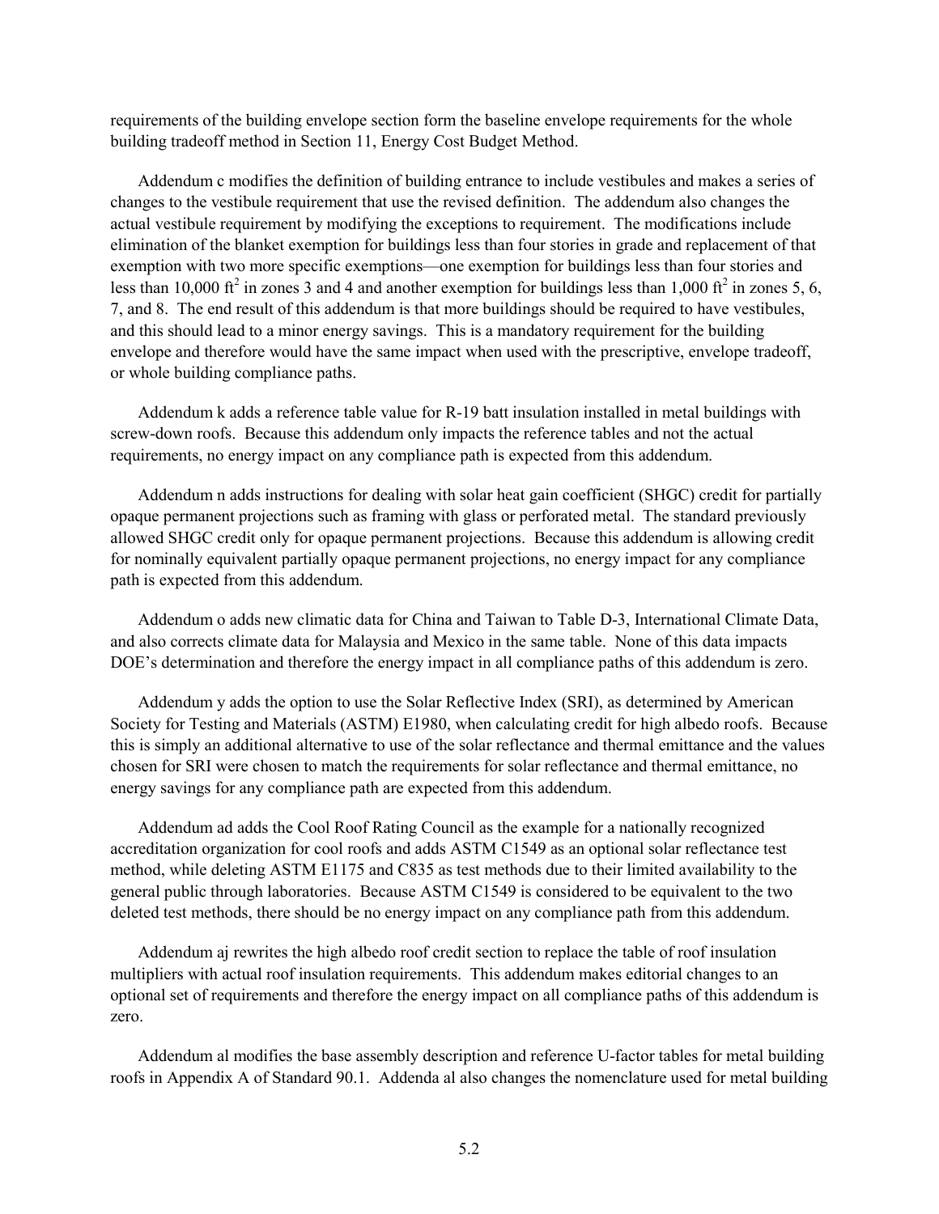requirements of the building envelope section form the baseline envelope requirements for the whole building tradeoff method in Section 11, Energy Cost Budget Method.

Addendum c modifies the definition of building entrance to include vestibules and makes a series of changes to the vestibule requirement that use the revised definition. The addendum also changes the actual vestibule requirement by modifying the exceptions to requirement. The modifications include elimination of the blanket exemption for buildings less than four stories in grade and replacement of that exemption with two more specific exemptions—one exemption for buildings less than four stories and less than 10,000 ft$^2$ in zones 3 and 4 and another exemption for buildings less than 1,000 ft$^2$ in zones 5, 6, 7, and 8. The end result of this addendum is that more buildings should be required to have vestibules, and this should lead to a minor energy savings. This is a mandatory requirement for the building envelope and therefore would have the same impact when used with the prescriptive, envelope tradeoff, or whole building compliance paths.

Addendum k adds a reference table value for R-19 batt insulation installed in metal buildings with screw-down roofs. Because this addendum only impacts the reference tables and not the actual requirements, no energy impact on any compliance path is expected from this addendum.

Addendum n adds instructions for dealing with solar heat gain coefficient (SHGC) credit for partially opaque permanent projections such as framing with glass or perforated metal. The standard previously allowed SHGC credit only for opaque permanent projections. Because this addendum is allowing credit for nominally equivalent partially opaque permanent projections, no energy impact for any compliance path is expected from this addendum.

Addendum o adds new climatic data for China and Taiwan to Table D-3, International Climate Data, and also corrects climate data for Malaysia and Mexico in the same table. None of this data impacts DOE's determination and therefore the energy impact in all compliance paths of this addendum is zero.

Addendum y adds the option to use the Solar Reflective Index (SRI), as determined by American Society for Testing and Materials (ASTM) E1980, when calculating credit for high albedo roofs. Because this is simply an additional alternative to use of the solar reflectance and thermal emittance and the values chosen for SRI were chosen to match the requirements for solar reflectance and thermal emittance, no energy savings for any compliance path are expected from this addendum.

Addendum ad adds the Cool Roof Rating Council as the example for a nationally recognized accreditation organization for cool roofs and adds ASTM C1549 as an optional solar reflectance test method, while deleting ASTM E1175 and C835 as test methods due to their limited availability to the general public through laboratories. Because ASTM C1549 is considered to be equivalent to the two deleted test methods, there should be no energy impact on any compliance path from this addendum.

Addendum aj rewrites the high albedo roof credit section to replace the table of roof insulation multipliers with actual roof insulation requirements. This addendum makes editorial changes to an optional set of requirements and therefore the energy impact on all compliance paths of this addendum is zero.

Addendum al modifies the base assembly description and reference U-factor tables for metal building roofs in Appendix A of Standard 90.1. Addenda al also changes the nomenclature used for metal building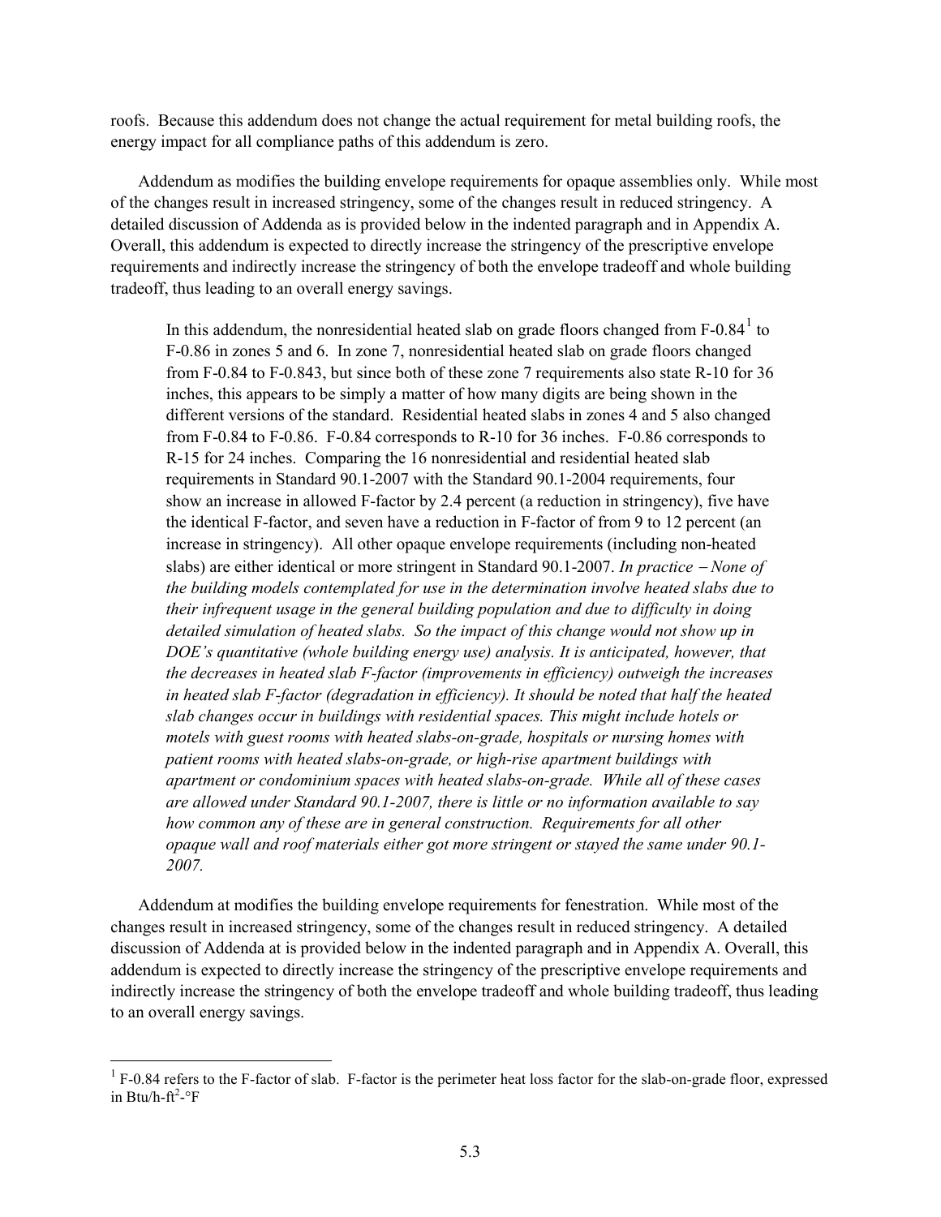roofs. Because this addendum does not change the actual requirement for metal building roofs, the energy impact for all compliance paths of this addendum is zero.

Addendum as modifies the building envelope requirements for opaque assemblies only. While most of the changes result in increased stringency, some of the changes result in reduced stringency. A detailed discussion of Addenda as is provided below in the indented paragraph and in Appendix A. Overall, this addendum is expected to directly increase the stringency of the prescriptive envelope requirements and indirectly increase the stringency of both the envelope tradeoff and whole building tradeoff, thus leading to an overall energy savings.

> In this addendum, the nonresidential heated slab on grade floors changed from F-0.84[1] to F-0.86 in zones 5 and 6. In zone 7, nonresidential heated slab on grade floors changed from F-0.84 to F-0.843, but since both of these zone 7 requirements also state R-10 for 36 inches, this appears to be simply a matter of how many digits are being shown in the different versions of the standard. Residential heated slabs in zones 4 and 5 also changed from F-0.84 to F-0.86. F-0.84 corresponds to R-10 for 36 inches. F-0.86 corresponds to R-15 for 24 inches. Comparing the 16 nonresidential and residential heated slab requirements in Standard 90.1-2007 with the Standard 90.1-2004 requirements, four show an increase in allowed F-factor by 2.4 percent (a reduction in stringency), five have the identical F-factor, and seven have a reduction in F-factor of from 9 to 12 percent (an increase in stringency). All other opaque envelope requirements (including non-heated slabs) are either identical or more stringent in Standard 90.1-2007. *In practice − None of the building models contemplated for use in the determination involve heated slabs due to their infrequent usage in the general building population and due to difficulty in doing detailed simulation of heated slabs. So the impact of this change would not show up in DOE's quantitative (whole building energy use) analysis. It is anticipated, however, that the decreases in heated slab F-factor (improvements in efficiency) outweigh the increases in heated slab F-factor (degradation in efficiency). It should be noted that half the heated slab changes occur in buildings with residential spaces. This might include hotels or motels with guest rooms with heated slabs-on-grade, hospitals or nursing homes with patient rooms with heated slabs-on-grade, or high-rise apartment buildings with apartment or condominium spaces with heated slabs-on-grade. While all of these cases are allowed under Standard 90.1-2007, there is little or no information available to say how common any of these are in general construction. Requirements for all other opaque wall and roof materials either got more stringent or stayed the same under 90.1-2007.*

Addendum at modifies the building envelope requirements for fenestration. While most of the changes result in increased stringency, some of the changes result in reduced stringency. A detailed discussion of Addenda at is provided below in the indented paragraph and in Appendix A. Overall, this addendum is expected to directly increase the stringency of the prescriptive envelope requirements and indirectly increase the stringency of both the envelope tradeoff and whole building tradeoff, thus leading to an overall energy savings.

[1] F-0.84 refers to the F-factor of slab. F-factor is the perimeter heat loss factor for the slab-on-grade floor, expressed in Btu/h-ft$^2$-°F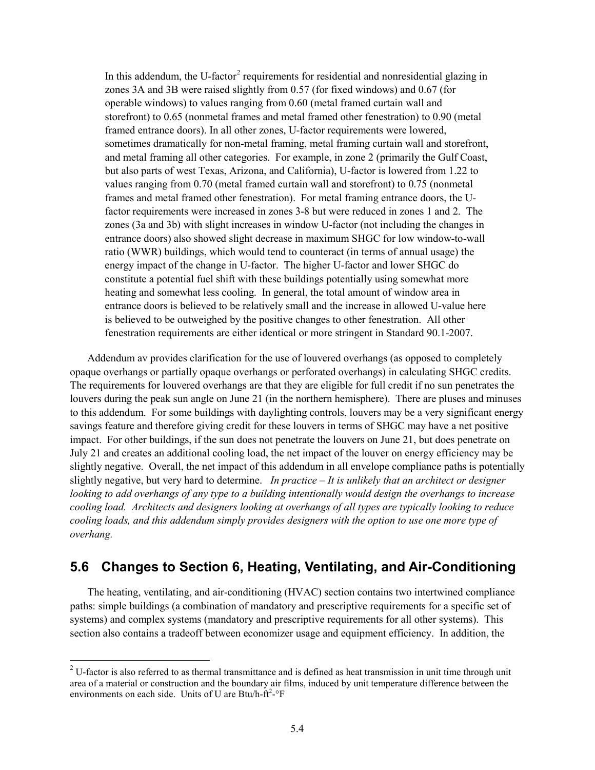In this addendum, the U-factor[2] requirements for residential and nonresidential glazing in zones 3A and 3B were raised slightly from 0.57 (for fixed windows) and 0.67 (for operable windows) to values ranging from 0.60 (metal framed curtain wall and storefront) to 0.65 (nonmetal frames and metal framed other fenestration) to 0.90 (metal framed entrance doors). In all other zones, U-factor requirements were lowered, sometimes dramatically for non-metal framing, metal framing curtain wall and storefront, and metal framing all other categories. For example, in zone 2 (primarily the Gulf Coast, but also parts of west Texas, Arizona, and California), U-factor is lowered from 1.22 to values ranging from 0.70 (metal framed curtain wall and storefront) to 0.75 (nonmetal frames and metal framed other fenestration). For metal framing entrance doors, the U-factor requirements were increased in zones 3-8 but were reduced in zones 1 and 2. The zones (3a and 3b) with slight increases in window U-factor (not including the changes in entrance doors) also showed slight decrease in maximum SHGC for low window-to-wall ratio (WWR) buildings, which would tend to counteract (in terms of annual usage) the energy impact of the change in U-factor. The higher U-factor and lower SHGC do constitute a potential fuel shift with these buildings potentially using somewhat more heating and somewhat less cooling. In general, the total amount of window area in entrance doors is believed to be relatively small and the increase in allowed U-value here is believed to be outweighed by the positive changes to other fenestration. All other fenestration requirements are either identical or more stringent in Standard 90.1-2007.

Addendum av provides clarification for the use of louvered overhangs (as opposed to completely opaque overhangs or partially opaque overhangs or perforated overhangs) in calculating SHGC credits. The requirements for louvered overhangs are that they are eligible for full credit if no sun penetrates the louvers during the peak sun angle on June 21 (in the northern hemisphere). There are pluses and minuses to this addendum. For some buildings with daylighting controls, louvers may be a very significant energy savings feature and therefore giving credit for these louvers in terms of SHGC may have a net positive impact. For other buildings, if the sun does not penetrate the louvers on June 21, but does penetrate on July 21 and creates an additional cooling load, the net impact of the louver on energy efficiency may be slightly negative. Overall, the net impact of this addendum in all envelope compliance paths is potentially slightly negative, but very hard to determine. *In practice – It is unlikely that an architect or designer looking to add overhangs of any type to a building intentionally would design the overhangs to increase cooling load. Architects and designers looking at overhangs of all types are typically looking to reduce cooling loads, and this addendum simply provides designers with the option to use one more type of overhang.*

## 5.6 Changes to Section 6, Heating, Ventilating, and Air-Conditioning

The heating, ventilating, and air-conditioning (HVAC) section contains two intertwined compliance paths: simple buildings (a combination of mandatory and prescriptive requirements for a specific set of systems) and complex systems (mandatory and prescriptive requirements for all other systems). This section also contains a tradeoff between economizer usage and equipment efficiency. In addition, the

[2] U-factor is also referred to as thermal transmittance and is defined as heat transmission in unit time through unit area of a material or construction and the boundary air films, induced by unit temperature difference between the environments on each side. Units of U are Btu/h-ft$^2$-°F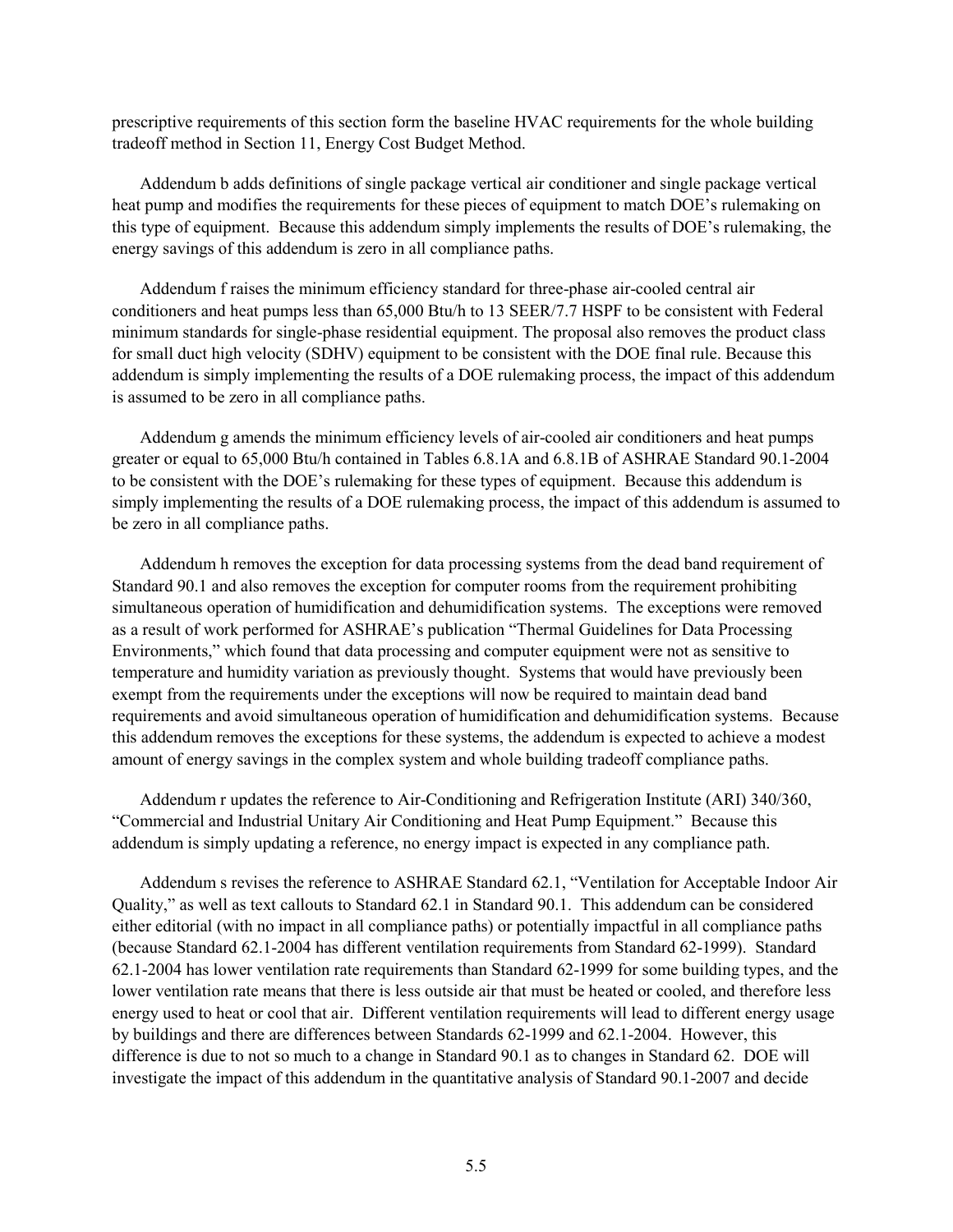prescriptive requirements of this section form the baseline HVAC requirements for the whole building tradeoff method in Section 11, Energy Cost Budget Method.

Addendum b adds definitions of single package vertical air conditioner and single package vertical heat pump and modifies the requirements for these pieces of equipment to match DOE's rulemaking on this type of equipment. Because this addendum simply implements the results of DOE's rulemaking, the energy savings of this addendum is zero in all compliance paths.

Addendum f raises the minimum efficiency standard for three-phase air-cooled central air conditioners and heat pumps less than 65,000 Btu/h to 13 SEER/7.7 HSPF to be consistent with Federal minimum standards for single-phase residential equipment. The proposal also removes the product class for small duct high velocity (SDHV) equipment to be consistent with the DOE final rule. Because this addendum is simply implementing the results of a DOE rulemaking process, the impact of this addendum is assumed to be zero in all compliance paths.

Addendum g amends the minimum efficiency levels of air-cooled air conditioners and heat pumps greater or equal to 65,000 Btu/h contained in Tables 6.8.1A and 6.8.1B of ASHRAE Standard 90.1-2004 to be consistent with the DOE's rulemaking for these types of equipment. Because this addendum is simply implementing the results of a DOE rulemaking process, the impact of this addendum is assumed to be zero in all compliance paths.

Addendum h removes the exception for data processing systems from the dead band requirement of Standard 90.1 and also removes the exception for computer rooms from the requirement prohibiting simultaneous operation of humidification and dehumidification systems. The exceptions were removed as a result of work performed for ASHRAE's publication "Thermal Guidelines for Data Processing Environments," which found that data processing and computer equipment were not as sensitive to temperature and humidity variation as previously thought. Systems that would have previously been exempt from the requirements under the exceptions will now be required to maintain dead band requirements and avoid simultaneous operation of humidification and dehumidification systems. Because this addendum removes the exceptions for these systems, the addendum is expected to achieve a modest amount of energy savings in the complex system and whole building tradeoff compliance paths.

Addendum r updates the reference to Air-Conditioning and Refrigeration Institute (ARI) 340/360, "Commercial and Industrial Unitary Air Conditioning and Heat Pump Equipment." Because this addendum is simply updating a reference, no energy impact is expected in any compliance path.

Addendum s revises the reference to ASHRAE Standard 62.1, "Ventilation for Acceptable Indoor Air Quality," as well as text callouts to Standard 62.1 in Standard 90.1. This addendum can be considered either editorial (with no impact in all compliance paths) or potentially impactful in all compliance paths (because Standard 62.1-2004 has different ventilation requirements from Standard 62-1999). Standard 62.1-2004 has lower ventilation rate requirements than Standard 62-1999 for some building types, and the lower ventilation rate means that there is less outside air that must be heated or cooled, and therefore less energy used to heat or cool that air. Different ventilation requirements will lead to different energy usage by buildings and there are differences between Standards 62-1999 and 62.1-2004. However, this difference is due to not so much to a change in Standard 90.1 as to changes in Standard 62. DOE will investigate the impact of this addendum in the quantitative analysis of Standard 90.1-2007 and decide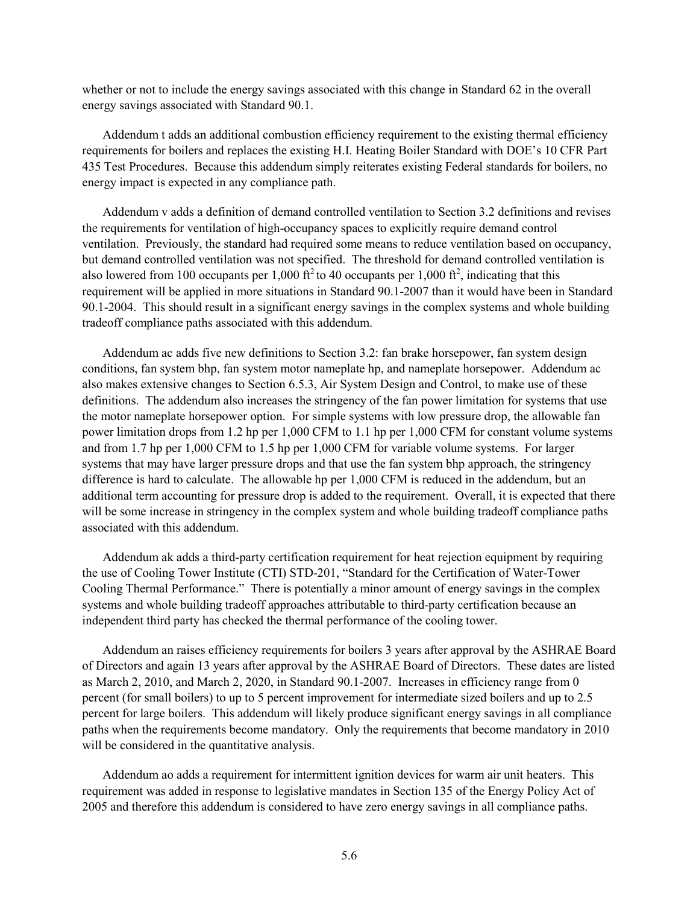whether or not to include the energy savings associated with this change in Standard 62 in the overall energy savings associated with Standard 90.1.

Addendum t adds an additional combustion efficiency requirement to the existing thermal efficiency requirements for boilers and replaces the existing H.I. Heating Boiler Standard with DOE's 10 CFR Part 435 Test Procedures. Because this addendum simply reiterates existing Federal standards for boilers, no energy impact is expected in any compliance path.

Addendum v adds a definition of demand controlled ventilation to Section 3.2 definitions and revises the requirements for ventilation of high-occupancy spaces to explicitly require demand control ventilation. Previously, the standard had required some means to reduce ventilation based on occupancy, but demand controlled ventilation was not specified. The threshold for demand controlled ventilation is also lowered from 100 occupants per 1,000 $ft^2$ to 40 occupants per 1,000 $ft^2$, indicating that this requirement will be applied in more situations in Standard 90.1-2007 than it would have been in Standard 90.1-2004. This should result in a significant energy savings in the complex systems and whole building tradeoff compliance paths associated with this addendum.

Addendum ac adds five new definitions to Section 3.2: fan brake horsepower, fan system design conditions, fan system bhp, fan system motor nameplate hp, and nameplate horsepower. Addendum ac also makes extensive changes to Section 6.5.3, Air System Design and Control, to make use of these definitions. The addendum also increases the stringency of the fan power limitation for systems that use the motor nameplate horsepower option. For simple systems with low pressure drop, the allowable fan power limitation drops from 1.2 hp per 1,000 CFM to 1.1 hp per 1,000 CFM for constant volume systems and from 1.7 hp per 1,000 CFM to 1.5 hp per 1,000 CFM for variable volume systems. For larger systems that may have larger pressure drops and that use the fan system bhp approach, the stringency difference is hard to calculate. The allowable hp per 1,000 CFM is reduced in the addendum, but an additional term accounting for pressure drop is added to the requirement. Overall, it is expected that there will be some increase in stringency in the complex system and whole building tradeoff compliance paths associated with this addendum.

Addendum ak adds a third-party certification requirement for heat rejection equipment by requiring the use of Cooling Tower Institute (CTI) STD-201, "Standard for the Certification of Water-Tower Cooling Thermal Performance." There is potentially a minor amount of energy savings in the complex systems and whole building tradeoff approaches attributable to third-party certification because an independent third party has checked the thermal performance of the cooling tower.

Addendum an raises efficiency requirements for boilers 3 years after approval by the ASHRAE Board of Directors and again 13 years after approval by the ASHRAE Board of Directors. These dates are listed as March 2, 2010, and March 2, 2020, in Standard 90.1-2007. Increases in efficiency range from 0 percent (for small boilers) to up to 5 percent improvement for intermediate sized boilers and up to 2.5 percent for large boilers. This addendum will likely produce significant energy savings in all compliance paths when the requirements become mandatory. Only the requirements that become mandatory in 2010 will be considered in the quantitative analysis.

Addendum ao adds a requirement for intermittent ignition devices for warm air unit heaters. This requirement was added in response to legislative mandates in Section 135 of the Energy Policy Act of 2005 and therefore this addendum is considered to have zero energy savings in all compliance paths.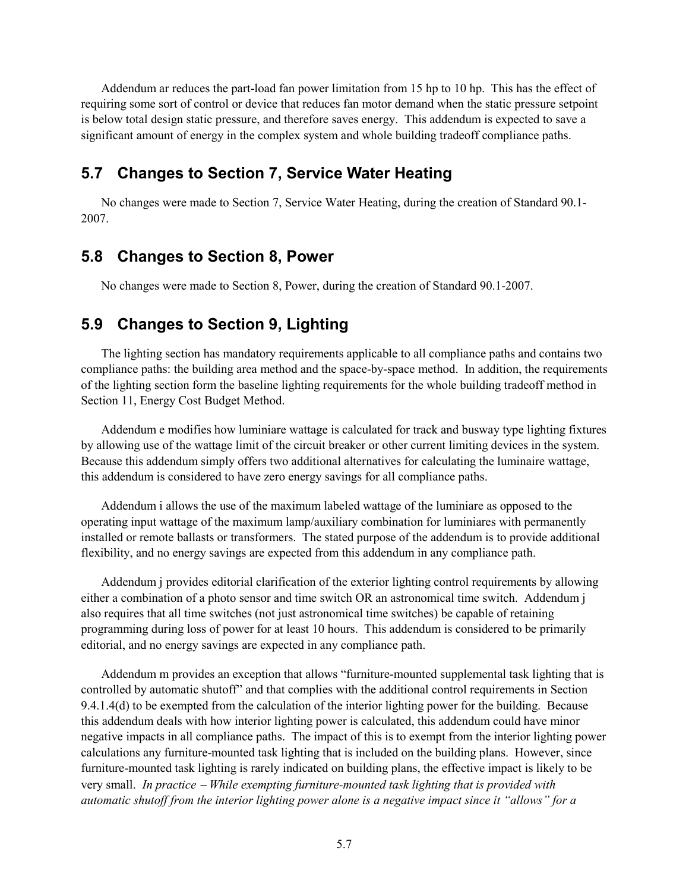Addendum ar reduces the part-load fan power limitation from 15 hp to 10 hp. This has the effect of requiring some sort of control or device that reduces fan motor demand when the static pressure setpoint is below total design static pressure, and therefore saves energy. This addendum is expected to save a significant amount of energy in the complex system and whole building tradeoff compliance paths.

## 5.7 Changes to Section 7, Service Water Heating

No changes were made to Section 7, Service Water Heating, during the creation of Standard 90.1-2007.

## 5.8 Changes to Section 8, Power

No changes were made to Section 8, Power, during the creation of Standard 90.1-2007.

## 5.9 Changes to Section 9, Lighting

The lighting section has mandatory requirements applicable to all compliance paths and contains two compliance paths: the building area method and the space-by-space method. In addition, the requirements of the lighting section form the baseline lighting requirements for the whole building tradeoff method in Section 11, Energy Cost Budget Method.

Addendum e modifies how luminiare wattage is calculated for track and busway type lighting fixtures by allowing use of the wattage limit of the circuit breaker or other current limiting devices in the system. Because this addendum simply offers two additional alternatives for calculating the luminaire wattage, this addendum is considered to have zero energy savings for all compliance paths.

Addendum i allows the use of the maximum labeled wattage of the luminiare as opposed to the operating input wattage of the maximum lamp/auxiliary combination for luminiares with permanently installed or remote ballasts or transformers. The stated purpose of the addendum is to provide additional flexibility, and no energy savings are expected from this addendum in any compliance path.

Addendum j provides editorial clarification of the exterior lighting control requirements by allowing either a combination of a photo sensor and time switch OR an astronomical time switch. Addendum j also requires that all time switches (not just astronomical time switches) be capable of retaining programming during loss of power for at least 10 hours. This addendum is considered to be primarily editorial, and no energy savings are expected in any compliance path.

Addendum m provides an exception that allows "furniture-mounted supplemental task lighting that is controlled by automatic shutoff" and that complies with the additional control requirements in Section 9.4.1.4(d) to be exempted from the calculation of the interior lighting power for the building. Because this addendum deals with how interior lighting power is calculated, this addendum could have minor negative impacts in all compliance paths. The impact of this is to exempt from the interior lighting power calculations any furniture-mounted task lighting that is included on the building plans. However, since furniture-mounted task lighting is rarely indicated on building plans, the effective impact is likely to be very small. *In practice – While exempting furniture-mounted task lighting that is provided with automatic shutoff from the interior lighting power alone is a negative impact since it "allows" for a*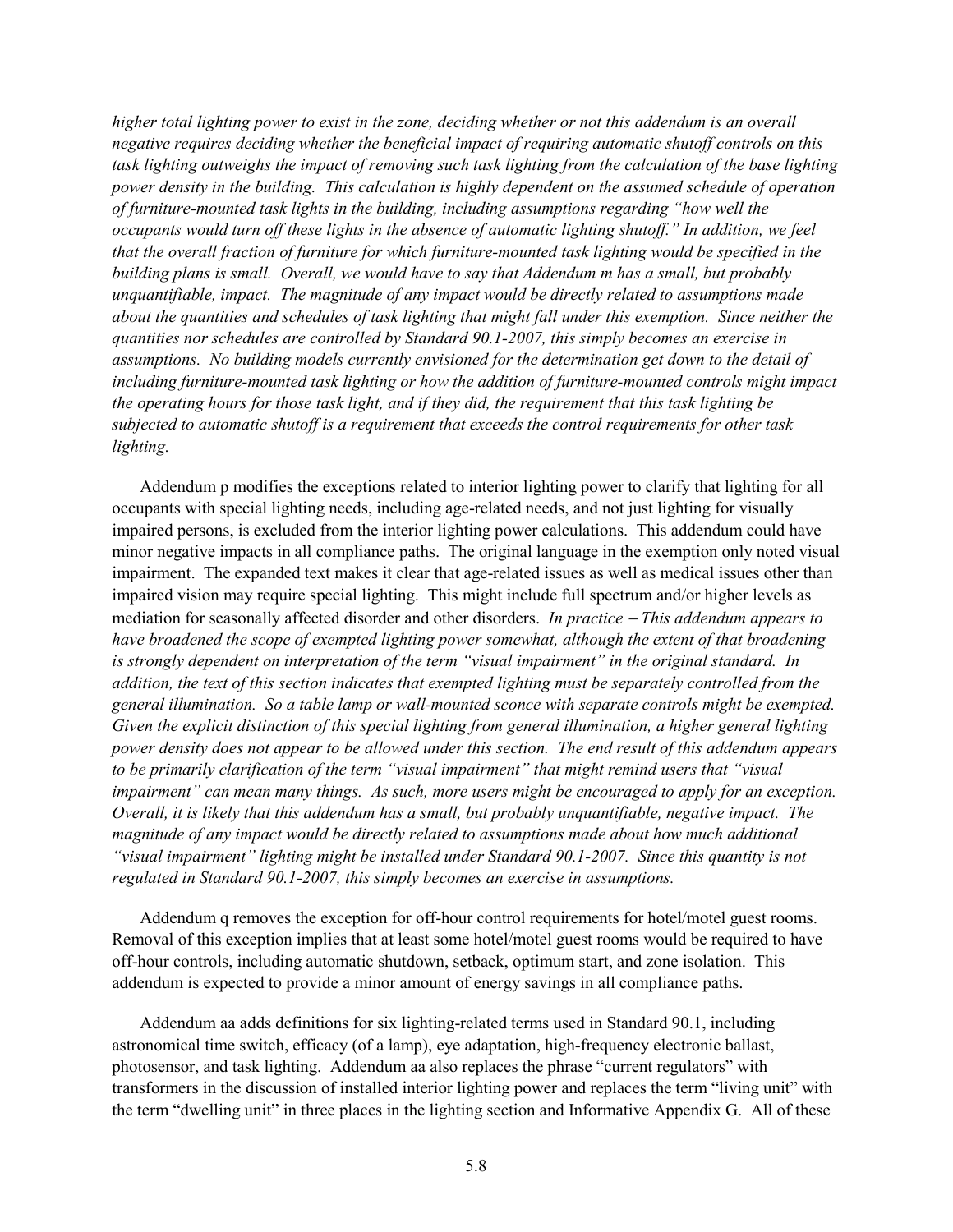*higher total lighting power to exist in the zone, deciding whether or not this addendum is an overall negative requires deciding whether the beneficial impact of requiring automatic shutoff controls on this task lighting outweighs the impact of removing such task lighting from the calculation of the base lighting power density in the building. This calculation is highly dependent on the assumed schedule of operation of furniture-mounted task lights in the building, including assumptions regarding "how well the occupants would turn off these lights in the absence of automatic lighting shutoff." In addition, we feel that the overall fraction of furniture for which furniture-mounted task lighting would be specified in the building plans is small. Overall, we would have to say that Addendum m has a small, but probably unquantifiable, impact. The magnitude of any impact would be directly related to assumptions made about the quantities and schedules of task lighting that might fall under this exemption. Since neither the quantities nor schedules are controlled by Standard 90.1-2007, this simply becomes an exercise in assumptions. No building models currently envisioned for the determination get down to the detail of including furniture-mounted task lighting or how the addition of furniture-mounted controls might impact the operating hours for those task light, and if they did, the requirement that this task lighting be subjected to automatic shutoff is a requirement that exceeds the control requirements for other task lighting.*

Addendum p modifies the exceptions related to interior lighting power to clarify that lighting for all occupants with special lighting needs, including age-related needs, and not just lighting for visually impaired persons, is excluded from the interior lighting power calculations. This addendum could have minor negative impacts in all compliance paths. The original language in the exemption only noted visual impairment. The expanded text makes it clear that age-related issues as well as medical issues other than impaired vision may require special lighting. This might include full spectrum and/or higher levels as mediation for seasonally affected disorder and other disorders. *In practice − This addendum appears to have broadened the scope of exempted lighting power somewhat, although the extent of that broadening is strongly dependent on interpretation of the term "visual impairment" in the original standard. In addition, the text of this section indicates that exempted lighting must be separately controlled from the general illumination. So a table lamp or wall-mounted sconce with separate controls might be exempted. Given the explicit distinction of this special lighting from general illumination, a higher general lighting power density does not appear to be allowed under this section. The end result of this addendum appears to be primarily clarification of the term "visual impairment" that might remind users that "visual impairment" can mean many things. As such, more users might be encouraged to apply for an exception. Overall, it is likely that this addendum has a small, but probably unquantifiable, negative impact. The magnitude of any impact would be directly related to assumptions made about how much additional "visual impairment" lighting might be installed under Standard 90.1-2007. Since this quantity is not regulated in Standard 90.1-2007, this simply becomes an exercise in assumptions.*

Addendum q removes the exception for off-hour control requirements for hotel/motel guest rooms. Removal of this exception implies that at least some hotel/motel guest rooms would be required to have off-hour controls, including automatic shutdown, setback, optimum start, and zone isolation. This addendum is expected to provide a minor amount of energy savings in all compliance paths.

Addendum aa adds definitions for six lighting-related terms used in Standard 90.1, including astronomical time switch, efficacy (of a lamp), eye adaptation, high-frequency electronic ballast, photosensor, and task lighting. Addendum aa also replaces the phrase "current regulators" with transformers in the discussion of installed interior lighting power and replaces the term "living unit" with the term "dwelling unit" in three places in the lighting section and Informative Appendix G. All of these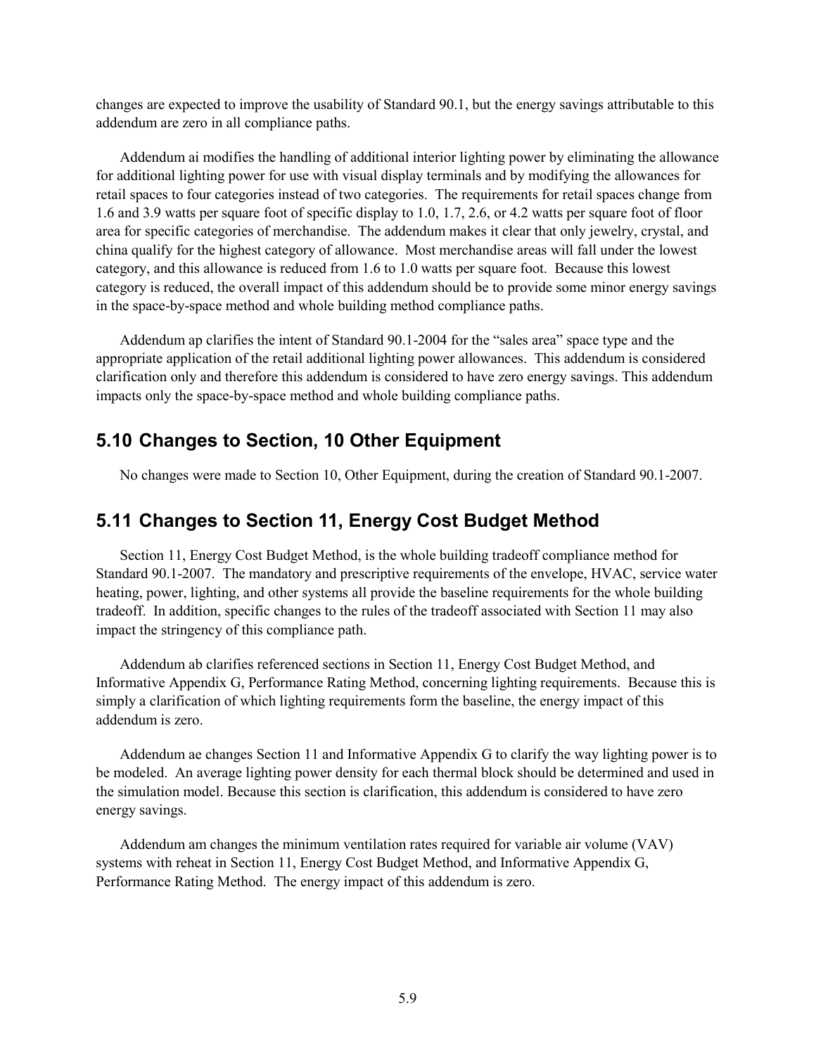changes are expected to improve the usability of Standard 90.1, but the energy savings attributable to this addendum are zero in all compliance paths.

Addendum ai modifies the handling of additional interior lighting power by eliminating the allowance for additional lighting power for use with visual display terminals and by modifying the allowances for retail spaces to four categories instead of two categories. The requirements for retail spaces change from 1.6 and 3.9 watts per square foot of specific display to 1.0, 1.7, 2.6, or 4.2 watts per square foot of floor area for specific categories of merchandise. The addendum makes it clear that only jewelry, crystal, and china qualify for the highest category of allowance. Most merchandise areas will fall under the lowest category, and this allowance is reduced from 1.6 to 1.0 watts per square foot. Because this lowest category is reduced, the overall impact of this addendum should be to provide some minor energy savings in the space-by-space method and whole building method compliance paths.

Addendum ap clarifies the intent of Standard 90.1-2004 for the "sales area" space type and the appropriate application of the retail additional lighting power allowances. This addendum is considered clarification only and therefore this addendum is considered to have zero energy savings. This addendum impacts only the space-by-space method and whole building compliance paths.

## 5.10 Changes to Section, 10 Other Equipment

No changes were made to Section 10, Other Equipment, during the creation of Standard 90.1-2007.

## 5.11 Changes to Section 11, Energy Cost Budget Method

Section 11, Energy Cost Budget Method, is the whole building tradeoff compliance method for Standard 90.1-2007. The mandatory and prescriptive requirements of the envelope, HVAC, service water heating, power, lighting, and other systems all provide the baseline requirements for the whole building tradeoff. In addition, specific changes to the rules of the tradeoff associated with Section 11 may also impact the stringency of this compliance path.

Addendum ab clarifies referenced sections in Section 11, Energy Cost Budget Method, and Informative Appendix G, Performance Rating Method, concerning lighting requirements. Because this is simply a clarification of which lighting requirements form the baseline, the energy impact of this addendum is zero.

Addendum ae changes Section 11 and Informative Appendix G to clarify the way lighting power is to be modeled. An average lighting power density for each thermal block should be determined and used in the simulation model. Because this section is clarification, this addendum is considered to have zero energy savings.

Addendum am changes the minimum ventilation rates required for variable air volume (VAV) systems with reheat in Section 11, Energy Cost Budget Method, and Informative Appendix G, Performance Rating Method. The energy impact of this addendum is zero.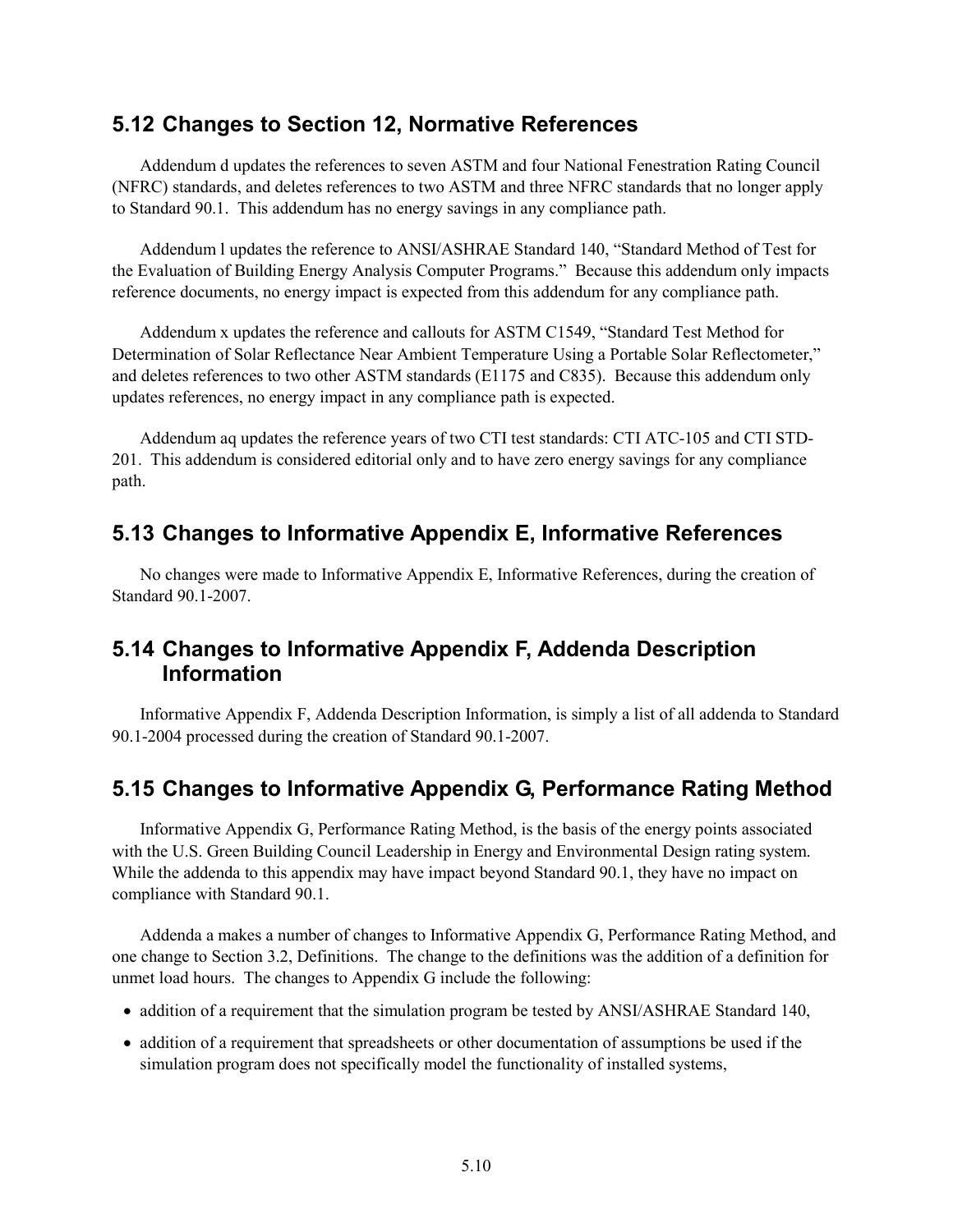## 5.12 Changes to Section 12, Normative References

Addendum d updates the references to seven ASTM and four National Fenestration Rating Council (NFRC) standards, and deletes references to two ASTM and three NFRC standards that no longer apply to Standard 90.1. This addendum has no energy savings in any compliance path.

Addendum l updates the reference to ANSI/ASHRAE Standard 140, "Standard Method of Test for the Evaluation of Building Energy Analysis Computer Programs." Because this addendum only impacts reference documents, no energy impact is expected from this addendum for any compliance path.

Addendum x updates the reference and callouts for ASTM C1549, "Standard Test Method for Determination of Solar Reflectance Near Ambient Temperature Using a Portable Solar Reflectometer," and deletes references to two other ASTM standards (E1175 and C835). Because this addendum only updates references, no energy impact in any compliance path is expected.

Addendum aq updates the reference years of two CTI test standards: CTI ATC-105 and CTI STD-201. This addendum is considered editorial only and to have zero energy savings for any compliance path.

## 5.13 Changes to Informative Appendix E, Informative References

No changes were made to Informative Appendix E, Informative References, during the creation of Standard 90.1-2007.

## 5.14 Changes to Informative Appendix F, Addenda Description Information

Informative Appendix F, Addenda Description Information, is simply a list of all addenda to Standard 90.1-2004 processed during the creation of Standard 90.1-2007.

## 5.15 Changes to Informative Appendix G, Performance Rating Method

Informative Appendix G, Performance Rating Method, is the basis of the energy points associated with the U.S. Green Building Council Leadership in Energy and Environmental Design rating system. While the addenda to this appendix may have impact beyond Standard 90.1, they have no impact on compliance with Standard 90.1.

Addenda a makes a number of changes to Informative Appendix G, Performance Rating Method, and one change to Section 3.2, Definitions. The change to the definitions was the addition of a definition for unmet load hours. The changes to Appendix G include the following:

- addition of a requirement that the simulation program be tested by ANSI/ASHRAE Standard 140,
- addition of a requirement that spreadsheets or other documentation of assumptions be used if the simulation program does not specifically model the functionality of installed systems,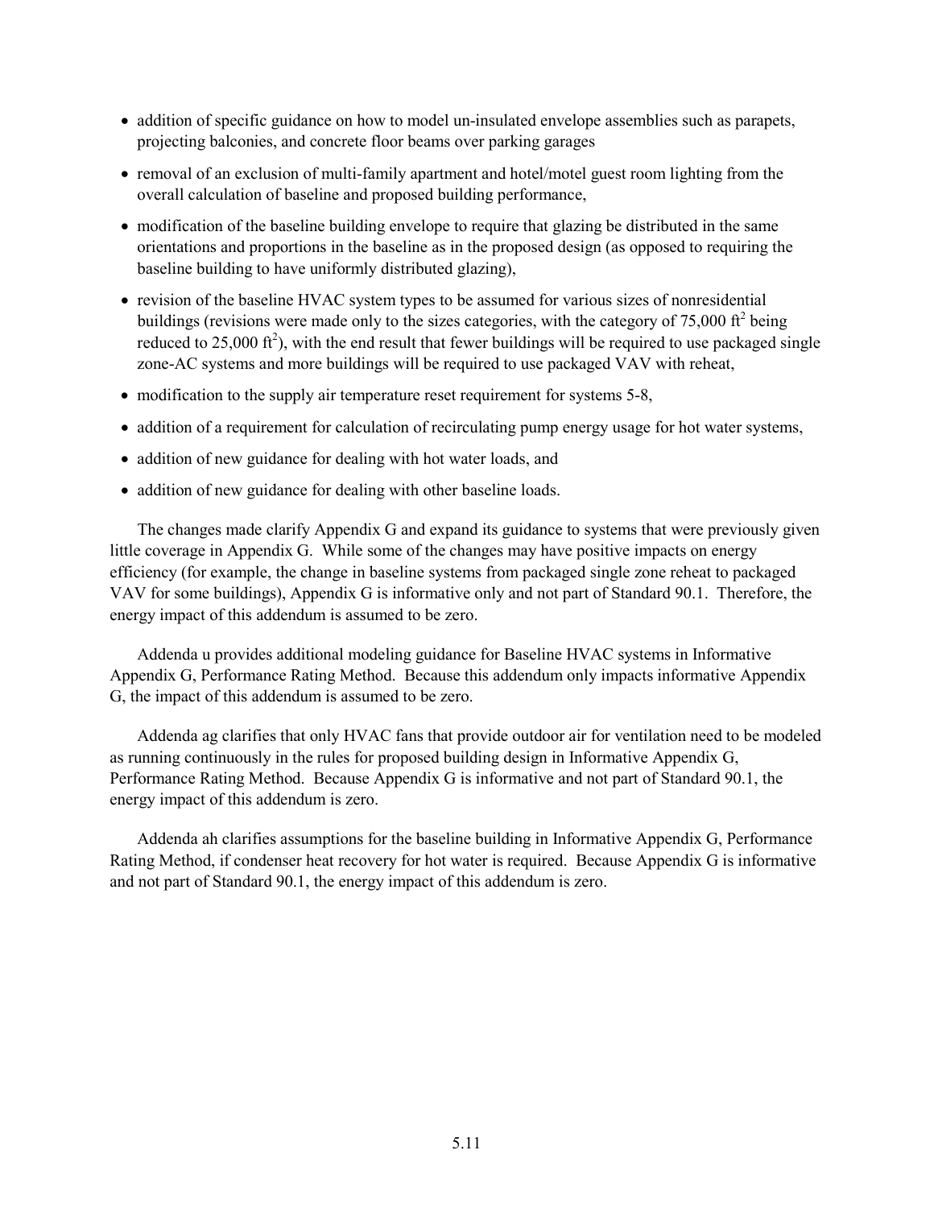- addition of specific guidance on how to model un-insulated envelope assemblies such as parapets, projecting balconies, and concrete floor beams over parking garages
- removal of an exclusion of multi-family apartment and hotel/motel guest room lighting from the overall calculation of baseline and proposed building performance,
- modification of the baseline building envelope to require that glazing be distributed in the same orientations and proportions in the baseline as in the proposed design (as opposed to requiring the baseline building to have uniformly distributed glazing),
- revision of the baseline HVAC system types to be assumed for various sizes of nonresidential buildings (revisions were made only to the sizes categories, with the category of 75,000 $ft^2$ being reduced to 25,000 $ft^2$), with the end result that fewer buildings will be required to use packaged single zone-AC systems and more buildings will be required to use packaged VAV with reheat,
- modification to the supply air temperature reset requirement for systems 5-8,
- addition of a requirement for calculation of recirculating pump energy usage for hot water systems,
- addition of new guidance for dealing with hot water loads, and
- addition of new guidance for dealing with other baseline loads.

The changes made clarify Appendix G and expand its guidance to systems that were previously given little coverage in Appendix G. While some of the changes may have positive impacts on energy efficiency (for example, the change in baseline systems from packaged single zone reheat to packaged VAV for some buildings), Appendix G is informative only and not part of Standard 90.1. Therefore, the energy impact of this addendum is assumed to be zero.

Addenda u provides additional modeling guidance for Baseline HVAC systems in Informative Appendix G, Performance Rating Method. Because this addendum only impacts informative Appendix G, the impact of this addendum is assumed to be zero.

Addenda ag clarifies that only HVAC fans that provide outdoor air for ventilation need to be modeled as running continuously in the rules for proposed building design in Informative Appendix G, Performance Rating Method. Because Appendix G is informative and not part of Standard 90.1, the energy impact of this addendum is zero.

Addenda ah clarifies assumptions for the baseline building in Informative Appendix G, Performance Rating Method, if condenser heat recovery for hot water is required. Because Appendix G is informative and not part of Standard 90.1, the energy impact of this addendum is zero.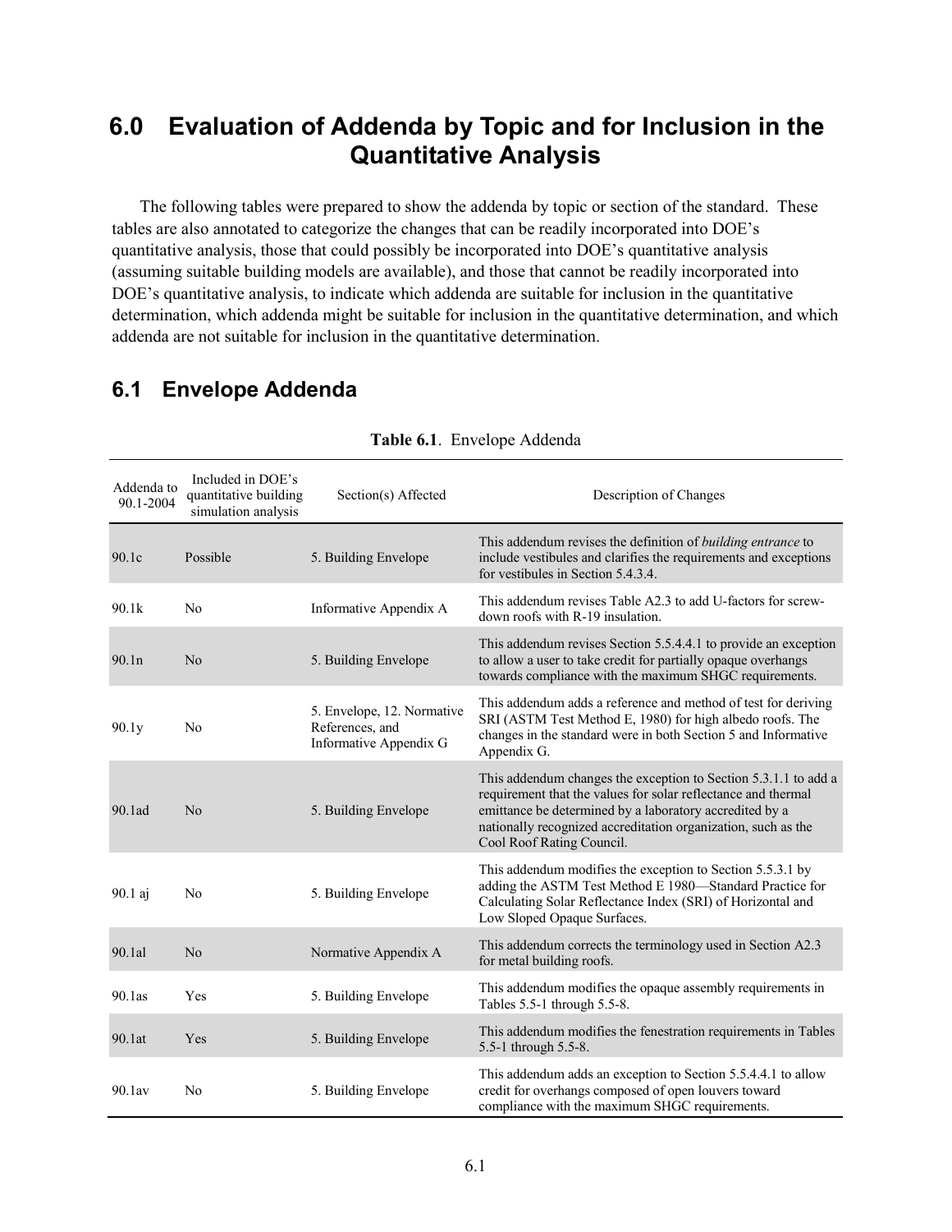# 6.0 Evaluation of Addenda by Topic and for Inclusion in the Quantitative Analysis

The following tables were prepared to show the addenda by topic or section of the standard. These tables are also annotated to categorize the changes that can be readily incorporated into DOE's quantitative analysis, those that could possibly be incorporated into DOE's quantitative analysis (assuming suitable building models are available), and those that cannot be readily incorporated into DOE's quantitative analysis, to indicate which addenda are suitable for inclusion in the quantitative determination, which addenda might be suitable for inclusion in the quantitative determination, and which addenda are not suitable for inclusion in the quantitative determination.

## 6.1 Envelope Addenda

**Table 6.1**. Envelope Addenda

| Addenda to 90.1-2004 | Included in DOE's quantitative building simulation analysis | Section(s) Affected | Description of Changes |
|---|---|---|---|
| 90.1c | Possible | 5. Building Envelope | This addendum revises the definition of *building entrance* to include vestibules and clarifies the requirements and exceptions for vestibules in Section 5.4.3.4. |
| 90.1k | No | Informative Appendix A | This addendum revises Table A2.3 to add U-factors for screw-down roofs with R-19 insulation. |
| 90.1n | No | 5. Building Envelope | This addendum revises Section 5.5.4.4.1 to provide an exception to allow a user to take credit for partially opaque overhangs towards compliance with the maximum SHGC requirements. |
| 90.1y | No | 5. Envelope, 12. Normative References, and Informative Appendix G | This addendum adds a reference and method of test for deriving SRI (ASTM Test Method E, 1980) for high albedo roofs. The changes in the standard were in both Section 5 and Informative Appendix G. |
| 90.1ad | No | 5. Building Envelope | This addendum changes the exception to Section 5.3.1.1 to add a requirement that the values for solar reflectance and thermal emittance be determined by a laboratory accredited by a nationally recognized accreditation organization, such as the Cool Roof Rating Council. |
| 90.1 aj | No | 5. Building Envelope | This addendum modifies the exception to Section 5.5.3.1 by adding the ASTM Test Method E 1980—Standard Practice for Calculating Solar Reflectance Index (SRI) of Horizontal and Low Sloped Opaque Surfaces. |
| 90.1al | No | Normative Appendix A | This addendum corrects the terminology used in Section A2.3 for metal building roofs. |
| 90.1as | Yes | 5. Building Envelope | This addendum modifies the opaque assembly requirements in Tables 5.5-1 through 5.5-8. |
| 90.1at | Yes | 5. Building Envelope | This addendum modifies the fenestration requirements in Tables 5.5-1 through 5.5-8. |
| 90.1av | No | 5. Building Envelope | This addendum adds an exception to Section 5.5.4.4.1 to allow credit for overhangs composed of open louvers toward compliance with the maximum SHGC requirements. |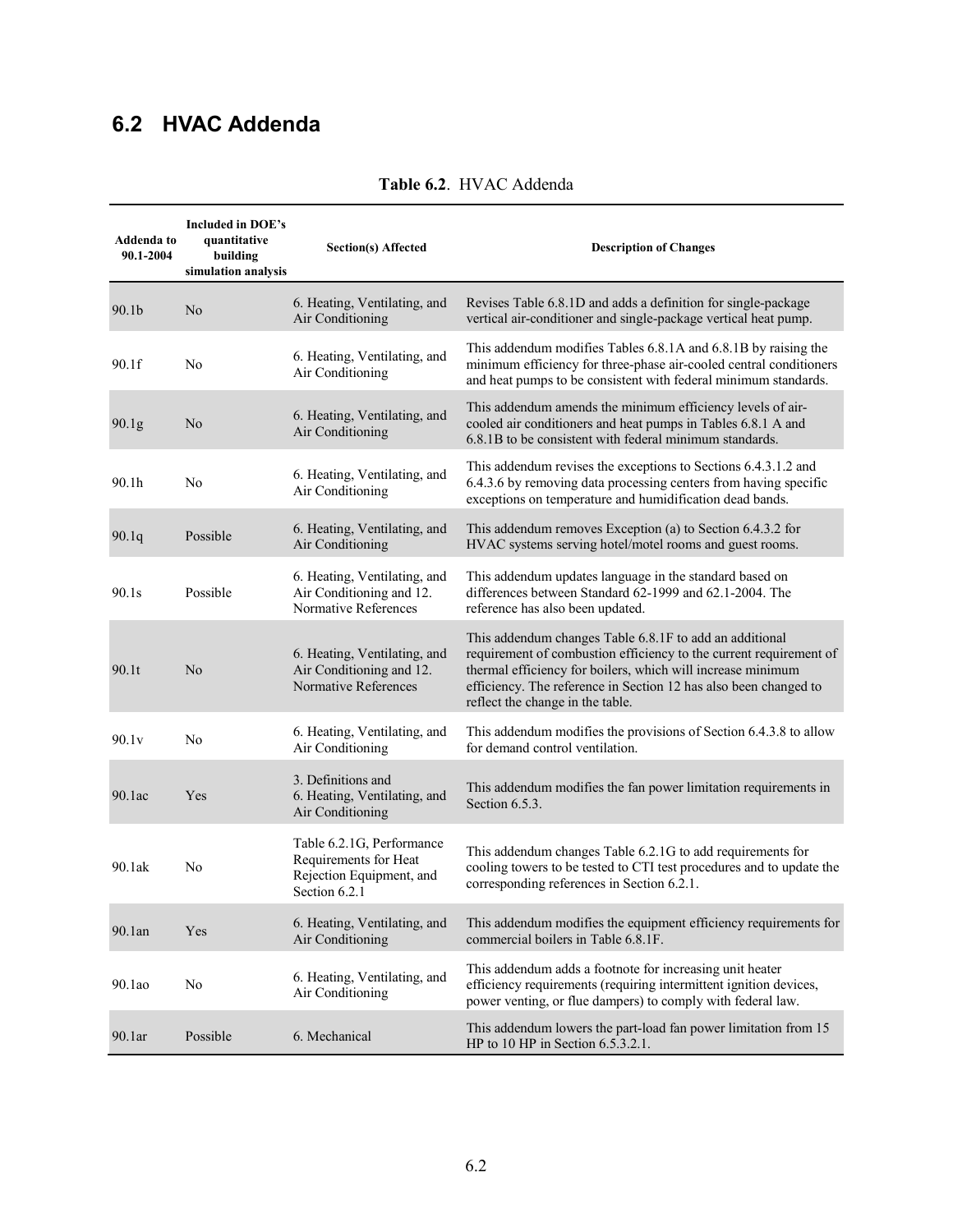## 6.2 HVAC Addenda

**Table 6.2**. HVAC Addenda

| Addenda to 90.1-2004 | Included in DOE's quantitative building simulation analysis | Section(s) Affected | Description of Changes |
|---|---|---|---|
| 90.1b | No | 6. Heating, Ventilating, and Air Conditioning | Revises Table 6.8.1D and adds a definition for single-package vertical air-conditioner and single-package vertical heat pump. |
| 90.1f | No | 6. Heating, Ventilating, and Air Conditioning | This addendum modifies Tables 6.8.1A and 6.8.1B by raising the minimum efficiency for three-phase air-cooled central conditioners and heat pumps to be consistent with federal minimum standards. |
| 90.1g | No | 6. Heating, Ventilating, and Air Conditioning | This addendum amends the minimum efficiency levels of air-cooled air conditioners and heat pumps in Tables 6.8.1 A and 6.8.1B to be consistent with federal minimum standards. |
| 90.1h | No | 6. Heating, Ventilating, and Air Conditioning | This addendum revises the exceptions to Sections 6.4.3.1.2 and 6.4.3.6 by removing data processing centers from having specific exceptions on temperature and humidification dead bands. |
| 90.1q | Possible | 6. Heating, Ventilating, and Air Conditioning | This addendum removes Exception (a) to Section 6.4.3.2 for HVAC systems serving hotel/motel rooms and guest rooms. |
| 90.1s | Possible | 6. Heating, Ventilating, and Air Conditioning and 12. Normative References | This addendum updates language in the standard based on differences between Standard 62-1999 and 62.1-2004. The reference has also been updated. |
| 90.1t | No | 6. Heating, Ventilating, and Air Conditioning and 12. Normative References | This addendum changes Table 6.8.1F to add an additional requirement of combustion efficiency to the current requirement of thermal efficiency for boilers, which will increase minimum efficiency. The reference in Section 12 has also been changed to reflect the change in the table. |
| 90.1v | No | 6. Heating, Ventilating, and Air Conditioning | This addendum modifies the provisions of Section 6.4.3.8 to allow for demand control ventilation. |
| 90.1ac | Yes | 3. Definitions and 6. Heating, Ventilating, and Air Conditioning | This addendum modifies the fan power limitation requirements in Section 6.5.3. |
| 90.1ak | No | Table 6.2.1G, Performance Requirements for Heat Rejection Equipment, and Section 6.2.1 | This addendum changes Table 6.2.1G to add requirements for cooling towers to be tested to CTI test procedures and to update the corresponding references in Section 6.2.1. |
| 90.1an | Yes | 6. Heating, Ventilating, and Air Conditioning | This addendum modifies the equipment efficiency requirements for commercial boilers in Table 6.8.1F. |
| 90.1ao | No | 6. Heating, Ventilating, and Air Conditioning | This addendum adds a footnote for increasing unit heater efficiency requirements (requiring intermittent ignition devices, power venting, or flue dampers) to comply with federal law. |
| 90.1ar | Possible | 6. Mechanical | This addendum lowers the part-load fan power limitation from 15 HP to 10 HP in Section 6.5.3.2.1. |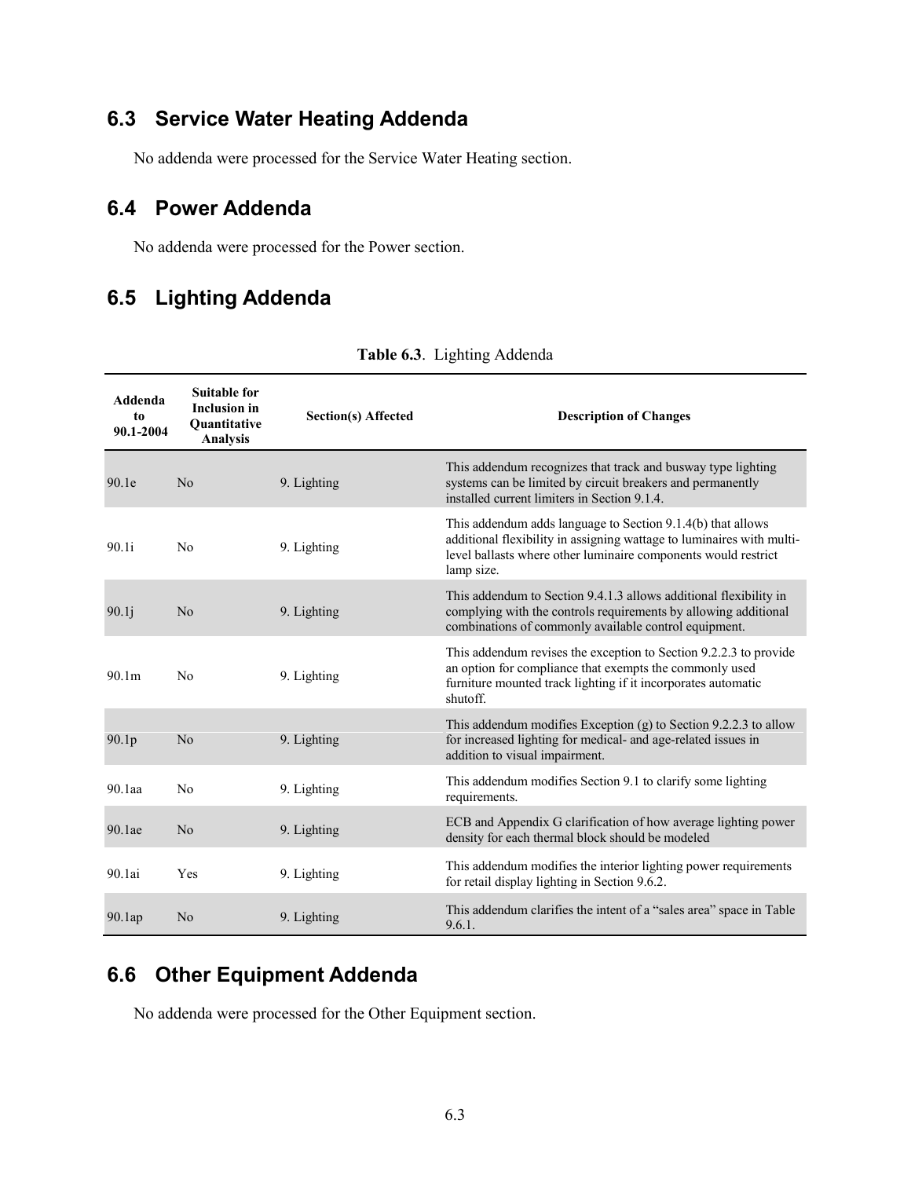## 6.3 Service Water Heating Addenda

No addenda were processed for the Service Water Heating section.

## 6.4 Power Addenda

No addenda were processed for the Power section.

## 6.5 Lighting Addenda

**Table 6.3**. Lighting Addenda

| Addenda to 90.1-2004 | Suitable for Inclusion in Quantitative Analysis | Section(s) Affected | Description of Changes |
|---|---|---|---|
| 90.1e | No | 9. Lighting | This addendum recognizes that track and busway type lighting systems can be limited by circuit breakers and permanently installed current limiters in Section 9.1.4. |
| 90.1i | No | 9. Lighting | This addendum adds language to Section 9.1.4(b) that allows additional flexibility in assigning wattage to luminaires with multi-level ballasts where other luminaire components would restrict lamp size. |
| 90.1j | No | 9. Lighting | This addendum to Section 9.4.1.3 allows additional flexibility in complying with the controls requirements by allowing additional combinations of commonly available control equipment. |
| 90.1m | No | 9. Lighting | This addendum revises the exception to Section 9.2.2.3 to provide an option for compliance that exempts the commonly used furniture mounted track lighting if it incorporates automatic shutoff. |
| 90.1p | No | 9. Lighting | This addendum modifies Exception (g) to Section 9.2.2.3 to allow for increased lighting for medical- and age-related issues in addition to visual impairment. |
| 90.1aa | No | 9. Lighting | This addendum modifies Section 9.1 to clarify some lighting requirements. |
| 90.1ae | No | 9. Lighting | ECB and Appendix G clarification of how average lighting power density for each thermal block should be modeled |
| 90.1ai | Yes | 9. Lighting | This addendum modifies the interior lighting power requirements for retail display lighting in Section 9.6.2. |
| 90.1ap | No | 9. Lighting | This addendum clarifies the intent of a "sales area" space in Table 9.6.1. |

## 6.6 Other Equipment Addenda

No addenda were processed for the Other Equipment section.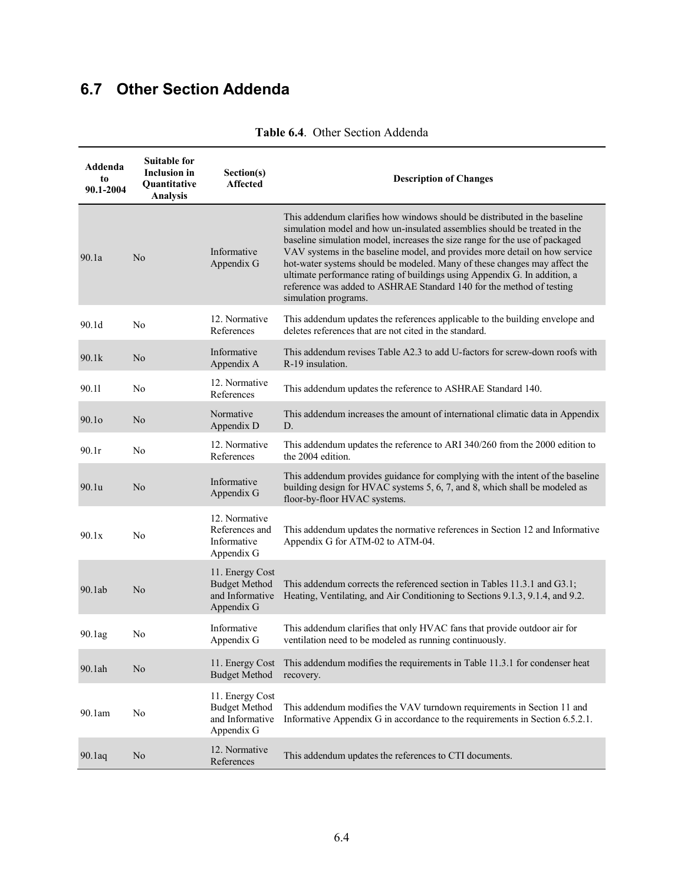## 6.7 Other Section Addenda

**Table 6.4**. Other Section Addenda

| Addenda to 90.1-2004 | Suitable for Inclusion in Quantitative Analysis | Section(s) Affected | Description of Changes |
|---|---|---|---|
| 90.1a | No | Informative Appendix G | This addendum clarifies how windows should be distributed in the baseline simulation model and how un-insulated assemblies should be treated in the baseline simulation model, increases the size range for the use of packaged VAV systems in the baseline model, and provides more detail on how service hot-water systems should be modeled. Many of these changes may affect the ultimate performance rating of buildings using Appendix G. In addition, a reference was added to ASHRAE Standard 140 for the method of testing simulation programs. |
| 90.1d | No | 12. Normative References | This addendum updates the references applicable to the building envelope and deletes references that are not cited in the standard. |
| 90.1k | No | Informative Appendix A | This addendum revises Table A2.3 to add U-factors for screw-down roofs with R-19 insulation. |
| 90.1l | No | 12. Normative References | This addendum updates the reference to ASHRAE Standard 140. |
| 90.1o | No | Normative Appendix D | This addendum increases the amount of international climatic data in Appendix D. |
| 90.1r | No | 12. Normative References | This addendum updates the reference to ARI 340/260 from the 2000 edition to the 2004 edition. |
| 90.1u | No | Informative Appendix G | This addendum provides guidance for complying with the intent of the baseline building design for HVAC systems 5, 6, 7, and 8, which shall be modeled as floor-by-floor HVAC systems. |
| 90.1x | No | 12. Normative References and Informative Appendix G | This addendum updates the normative references in Section 12 and Informative Appendix G for ATM-02 to ATM-04. |
| 90.1ab | No | 11. Energy Cost Budget Method and Informative Appendix G | This addendum corrects the referenced section in Tables 11.3.1 and G3.1; Heating, Ventilating, and Air Conditioning to Sections 9.1.3, 9.1.4, and 9.2. |
| 90.1ag | No | Informative Appendix G | This addendum clarifies that only HVAC fans that provide outdoor air for ventilation need to be modeled as running continuously. |
| 90.1ah | No | 11. Energy Cost Budget Method | This addendum modifies the requirements in Table 11.3.1 for condenser heat recovery. |
| 90.1am | No | 11. Energy Cost Budget Method and Informative Appendix G | This addendum modifies the VAV turndown requirements in Section 11 and Informative Appendix G in accordance to the requirements in Section 6.5.2.1. |
| 90.1aq | No | 12. Normative References | This addendum updates the references to CTI documents. |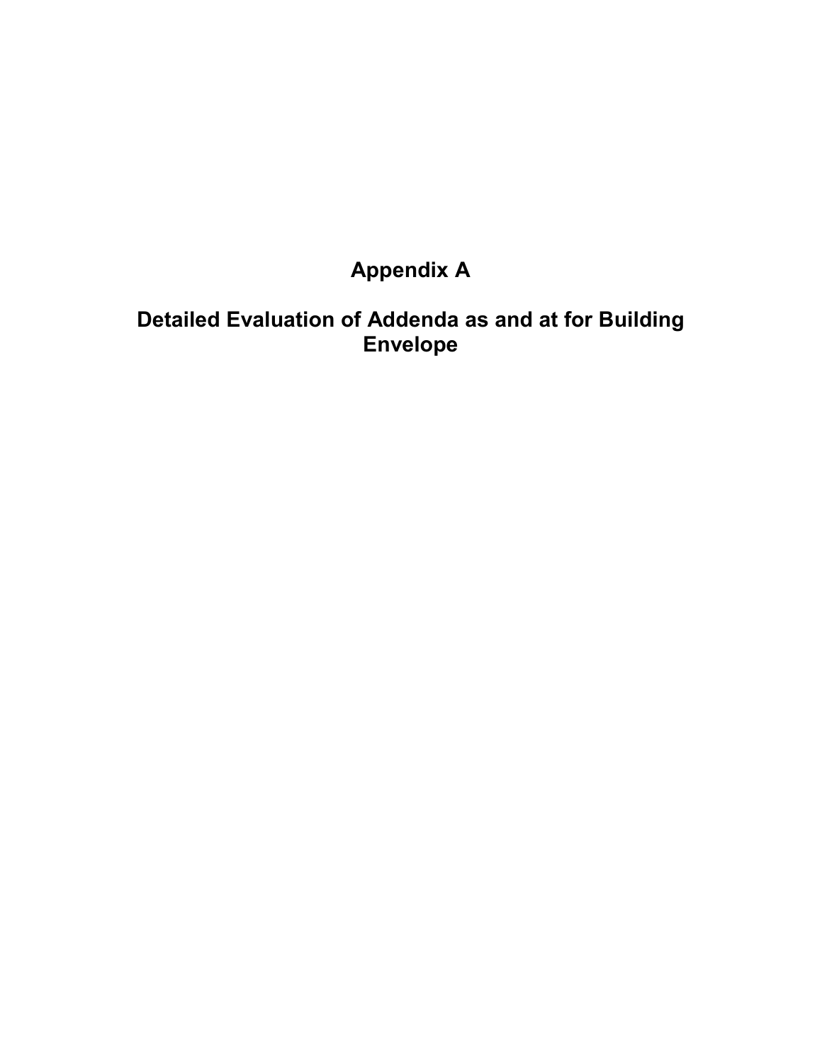# Appendix A

# Detailed Evaluation of Addenda as and at for Building Envelope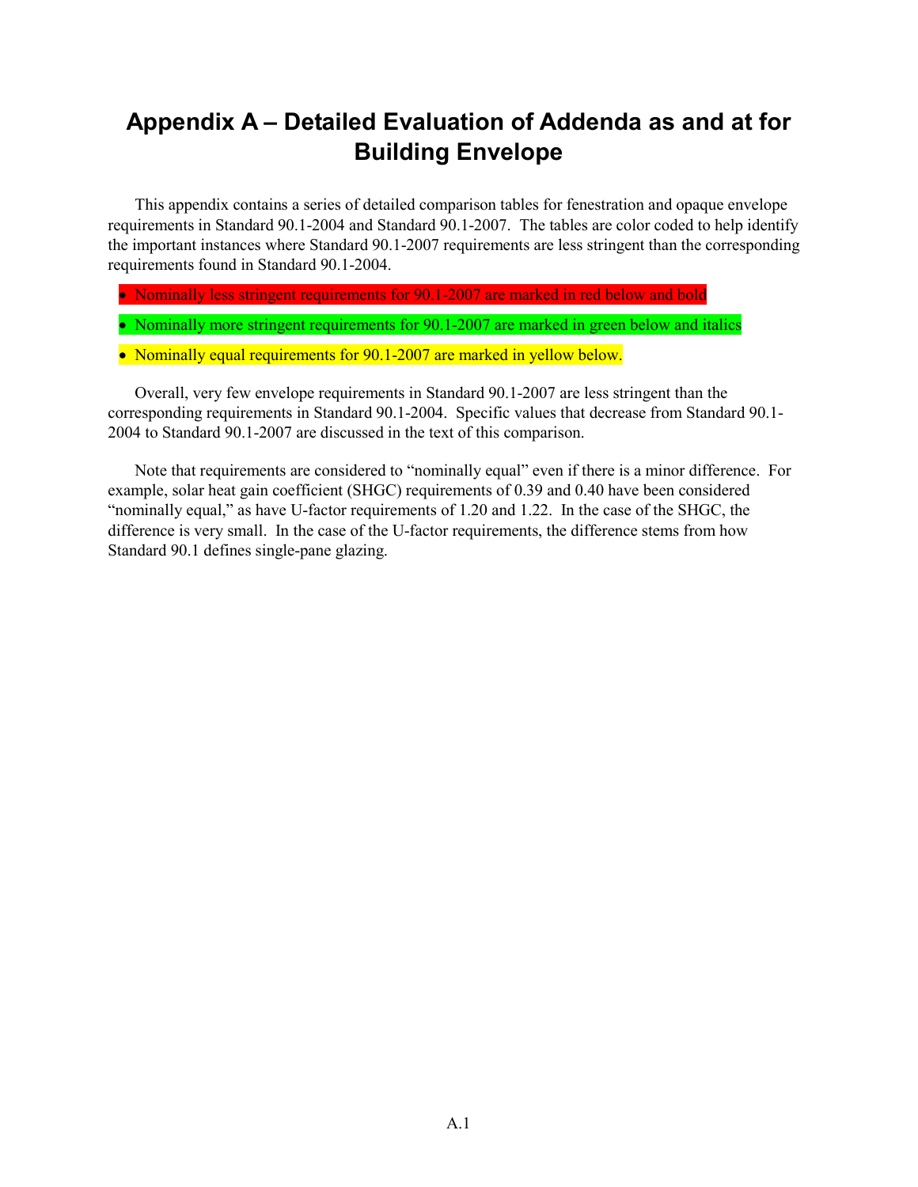# Appendix A – Detailed Evaluation of Addenda as and at for Building Envelope

This appendix contains a series of detailed comparison tables for fenestration and opaque envelope requirements in Standard 90.1-2004 and Standard 90.1-2007. The tables are color coded to help identify the important instances where Standard 90.1-2007 requirements are less stringent than the corresponding requirements found in Standard 90.1-2004.

- Nominally less stringent requirements for 90.1-2007 are marked in red below and bold
- Nominally more stringent requirements for 90.1-2007 are marked in green below and italics
- Nominally equal requirements for 90.1-2007 are marked in yellow below.

Overall, very few envelope requirements in Standard 90.1-2007 are less stringent than the corresponding requirements in Standard 90.1-2004. Specific values that decrease from Standard 90.1-2004 to Standard 90.1-2007 are discussed in the text of this comparison.

Note that requirements are considered to "nominally equal" even if there is a minor difference. For example, solar heat gain coefficient (SHGC) requirements of 0.39 and 0.40 have been considered "nominally equal," as have U-factor requirements of 1.20 and 1.22. In the case of the SHGC, the difference is very small. In the case of the U-factor requirements, the difference stems from how Standard 90.1 defines single-pane glazing.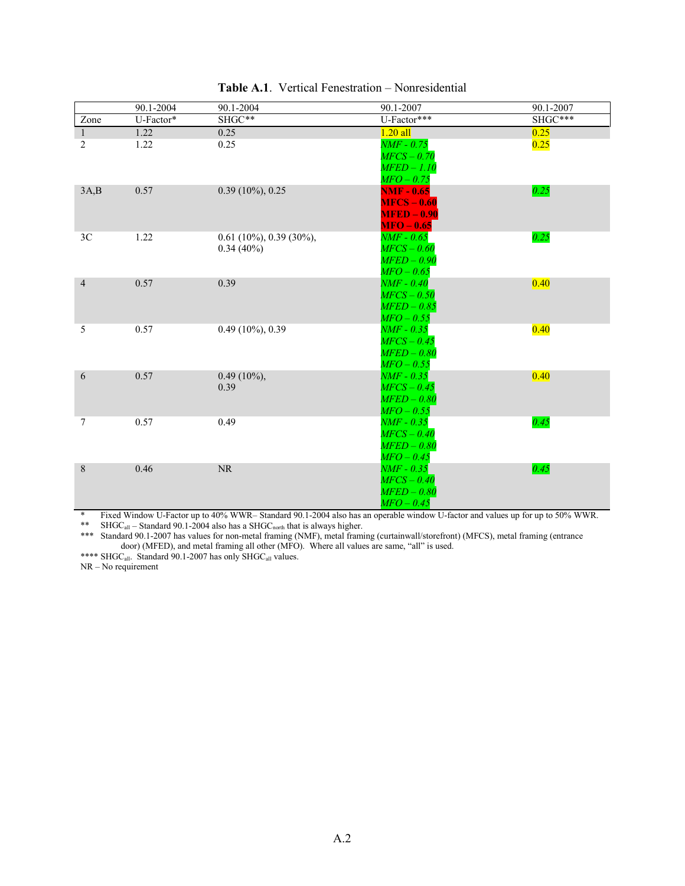**Table A.1**. Vertical Fenestration – Nonresidential

| Zone | 90.1-2004 U-Factor* | 90.1-2004 SHGC** | 90.1-2007 U-Factor*** | 90.1-2007 SHGC*** |
|---|---|---|---|---|
| 1 | 1.22 | 0.25 | 1.20 all | 0.25 |
| 2 | 1.22 | 0.25 | *NMF - 0.75*<br>*MFCS – 0.70*<br>*MFED – 1.10*<br>*MFO – 0.75* | 0.25 |
| 3A,B | 0.57 | 0.39 (10%), 0.25 | **NMF - 0.65**<br>**MFCS – 0.60**<br>**MFED – 0.90**<br>**MFO – 0.65** | *0.25* |
| 3C | 1.22 | 0.61 (10%), 0.39 (30%), 0.34 (40%) | *NMF - 0.65*<br>*MFCS – 0.60*<br>*MFED – 0.90*<br>*MFO – 0.65* | *0.25* |
| 4 | 0.57 | 0.39 | *NMF - 0.40*<br>*MFCS – 0.50*<br>*MFED – 0.85*<br>*MFO – 0.55* | 0.40 |
| 5 | 0.57 | 0.49 (10%), 0.39 | *NMF - 0.35*<br>*MFCS – 0.45*<br>*MFED – 0.80*<br>*MFO – 0.55* | 0.40 |
| 6 | 0.57 | 0.49 (10%), 0.39 | *NMF - 0.35*<br>*MFCS – 0.45*<br>*MFED – 0.80*<br>*MFO – 0.55* | 0.40 |
| 7 | 0.57 | 0.49 | *NMF - 0.35*<br>*MFCS – 0.40*<br>*MFED – 0.80*<br>*MFO – 0.45* | *0.45* |
| 8 | 0.46 | NR | *NMF - 0.35*<br>*MFCS – 0.40*<br>*MFED – 0.80*<br>*MFO – 0.45* | *0.45* |

\* Fixed Window U-Factor up to 40% WWR– Standard 90.1-2004 also has an operable window U-factor and values up for up to 50% WWR.

** $SHGC_{all}$ – Standard 90.1-2004 also has a $SHGC_{north}$ that is always higher.

*** Standard 90.1-2007 has values for non-metal framing (NMF), metal framing (curtainwall/storefront) (MFCS), metal framing (entrance door) (MFED), and metal framing all other (MFO). Where all values are same, "all" is used.

**** $SHGC_{all}$. Standard 90.1-2007 has only $SHGC_{all}$ values.

NR – No requirement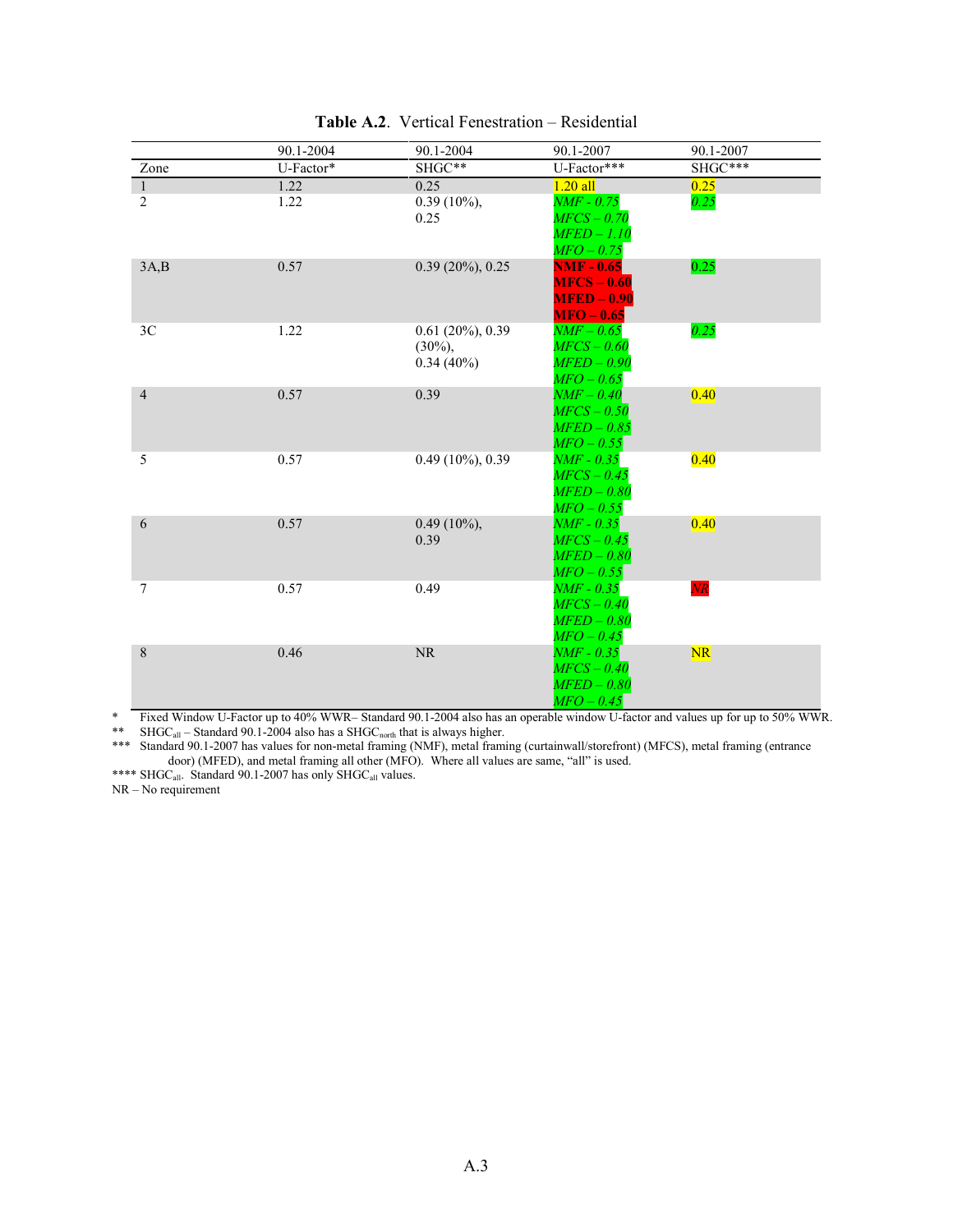**Table A.2**. Vertical Fenestration – Residential

| Zone | 90.1-2004 U-Factor* | 90.1-2004 SHGC** | 90.1-2007 U-Factor*** | 90.1-2007 SHGC*** |
|---|---|---|---|---|
| 1 | 1.22 | 0.25 | 1.20 all | 0.25 |
| 2 | 1.22 | 0.39 (10%), 0.25 | *NMF - 0.75*<br>*MFCS – 0.70*<br>*MFED – 1.10*<br>*MFO – 0.75* | *0.25* |
| 3A,B | 0.57 | 0.39 (20%), 0.25 | **NMF - 0.65**<br>**MFCS – 0.60**<br>**MFED – 0.90**<br>**MFO – 0.65** | 0.25 |
| 3C | 1.22 | 0.61 (20%), 0.39 (30%), 0.34 (40%) | *NMF – 0.65*<br>*MFCS – 0.60*<br>*MFED – 0.90*<br>*MFO – 0.65* | *0.25* |
| 4 | 0.57 | 0.39 | *NMF – 0.40*<br>*MFCS – 0.50*<br>*MFED – 0.85*<br>*MFO – 0.55* | 0.40 |
| 5 | 0.57 | 0.49 (10%), 0.39 | *NMF - 0.35*<br>*MFCS – 0.45*<br>*MFED – 0.80*<br>*MFO – 0.55* | 0.40 |
| 6 | 0.57 | 0.49 (10%), 0.39 | *NMF - 0.35*<br>*MFCS – 0.45*<br>*MFED – 0.80*<br>*MFO – 0.55* | 0.40 |
| 7 | 0.57 | 0.49 | *NMF - 0.35*<br>*MFCS – 0.40*<br>*MFED – 0.80*<br>*MFO – 0.45* | *NR* |
| 8 | 0.46 | NR | *NMF - 0.35*<br>*MFCS – 0.40*<br>*MFED – 0.80*<br>*MFO – 0.45* | NR |

\* Fixed Window U-Factor up to 40% WWR– Standard 90.1-2004 also has an operable window U-factor and values up for up to 50% WWR.

\*\* $SHGC_{all}$ – Standard 90.1-2004 also has a $SHGC_{north}$ that is always higher.

\*\*\* Standard 90.1-2007 has values for non-metal framing (NMF), metal framing (curtainwall/storefront) (MFCS), metal framing (entrance door) (MFED), and metal framing all other (MFO). Where all values are same, "all" is used.

\*\*\*\* $SHGC_{all}$. Standard 90.1-2007 has only $SHGC_{all}$ values.

NR – No requirement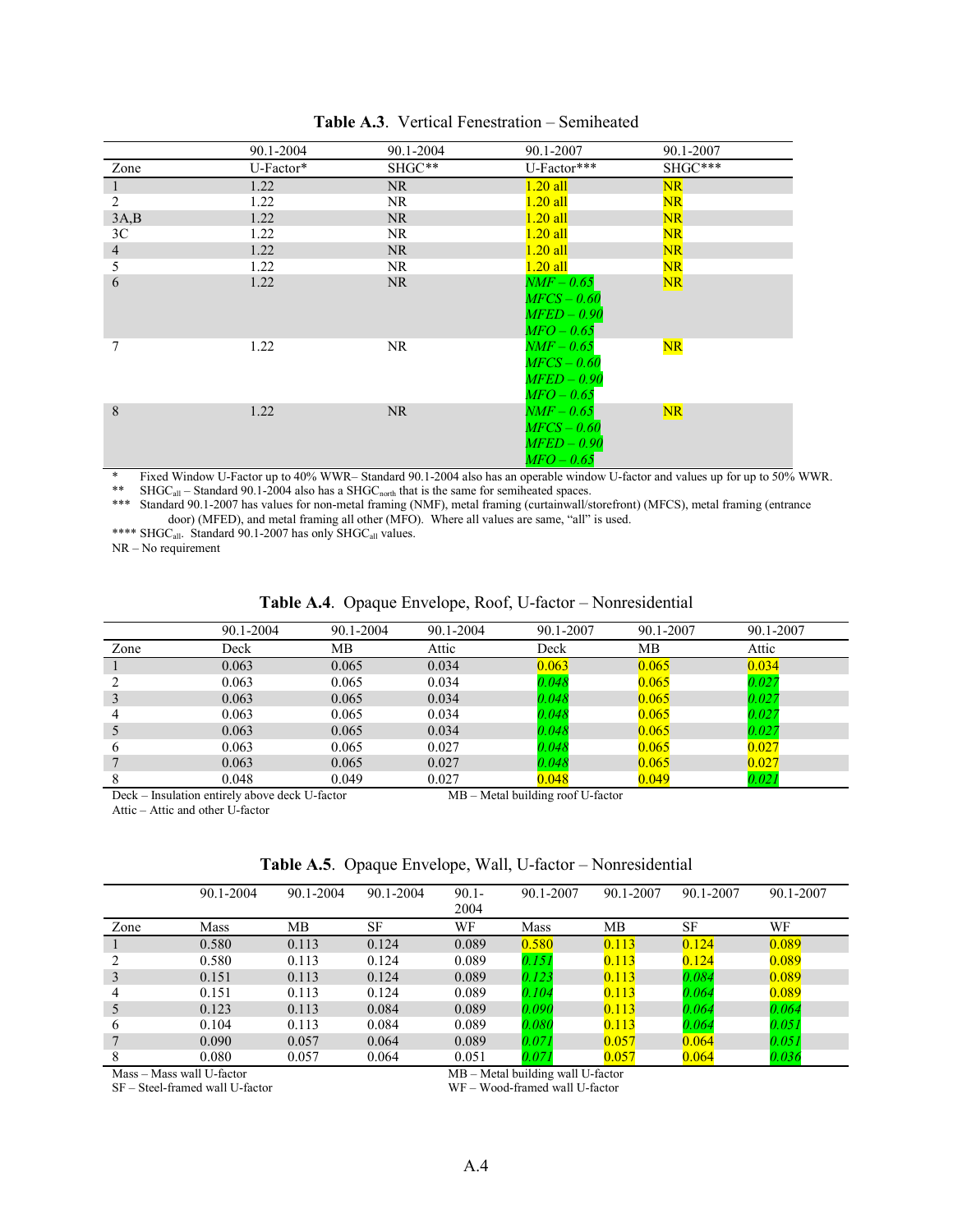**Table A.3**. Vertical Fenestration – Semiheated

| | 90.1-2004 | 90.1-2004 | 90.1-2007 | 90.1-2007 |
|---|---|---|---|---|
| Zone | U-Factor* | SHGC** | U-Factor*** | SHGC*** |
| 1 | 1.22 | NR | 1.20 all | NR |
| 2 | 1.22 | NR | 1.20 all | NR |
| 3A,B | 1.22 | NR | 1.20 all | NR |
| 3C | 1.22 | NR | 1.20 all | NR |
| 4 | 1.22 | NR | 1.20 all | NR |
| 5 | 1.22 | NR | 1.20 all | NR |
| 6 | 1.22 | NR | *NMF – 0.65*<br>*MFCS – 0.60*<br>*MFED – 0.90*<br>*MFO – 0.65* | NR |
| 7 | 1.22 | NR | *NMF – 0.65*<br>*MFCS – 0.60*<br>*MFED – 0.90*<br>*MFO – 0.65* | NR |
| 8 | 1.22 | NR | *NMF – 0.65*<br>*MFCS – 0.60*<br>*MFED – 0.90*<br>*MFO – 0.65* | NR |

\* Fixed Window U-Factor up to 40% WWR– Standard 90.1-2004 also has an operable window U-factor and values up for up to 50% WWR.
** $SHGC_{all}$ – Standard 90.1-2004 also has a $SHGC_{north}$ that is the same for semiheated spaces.
*** Standard 90.1-2007 has values for non-metal framing (NMF), metal framing (curtainwall/storefront) (MFCS), metal framing (entrance door) (MFED), and metal framing all other (MFO). Where all values are same, "all" is used.
**** $SHGC_{all}$. Standard 90.1-2007 has only $SHGC_{all}$ values.
NR – No requirement

**Table A.4**. Opaque Envelope, Roof, U-factor – Nonresidential

| | 90.1-2004 | 90.1-2004 | 90.1-2004 | 90.1-2007 | 90.1-2007 | 90.1-2007 |
|---|---|---|---|---|---|---|
| Zone | Deck | MB | Attic | Deck | MB | Attic |
| 1 | 0.063 | 0.065 | 0.034 | 0.063 | 0.065 | 0.034 |
| 2 | 0.063 | 0.065 | 0.034 | *0.048* | 0.065 | *0.027* |
| 3 | 0.063 | 0.065 | 0.034 | *0.048* | 0.065 | *0.027* |
| 4 | 0.063 | 0.065 | 0.034 | *0.048* | 0.065 | *0.027* |
| 5 | 0.063 | 0.065 | 0.034 | *0.048* | 0.065 | *0.027* |
| 6 | 0.063 | 0.065 | 0.027 | *0.048* | 0.065 | 0.027 |
| 7 | 0.063 | 0.065 | 0.027 | *0.048* | 0.065 | 0.027 |
| 8 | 0.048 | 0.049 | 0.027 | 0.048 | 0.049 | *0.021* |

Deck – Insulation entirely above deck U-factor
MB – Metal building roof U-factor
Attic – Attic and other U-factor

**Table A.5**. Opaque Envelope, Wall, U-factor – Nonresidential

| | 90.1-2004 | 90.1-2004 | 90.1-2004 | 90.1-2004 | 90.1-2007 | 90.1-2007 | 90.1-2007 | 90.1-2007 |
|---|---|---|---|---|---|---|---|---|
| Zone | Mass | MB | SF | WF | Mass | MB | SF | WF |
| 1 | 0.580 | 0.113 | 0.124 | 0.089 | 0.580 | 0.113 | 0.124 | 0.089 |
| 2 | 0.580 | 0.113 | 0.124 | 0.089 | *0.151* | 0.113 | 0.124 | 0.089 |
| 3 | 0.151 | 0.113 | 0.124 | 0.089 | *0.123* | 0.113 | *0.084* | 0.089 |
| 4 | 0.151 | 0.113 | 0.124 | 0.089 | *0.104* | 0.113 | *0.064* | 0.089 |
| 5 | 0.123 | 0.113 | 0.084 | 0.089 | *0.090* | 0.113 | *0.064* | *0.064* |
| 6 | 0.104 | 0.113 | 0.084 | 0.089 | *0.080* | 0.113 | *0.064* | *0.051* |
| 7 | 0.090 | 0.057 | 0.064 | 0.089 | *0.071* | 0.057 | 0.064 | *0.051* |
| 8 | 0.080 | 0.057 | 0.064 | 0.051 | *0.071* | 0.057 | 0.064 | *0.036* |

Mass – Mass wall U-factor
MB – Metal building wall U-factor
SF – Steel-framed wall U-factor
WF – Wood-framed wall U-factor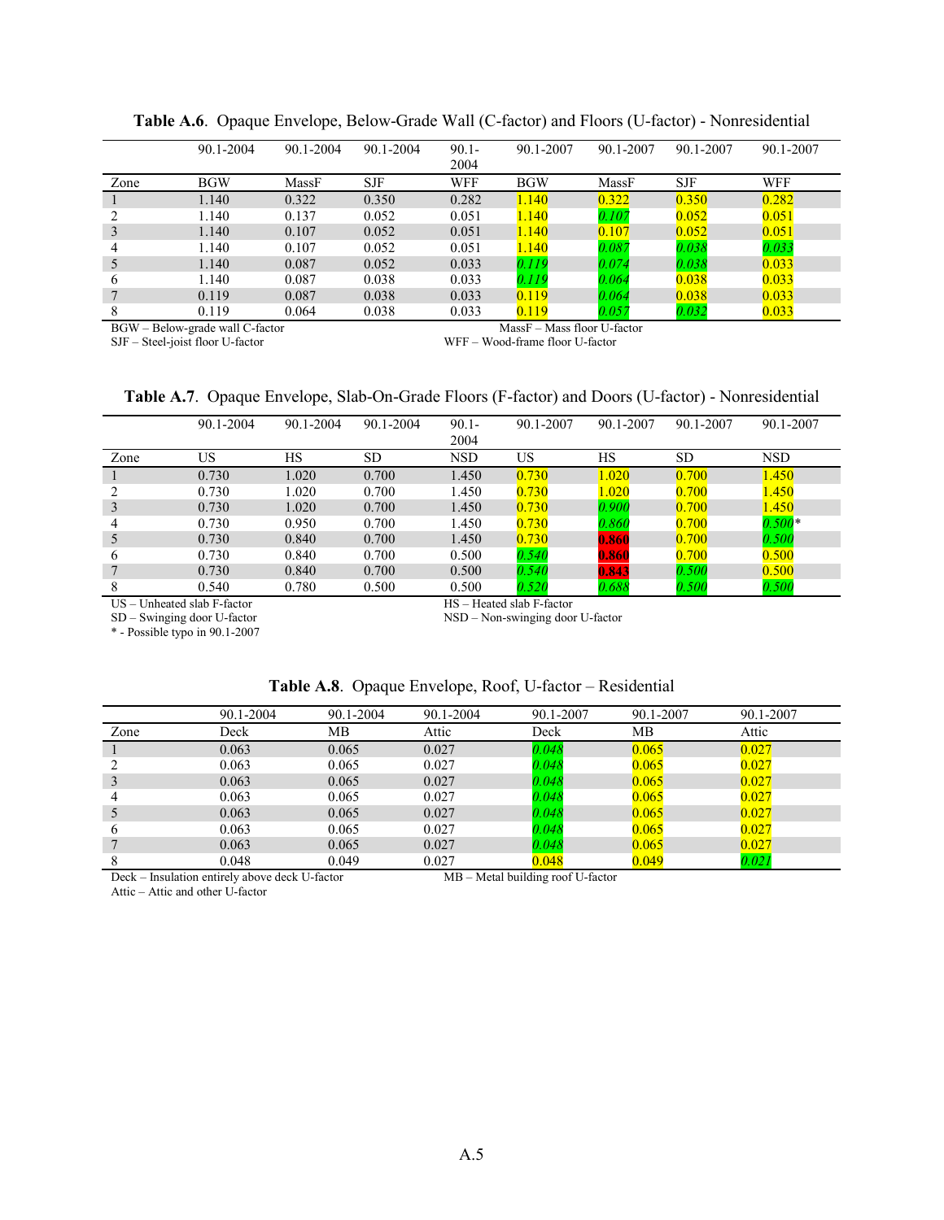**Table A.6**. Opaque Envelope, Below-Grade Wall (C-factor) and Floors (U-factor) - Nonresidential

| | 90.1-2004 | 90.1-2004 | 90.1-2004 | 90.1-2004 | 90.1-2007 | 90.1-2007 | 90.1-2007 | 90.1-2007 |
|---|---|---|---|---|---|---|---|---|
| Zone | BGW | MassF | SJF | WFF | BGW | MassF | SJF | WFF |
| 1 | 1.140 | 0.322 | 0.350 | 0.282 | 1.140 | 0.322 | 0.350 | 0.282 |
| 2 | 1.140 | 0.137 | 0.052 | 0.051 | 1.140 | *0.107* | 0.052 | 0.051 |
| 3 | 1.140 | 0.107 | 0.052 | 0.051 | 1.140 | 0.107 | 0.052 | 0.051 |
| 4 | 1.140 | 0.107 | 0.052 | 0.051 | 1.140 | *0.087* | *0.038* | *0.033* |
| 5 | 1.140 | 0.087 | 0.052 | 0.033 | *0.119* | *0.074* | *0.038* | 0.033 |
| 6 | 1.140 | 0.087 | 0.038 | 0.033 | *0.119* | *0.064* | 0.038 | 0.033 |
| 7 | 0.119 | 0.087 | 0.038 | 0.033 | 0.119 | *0.064* | 0.038 | 0.033 |
| 8 | 0.119 | 0.064 | 0.038 | 0.033 | 0.119 | *0.057* | *0.032* | 0.033 |

BGW – Below-grade wall C-factor  
MassF – Mass floor U-factor  
SJF – Steel-joist floor U-factor  
WFF – Wood-frame floor U-factor

**Table A.7**. Opaque Envelope, Slab-On-Grade Floors (F-factor) and Doors (U-factor) - Nonresidential

| | 90.1-2004 | 90.1-2004 | 90.1-2004 | 90.1-2004 | 90.1-2007 | 90.1-2007 | 90.1-2007 | 90.1-2007 |
|---|---|---|---|---|---|---|---|---|
| Zone | US | HS | SD | NSD | US | HS | SD | NSD |
| 1 | 0.730 | 1.020 | 0.700 | 1.450 | 0.730 | 1.020 | 0.700 | 1.450 |
| 2 | 0.730 | 1.020 | 0.700 | 1.450 | 0.730 | 1.020 | 0.700 | 1.450 |
| 3 | 0.730 | 1.020 | 0.700 | 1.450 | 0.730 | *0.900* | 0.700 | 1.450 |
| 4 | 0.730 | 0.950 | 0.700 | 1.450 | 0.730 | *0.860* | 0.700 | *0.500*\* |
| 5 | 0.730 | 0.840 | 0.700 | 1.450 | 0.730 | **0.860** | 0.700 | *0.500* |
| 6 | 0.730 | 0.840 | 0.700 | 0.500 | *0.540* | **0.860** | 0.700 | 0.500 |
| 7 | 0.730 | 0.840 | 0.700 | 0.500 | *0.540* | **0.843** | *0.500* | 0.500 |
| 8 | 0.540 | 0.780 | 0.500 | 0.500 | *0.520* | *0.688* | *0.500* | *0.500* |

US – Unheated slab F-factor  
HS – Heated slab F-factor  
SD – Swinging door U-factor  
NSD – Non-swinging door U-factor  
\* - Possible typo in 90.1-2007

**Table A.8**. Opaque Envelope, Roof, U-factor – Residential

| | 90.1-2004 | 90.1-2004 | 90.1-2004 | 90.1-2007 | 90.1-2007 | 90.1-2007 |
|---|---|---|---|---|---|---|
| Zone | Deck | MB | Attic | Deck | MB | Attic |
| 1 | 0.063 | 0.065 | 0.027 | *0.048* | 0.065 | 0.027 |
| 2 | 0.063 | 0.065 | 0.027 | *0.048* | 0.065 | 0.027 |
| 3 | 0.063 | 0.065 | 0.027 | *0.048* | 0.065 | 0.027 |
| 4 | 0.063 | 0.065 | 0.027 | *0.048* | 0.065 | 0.027 |
| 5 | 0.063 | 0.065 | 0.027 | *0.048* | 0.065 | 0.027 |
| 6 | 0.063 | 0.065 | 0.027 | *0.048* | 0.065 | 0.027 |
| 7 | 0.063 | 0.065 | 0.027 | *0.048* | 0.065 | 0.027 |
| 8 | 0.048 | 0.049 | 0.027 | 0.048 | 0.049 | *0.021* |

Deck – Insulation entirely above deck U-factor  
MB – Metal building roof U-factor  
Attic – Attic and other U-factor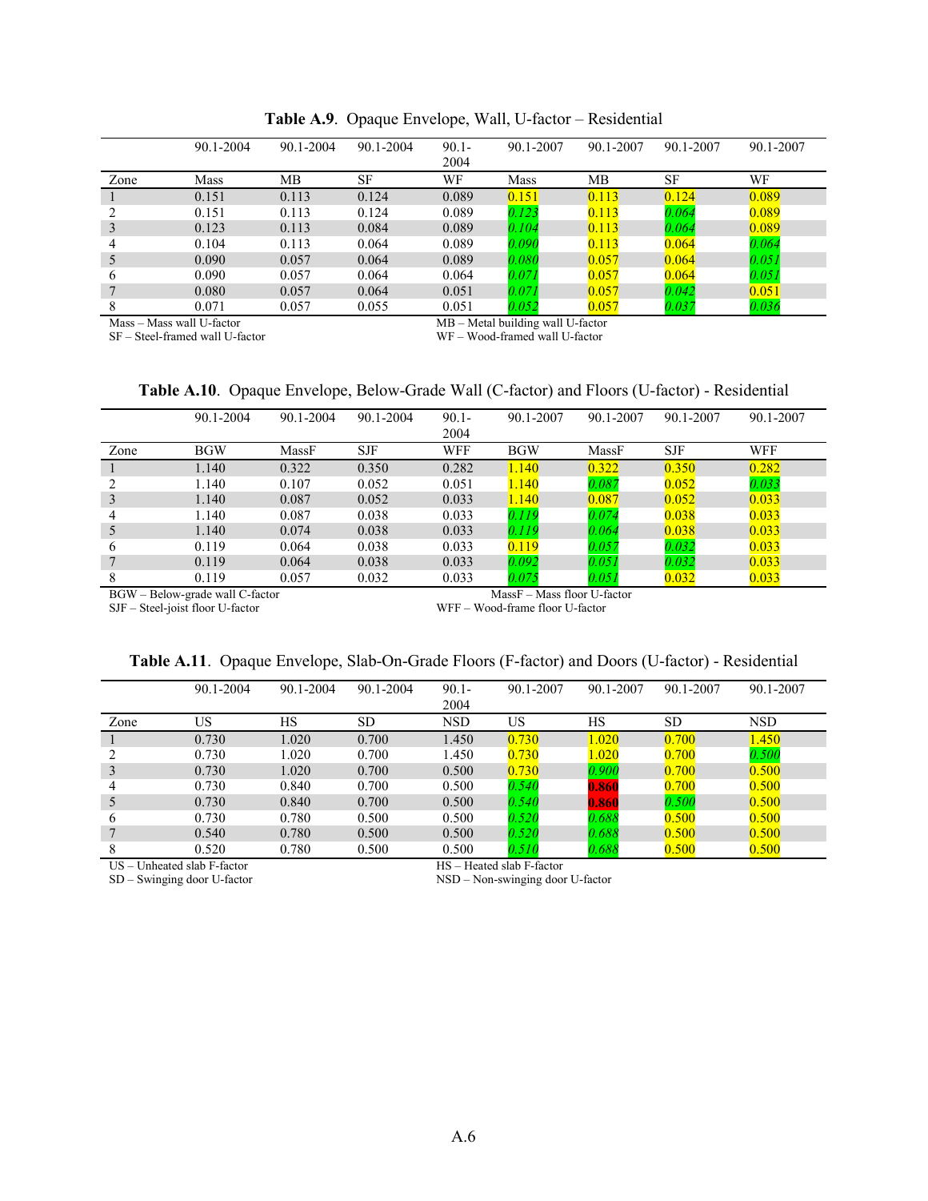**Table A.9**. Opaque Envelope, Wall, U-factor – Residential

| | 90.1-2004 | 90.1-2004 | 90.1-2004 | 90.1-2004 | 90.1-2007 | 90.1-2007 | 90.1-2007 | 90.1-2007 |
|---|---|---|---|---|---|---|---|---|
| Zone | Mass | MB | SF | WF | Mass | MB | SF | WF |
| 1 | 0.151 | 0.113 | 0.124 | 0.089 | 0.151 | 0.113 | 0.124 | 0.089 |
| 2 | 0.151 | 0.113 | 0.124 | 0.089 | *0.123* | 0.113 | *0.064* | 0.089 |
| 3 | 0.123 | 0.113 | 0.084 | 0.089 | *0.104* | 0.113 | *0.064* | 0.089 |
| 4 | 0.104 | 0.113 | 0.064 | 0.089 | *0.090* | 0.113 | 0.064 | *0.064* |
| 5 | 0.090 | 0.057 | 0.064 | 0.089 | *0.080* | 0.057 | 0.064 | *0.051* |
| 6 | 0.090 | 0.057 | 0.064 | 0.064 | *0.071* | 0.057 | 0.064 | *0.051* |
| 7 | 0.080 | 0.057 | 0.064 | 0.051 | *0.071* | 0.057 | *0.042* | 0.051 |
| 8 | 0.071 | 0.057 | 0.055 | 0.051 | *0.052* | 0.057 | *0.037* | *0.036* |

Mass – Mass wall U-factor
MB – Metal building wall U-factor
SF – Steel-framed wall U-factor
WF – Wood-framed wall U-factor

**Table A.10**. Opaque Envelope, Below-Grade Wall (C-factor) and Floors (U-factor) - Residential

| | 90.1-2004 | 90.1-2004 | 90.1-2004 | 90.1-2004 | 90.1-2007 | 90.1-2007 | 90.1-2007 | 90.1-2007 |
|---|---|---|---|---|---|---|---|---|
| Zone | BGW | MassF | SJF | WFF | BGW | MassF | SJF | WFF |
| 1 | 1.140 | 0.322 | 0.350 | 0.282 | 1.140 | 0.322 | 0.350 | 0.282 |
| 2 | 1.140 | 0.107 | 0.052 | 0.051 | 1.140 | *0.087* | 0.052 | *0.033* |
| 3 | 1.140 | 0.087 | 0.052 | 0.033 | 1.140 | 0.087 | 0.052 | 0.033 |
| 4 | 1.140 | 0.087 | 0.038 | 0.033 | *0.119* | *0.074* | 0.038 | 0.033 |
| 5 | 1.140 | 0.074 | 0.038 | 0.033 | *0.119* | *0.064* | 0.038 | 0.033 |
| 6 | 0.119 | 0.064 | 0.038 | 0.033 | 0.119 | *0.057* | *0.032* | 0.033 |
| 7 | 0.119 | 0.064 | 0.038 | 0.033 | *0.092* | *0.051* | *0.032* | 0.033 |
| 8 | 0.119 | 0.057 | 0.032 | 0.033 | *0.075* | *0.051* | 0.032 | 0.033 |

BGW – Below-grade wall C-factor
MassF – Mass floor U-factor
SJF – Steel-joist floor U-factor
WFF – Wood-frame floor U-factor

**Table A.11**. Opaque Envelope, Slab-On-Grade Floors (F-factor) and Doors (U-factor) - Residential

| | 90.1-2004 | 90.1-2004 | 90.1-2004 | 90.1-2004 | 90.1-2007 | 90.1-2007 | 90.1-2007 | 90.1-2007 |
|---|---|---|---|---|---|---|---|---|
| Zone | US | HS | SD | NSD | US | HS | SD | NSD |
| 1 | 0.730 | 1.020 | 0.700 | 1.450 | 0.730 | 1.020 | 0.700 | 1.450 |
| 2 | 0.730 | 1.020 | 0.700 | 1.450 | 0.730 | 1.020 | 0.700 | *0.500* |
| 3 | 0.730 | 1.020 | 0.700 | 0.500 | 0.730 | *0.900* | 0.700 | 0.500 |
| 4 | 0.730 | 0.840 | 0.700 | 0.500 | *0.540* | **0.860** | 0.700 | 0.500 |
| 5 | 0.730 | 0.840 | 0.700 | 0.500 | *0.540* | **0.860** | *0.500* | 0.500 |
| 6 | 0.730 | 0.780 | 0.500 | 0.500 | *0.520* | *0.688* | 0.500 | 0.500 |
| 7 | 0.540 | 0.780 | 0.500 | 0.500 | *0.520* | *0.688* | 0.500 | 0.500 |
| 8 | 0.520 | 0.780 | 0.500 | 0.500 | *0.510* | *0.688* | 0.500 | 0.500 |

US – Unheated slab F-factor
HS – Heated slab F-factor
SD – Swinging door U-factor
NSD – Non-swinging door U-factor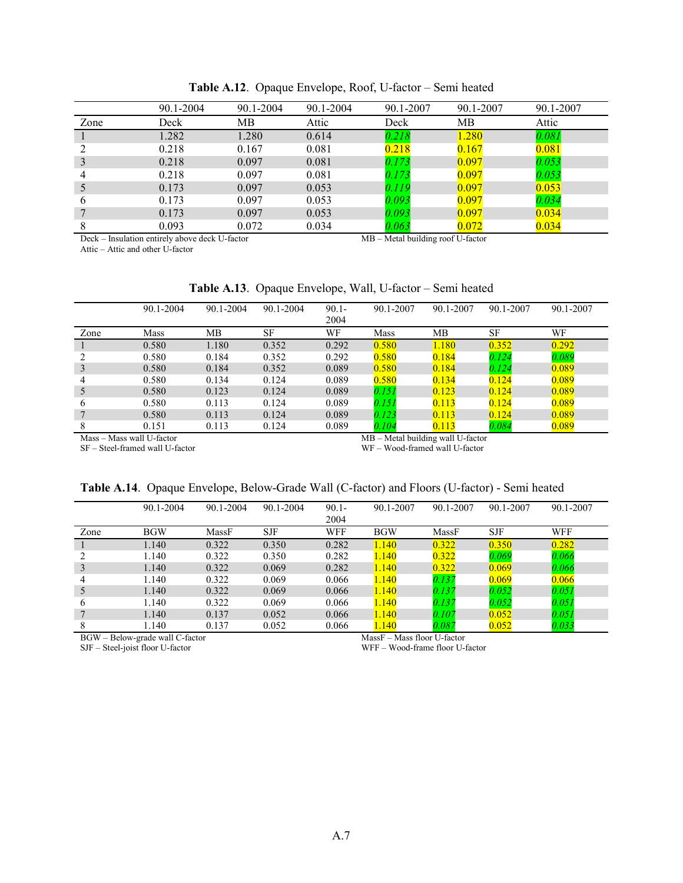**Table A.12**. Opaque Envelope, Roof, U-factor – Semi heated

| | 90.1-2004 | 90.1-2004 | 90.1-2004 | 90.1-2007 | 90.1-2007 | 90.1-2007 |
|---|---|---|---|---|---|---|
| Zone | Deck | MB | Attic | Deck | MB | Attic |
| 1 | 1.282 | 1.280 | 0.614 | *0.218* | 1.280 | *0.081* |
| 2 | 0.218 | 0.167 | 0.081 | 0.218 | 0.167 | 0.081 |
| 3 | 0.218 | 0.097 | 0.081 | *0.173* | 0.097 | *0.053* |
| 4 | 0.218 | 0.097 | 0.081 | *0.173* | 0.097 | *0.053* |
| 5 | 0.173 | 0.097 | 0.053 | *0.119* | 0.097 | 0.053 |
| 6 | 0.173 | 0.097 | 0.053 | *0.093* | 0.097 | *0.034* |
| 7 | 0.173 | 0.097 | 0.053 | *0.093* | 0.097 | 0.034 |
| 8 | 0.093 | 0.072 | 0.034 | *0.063* | 0.072 | 0.034 |

Deck – Insulation entirely above deck U-factor
MB – Metal building roof U-factor
Attic – Attic and other U-factor

**Table A.13**. Opaque Envelope, Wall, U-factor – Semi heated

| | 90.1-2004 | 90.1-2004 | 90.1-2004 | 90.1-2004 | 90.1-2007 | 90.1-2007 | 90.1-2007 | 90.1-2007 |
|---|---|---|---|---|---|---|---|---|
| Zone | Mass | MB | SF | WF | Mass | MB | SF | WF |
| 1 | 0.580 | 1.180 | 0.352 | 0.292 | 0.580 | 1.180 | 0.352 | 0.292 |
| 2 | 0.580 | 0.184 | 0.352 | 0.292 | 0.580 | 0.184 | *0.124* | *0.089* |
| 3 | 0.580 | 0.184 | 0.352 | 0.089 | 0.580 | 0.184 | *0.124* | 0.089 |
| 4 | 0.580 | 0.134 | 0.124 | 0.089 | 0.580 | 0.134 | 0.124 | 0.089 |
| 5 | 0.580 | 0.123 | 0.124 | 0.089 | *0.151* | 0.123 | 0.124 | 0.089 |
| 6 | 0.580 | 0.113 | 0.124 | 0.089 | *0.151* | 0.113 | 0.124 | 0.089 |
| 7 | 0.580 | 0.113 | 0.124 | 0.089 | *0.123* | 0.113 | 0.124 | 0.089 |
| 8 | 0.151 | 0.113 | 0.124 | 0.089 | *0.104* | 0.113 | *0.084* | 0.089 |

Mass – Mass wall U-factor
MB – Metal building wall U-factor
SF – Steel-framed wall U-factor
WF – Wood-framed wall U-factor

**Table A.14**. Opaque Envelope, Below-Grade Wall (C-factor) and Floors (U-factor) - Semi heated

| | 90.1-2004 | 90.1-2004 | 90.1-2004 | 90.1-2004 | 90.1-2007 | 90.1-2007 | 90.1-2007 | 90.1-2007 |
|---|---|---|---|---|---|---|---|---|
| Zone | BGW | MassF | SJF | WFF | BGW | MassF | SJF | WFF |
| 1 | 1.140 | 0.322 | 0.350 | 0.282 | 1.140 | 0.322 | 0.350 | 0.282 |
| 2 | 1.140 | 0.322 | 0.350 | 0.282 | 1.140 | 0.322 | *0.069* | *0.066* |
| 3 | 1.140 | 0.322 | 0.069 | 0.282 | 1.140 | 0.322 | 0.069 | *0.066* |
| 4 | 1.140 | 0.322 | 0.069 | 0.066 | 1.140 | *0.137* | 0.069 | 0.066 |
| 5 | 1.140 | 0.322 | 0.069 | 0.066 | 1.140 | *0.137* | *0.052* | *0.051* |
| 6 | 1.140 | 0.322 | 0.069 | 0.066 | 1.140 | *0.137* | *0.052* | *0.051* |
| 7 | 1.140 | 0.137 | 0.052 | 0.066 | 1.140 | *0.107* | 0.052 | *0.051* |
| 8 | 1.140 | 0.137 | 0.052 | 0.066 | 1.140 | *0.087* | 0.052 | *0.033* |

BGW – Below-grade wall C-factor
MassF – Mass floor U-factor
SJF – Steel-joist floor U-factor
WFF – Wood-frame floor U-factor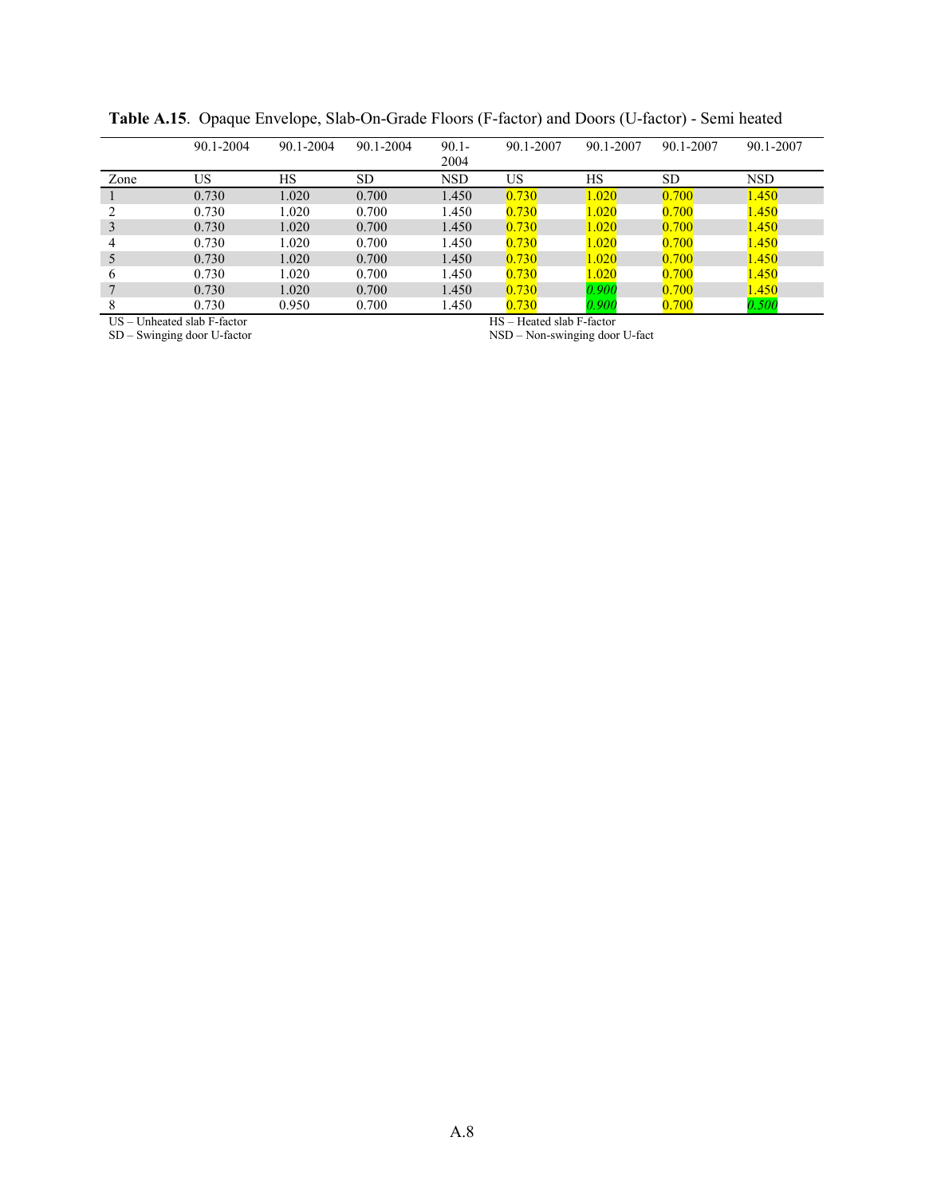**Table A.15**. Opaque Envelope, Slab-On-Grade Floors (F-factor) and Doors (U-factor) - Semi heated

| | 90.1-2004 | 90.1-2004 | 90.1-2004 | 90.1-2004 | 90.1-2007 | 90.1-2007 | 90.1-2007 | 90.1-2007 |
|---|---|---|---|---|---|---|---|---|
| Zone | US | HS | SD | NSD | US | HS | SD | NSD |
| 1 | 0.730 | 1.020 | 0.700 | 1.450 | 0.730 | 1.020 | 0.700 | 1.450 |
| 2 | 0.730 | 1.020 | 0.700 | 1.450 | 0.730 | 1.020 | 0.700 | 1.450 |
| 3 | 0.730 | 1.020 | 0.700 | 1.450 | 0.730 | 1.020 | 0.700 | 1.450 |
| 4 | 0.730 | 1.020 | 0.700 | 1.450 | 0.730 | 1.020 | 0.700 | 1.450 |
| 5 | 0.730 | 1.020 | 0.700 | 1.450 | 0.730 | 1.020 | 0.700 | 1.450 |
| 6 | 0.730 | 1.020 | 0.700 | 1.450 | 0.730 | 1.020 | 0.700 | 1.450 |
| 7 | 0.730 | 1.020 | 0.700 | 1.450 | 0.730 | *0.900* | 0.700 | 1.450 |
| 8 | 0.730 | 0.950 | 0.700 | 1.450 | 0.730 | *0.900* | 0.700 | *0.500* |

US – Unheated slab F-factor
HS – Heated slab F-factor
SD – Swinging door U-factor
NSD – Non-swinging door U-fact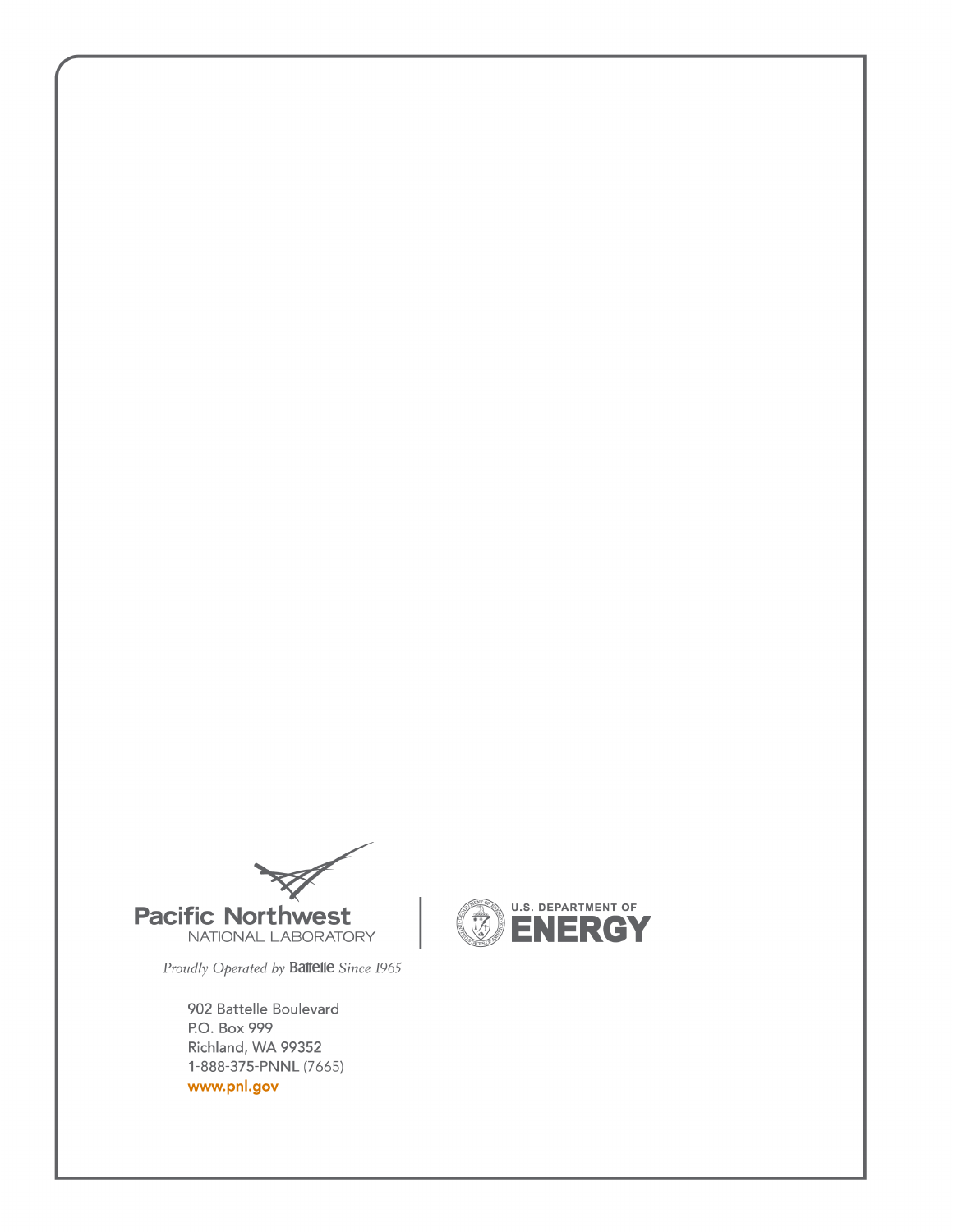Pacific Northwest
NATIONAL LABORATORY

*Proudly Operated by* **Battelle** *Since 1965*

U.S. DEPARTMENT OF
ENERGY

902 Battelle Boulevard
P.O. Box 999
Richland, WA 99352
1-888-375-PNNL (7665)
www.pnl.gov